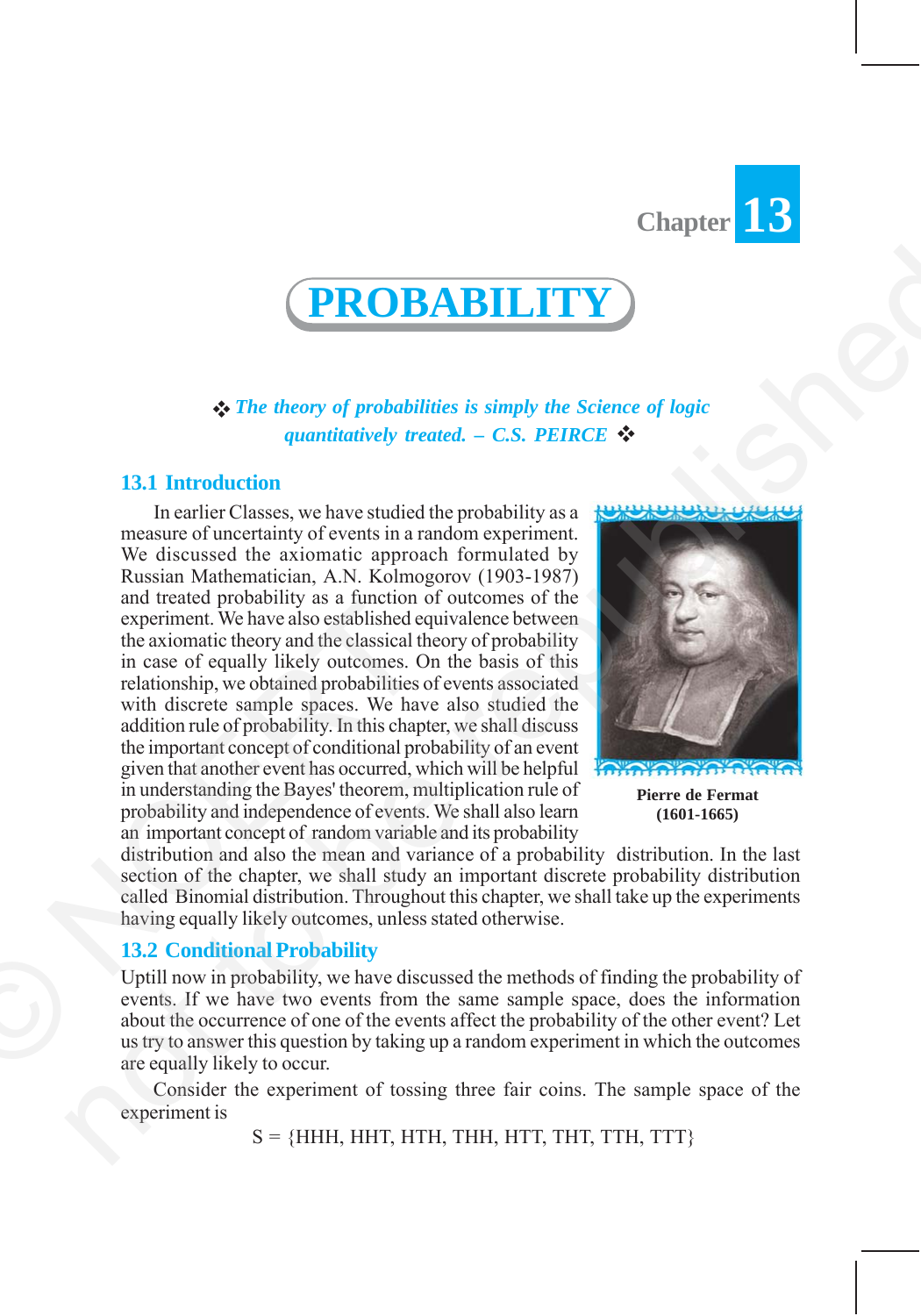Chapter 13

# PROBABILITY

❖ *The theory of probabilities is simply the Science of logic quantitatively treated. – C.S. PEIRCE* ❖

## 13.1 Introduction

In earlier Classes, we have studied the probability as a measure of uncertainty of events in a random experiment. We discussed the axiomatic approach formulated by Russian Mathematician, A.N. Kolmogorov (1903-1987) and treated probability as a function of outcomes of the experiment. We have also established equivalence between the axiomatic theory and the classical theory of probability in case of equally likely outcomes. On the basis of this relationship, we obtained probabilities of events associated with discrete sample spaces. We have also studied the addition rule of probability. In this chapter, we shall discuss the important concept of conditional probability of an event given that another event has occurred, which will be helpful in understanding the Bayes' theorem, multiplication rule of probability and independence of events. We shall also learn an important concept of random variable and its probability distribution and also the mean and variance of a probability distribution. In the last section of the chapter, we shall study an important discrete probability distribution called Binomial distribution. Throughout this chapter, we shall take up the experiments having equally likely outcomes, unless stated otherwise.

**Pierre de Fermat (1601-1665)**

## 13.2 Conditional Probability

Uptill now in probability, we have discussed the methods of finding the probability of events. If we have two events from the same sample space, does the information about the occurrence of one of the events affect the probability of the other event? Let us try to answer this question by taking up a random experiment in which the outcomes are equally likely to occur.

Consider the experiment of tossing three fair coins. The sample space of the experiment is

$$S = \{HHH, HHT, HTH, THH, HTT, THT, TTH, TTT\}$$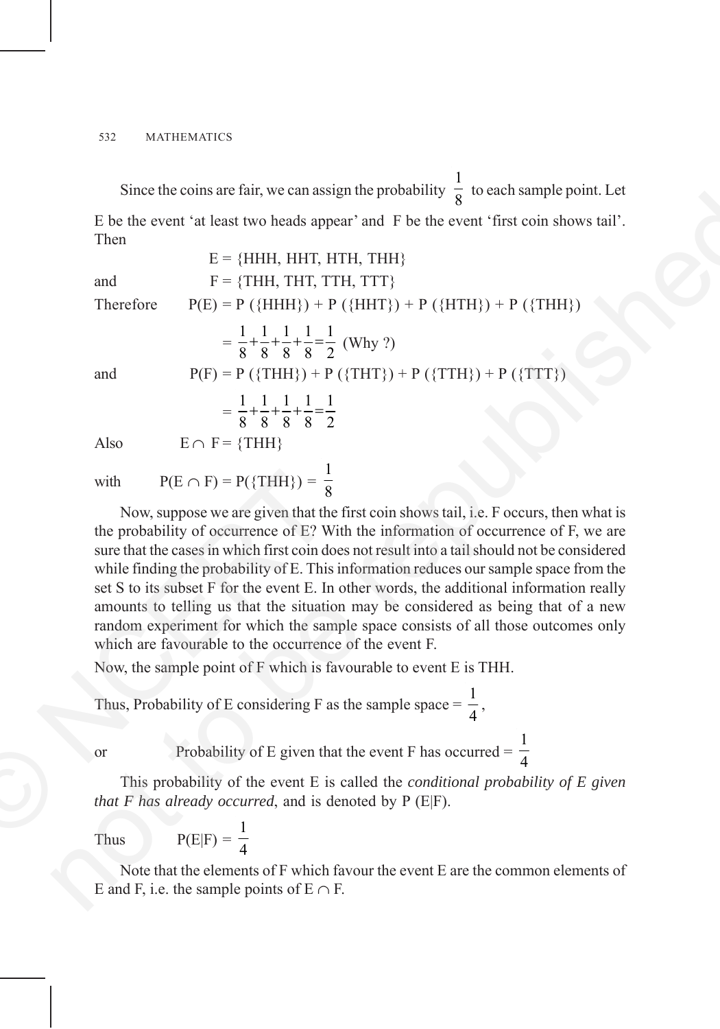Since the coins are fair, we can assign the probability $\frac{1}{8}$ to each sample point. Let E be the event 'at least two heads appear' and F be the event 'first coin shows tail'. Then

$$E = \{HHH, HHT, HTH, THH\}$$

and $$F = \{THH, THT, TTH, TTT\}$$

Therefore $$P(E) = P(\{HHH\}) + P(\{HHT\}) + P(\{HTH\}) + P(\{THH\})$$

$$= \frac{1}{8} + \frac{1}{8} + \frac{1}{8} + \frac{1}{8} = \frac{1}{2} \text{ (Why ?)}$$

and $$P(F) = P(\{THH\}) + P(\{THT\}) + P(\{TTH\}) + P(\{TTT\})$$

$$= \frac{1}{8} + \frac{1}{8} + \frac{1}{8} + \frac{1}{8} = \frac{1}{2}$$

Also $$E \cap F = \{THH\}$$

with $$P(E \cap F) = P(\{THH\}) = \frac{1}{8}$$

Now, suppose we are given that the first coin shows tail, i.e. F occurs, then what is the probability of occurrence of E? With the information of occurrence of F, we are sure that the cases in which first coin does not result into a tail should not be considered while finding the probability of E. This information reduces our sample space from the set S to its subset F for the event E. In other words, the additional information really amounts to telling us that the situation may be considered as being that of a new random experiment for which the sample space consists of all those outcomes only which are favourable to the occurrence of the event F.

Now, the sample point of F which is favourable to event E is THH.

Thus, Probability of E considering F as the sample space = $\frac{1}{4}$,

or Probability of E given that the event F has occurred = $\frac{1}{4}$

This probability of the event E is called the *conditional probability of E given that F has already occurred*, and is denoted by P (E|F).

Thus $$P(E|F) = \frac{1}{4}$$

Note that the elements of F which favour the event E are the common elements of E and F, i.e. the sample points of $E \cap F$.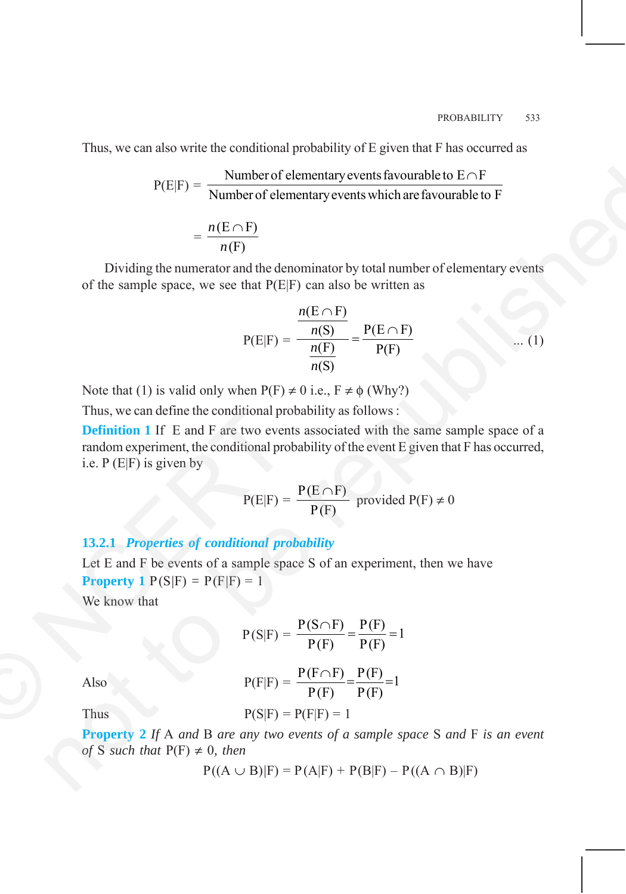Thus, we can also write the conditional probability of E given that F has occurred as

$$P(E|F) = \frac{\text{Number of elementary events favourable to } E \cap F}{\text{Number of elementary events which are favourable to } F}$$

$$= \frac{n(E \cap F)}{n(F)}$$

Dividing the numerator and the denominator by total number of elementary events of the sample space, we see that P(E|F) can also be written as

$$P(E|F) = \frac{\frac{n(E \cap F)}{n(S)}}{\frac{n(F)}{n(S)}} = \frac{P(E \cap F)}{P(F)} \quad \ldots (1)$$

Note that (1) is valid only when $P(F) \neq 0$ i.e., $F \neq \phi$ (Why?)

Thus, we can define the conditional probability as follows :

**Definition 1** If E and F are two events associated with the same sample space of a random experiment, the conditional probability of the event E given that F has occurred, i.e. P (E|F) is given by

$$P(E|F) = \frac{P(E \cap F)}{P(F)} \text{ provided } P(F) \neq 0$$

### 13.2.1 *Properties of conditional probability*

Let E and F be events of a sample space S of an experiment, then we have

**Property 1** $P(S|F) = P(F|F) = 1$

We know that

$$P(S|F) = \frac{P(S \cap F)}{P(F)} = \frac{P(F)}{P(F)} = 1$$

Also
$$P(F|F) = \frac{P(F \cap F)}{P(F)} = \frac{P(F)}{P(F)} = 1$$

Thus $P(S|F) = P(F|F) = 1$

**Property 2** *If A and B are any two events of a sample space S and F is an event of S such that $P(F) \neq 0$, then*

$$P((A \cup B)|F) = P(A|F) + P(B|F) - P((A \cap B)|F)$$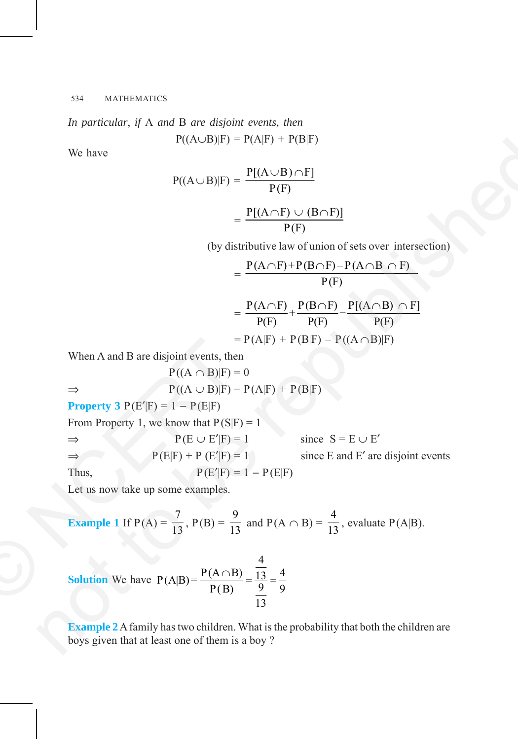*In particular, if A and B are disjoint events, then*

$$P((A \cup B)|F) = P(A|F) + P(B|F)$$

We have

$$P((A \cup B)|F) = \frac{P[(A \cup B) \cap F]}{P(F)}$$

$$= \frac{P[(A \cap F) \cup (B \cap F)]}{P(F)}$$

(by distributive law of union of sets over intersection)

$$= \frac{P(A \cap F) + P(B \cap F) - P(A \cap B \cap F)}{P(F)}$$

$$= \frac{P(A \cap F)}{P(F)} + \frac{P(B \cap F)}{P(F)} - \frac{P[(A \cap B) \cap F]}{P(F)}$$

$$= P(A|F) + P(B|F) - P((A \cap B)|F)$$

When A and B are disjoint events, then

$$P((A \cap B)|F) = 0$$

$$\Rightarrow \quad P((A \cup B)|F) = P(A|F) + P(B|F)$$

**Property 3** $P(E'|F) = 1 - P(E|F)$

From Property 1, we know that $P(S|F) = 1$

$\Rightarrow \quad P(E \cup E'|F) = 1 \qquad$ since $S = E \cup E'$

$\Rightarrow \quad P(E|F) + P(E'|F) = 1 \qquad$ since E and E′ are disjoint events

Thus, $\quad P(E'|F) = 1 - P(E|F)$

Let us now take up some examples.

**Example 1** If $P(A) = \frac{7}{13}$, $P(B) = \frac{9}{13}$ and $P(A \cap B) = \frac{4}{13}$, evaluate $P(A|B)$.

**Solution** We have $P(A|B) = \frac{P(A \cap B)}{P(B)} = \frac{\frac{4}{13}}{\frac{9}{13}} = \frac{4}{9}$

**Example 2** A family has two children. What is the probability that both the children are boys given that at least one of them is a boy ?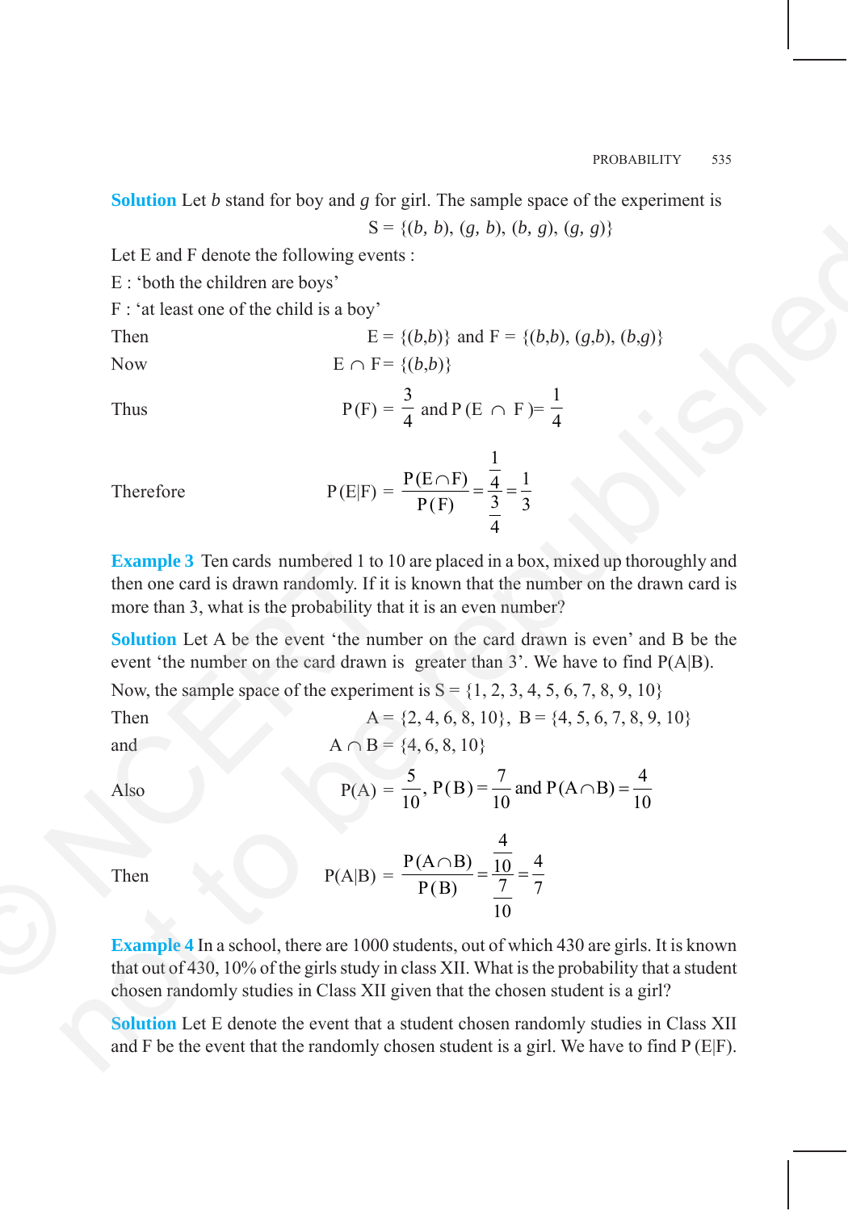**Solution** Let $b$ stand for boy and $g$ for girl. The sample space of the experiment is

$$S = \{(b, b), (g, b), (b, g), (g, g)\}$$

Let E and F denote the following events :

E : 'both the children are boys'

F : 'at least one of the child is a boy'

Then $\quad E = \{(b,b)\}$ and $F = \{(b,b), (g,b), (b,g)\}$

Now $\quad E \cap F = \{(b,b)\}$

Thus $\quad P(F) = \frac{3}{4}$ and $P(E \cap F) = \frac{1}{4}$

Therefore $\quad P(E|F) = \frac{P(E \cap F)}{P(F)} = \frac{\frac{1}{4}}{\frac{3}{4}} = \frac{1}{3}$

**Example 3** Ten cards numbered 1 to 10 are placed in a box, mixed up thoroughly and then one card is drawn randomly. If it is known that the number on the drawn card is more than 3, what is the probability that it is an even number?

**Solution** Let A be the event 'the number on the card drawn is even' and B be the event 'the number on the card drawn is greater than 3'. We have to find P(A|B).

Now, the sample space of the experiment is $S = \{1, 2, 3, 4, 5, 6, 7, 8, 9, 10\}$

Then $\quad A = \{2, 4, 6, 8, 10\}, \ B = \{4, 5, 6, 7, 8, 9, 10\}$

and $\quad A \cap B = \{4, 6, 8, 10\}$

Also $\quad P(A) = \frac{5}{10}, \ P(B) = \frac{7}{10}$ and $P(A \cap B) = \frac{4}{10}$

Then $\quad P(A|B) = \frac{P(A \cap B)}{P(B)} = \frac{\frac{4}{10}}{\frac{7}{10}} = \frac{4}{7}$

**Example 4** In a school, there are 1000 students, out of which 430 are girls. It is known that out of 430, 10% of the girls study in class XII. What is the probability that a student chosen randomly studies in Class XII given that the chosen student is a girl?

**Solution** Let E denote the event that a student chosen randomly studies in Class XII and F be the event that the randomly chosen student is a girl. We have to find P (E|F).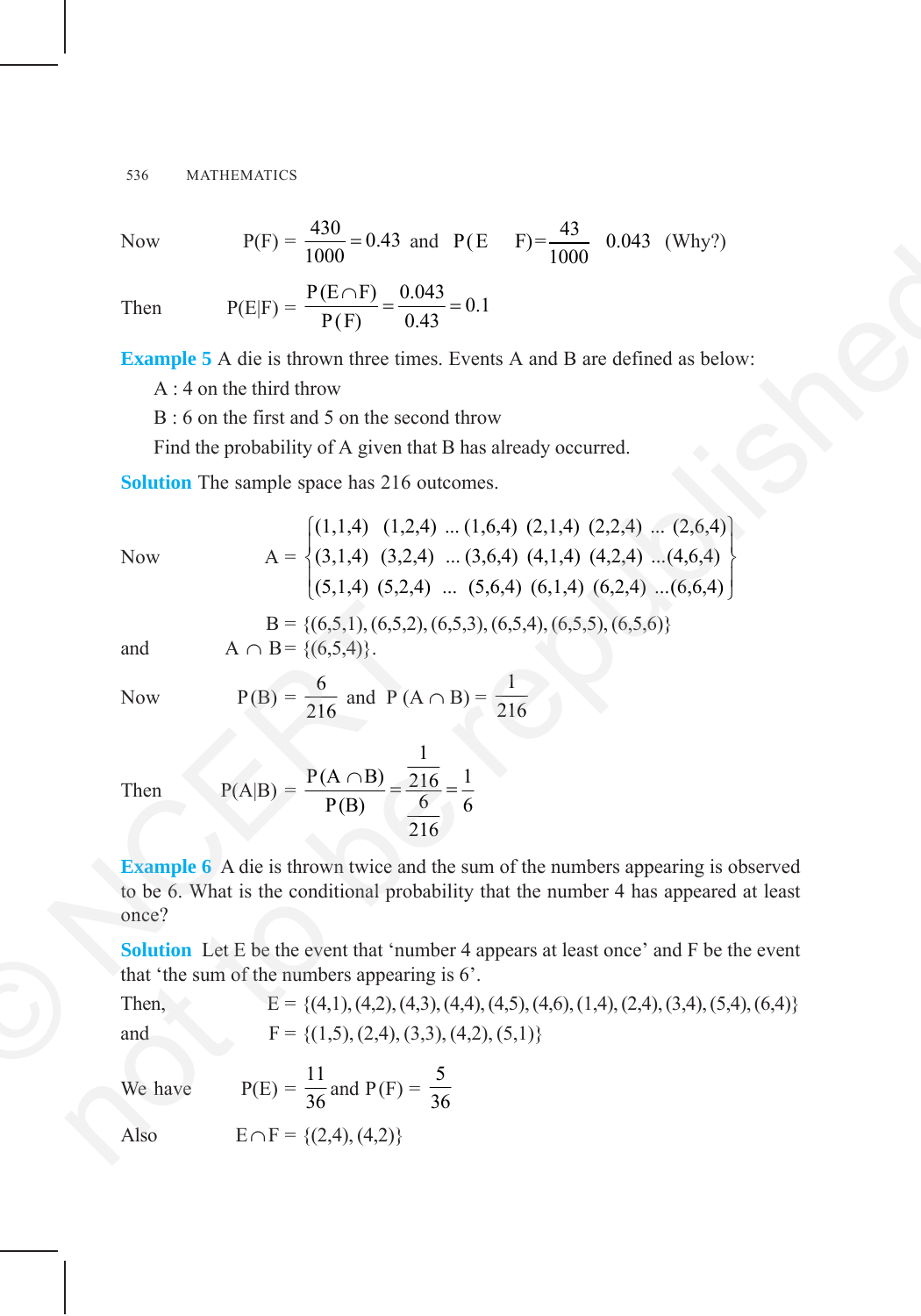Now $\quad P(F) = \frac{430}{1000} = 0.43$ and $P(E \cap F) = \frac{43}{1000} = 0.043$ (Why?)

Then $\quad P(E|F) = \frac{P(E \cap F)}{P(F)} = \frac{0.043}{0.43} = 0.1$

**Example 5** A die is thrown three times. Events A and B are defined as below:

A : 4 on the third throw

B : 6 on the first and 5 on the second throw

Find the probability of A given that B has already occurred.

**Solution** The sample space has 216 outcomes.

Now
$$A = \begin{Bmatrix} (1,1,4) & (1,2,4) & ... & (1,6,4) & (2,1,4) & (2,2,4) & ... & (2,6,4) \\ (3,1,4) & (3,2,4) & ... & (3,6,4) & (4,1,4) & (4,2,4) & ... & (4,6,4) \\ (5,1,4) & (5,2,4) & ... & (5,6,4) & (6,1,4) & (6,2,4) & ... & (6,6,4) \end{Bmatrix}$$

$$B = \{(6,5,1), (6,5,2), (6,5,3), (6,5,4), (6,5,5), (6,5,6)\}$$

and $\quad A \cap B = \{(6,5,4)\}$.

Now $\quad P(B) = \frac{6}{216}$ and $P(A \cap B) = \frac{1}{216}$

Then $\quad P(A|B) = \frac{P(A \cap B)}{P(B)} = \frac{\frac{1}{216}}{\frac{6}{216}} = \frac{1}{6}$

**Example 6** A die is thrown twice and the sum of the numbers appearing is observed to be 6. What is the conditional probability that the number 4 has appeared at least once?

**Solution** Let E be the event that 'number 4 appears at least once' and F be the event that 'the sum of the numbers appearing is 6'.

Then, $\quad E = \{(4,1), (4,2), (4,3), (4,4), (4,5), (4,6), (1,4), (2,4), (3,4), (5,4), (6,4)\}$

and $\quad F = \{(1,5), (2,4), (3,3), (4,2), (5,1)\}$

We have $\quad P(E) = \frac{11}{36}$ and $P(F) = \frac{5}{36}$

Also $\quad E \cap F = \{(2,4), (4,2)\}$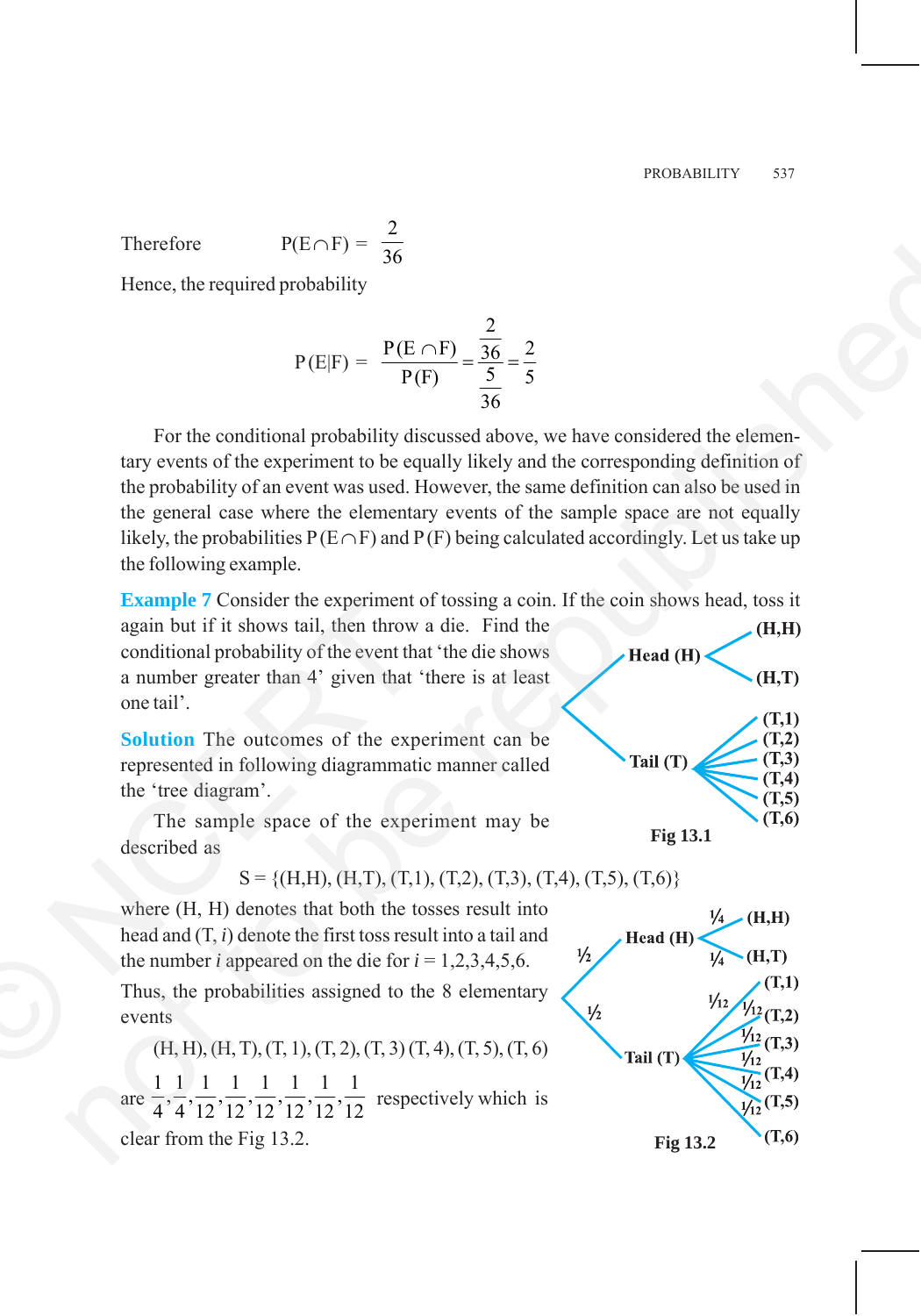Therefore $\quad P(E \cap F) = \dfrac{2}{36}$

Hence, the required probability

$$P(E|F) = \frac{P(E \cap F)}{P(F)} = \frac{\frac{2}{36}}{\frac{5}{36}} = \frac{2}{5}$$

For the conditional probability discussed above, we have considered the elementary events of the experiment to be equally likely and the corresponding definition of the probability of an event was used. However, the same definition can also be used in the general case where the elementary events of the sample space are not equally likely, the probabilities $P(E \cap F)$ and $P(F)$ being calculated accordingly. Let us take up the following example.

**Example 7** Consider the experiment of tossing a coin. If the coin shows head, toss it again but if it shows tail, then throw a die. Find the conditional probability of the event that 'the die shows a number greater than 4' given that 'there is at least one tail'.

**Solution** The outcomes of the experiment can be represented in following diagrammatic manner called the 'tree diagram'.

Fig 13.1

The sample space of the experiment may be described as

$$S = \{(H,H), (H,T), (T,1), (T,2), (T,3), (T,4), (T,5), (T,6)\}$$

where (H, H) denotes that both the tosses result into head and (T, $i$) denote the first toss result into a tail and the number $i$ appeared on the die for $i = 1,2,3,4,5,6$. Thus, the probabilities assigned to the 8 elementary events

(H, H), (H, T), (T, 1), (T, 2), (T, 3) (T, 4), (T, 5), (T, 6)

are $\dfrac{1}{4}, \dfrac{1}{4}, \dfrac{1}{12}, \dfrac{1}{12}, \dfrac{1}{12}, \dfrac{1}{12}, \dfrac{1}{12}, \dfrac{1}{12}$ respectively which is clear from the Fig 13.2.

Fig 13.2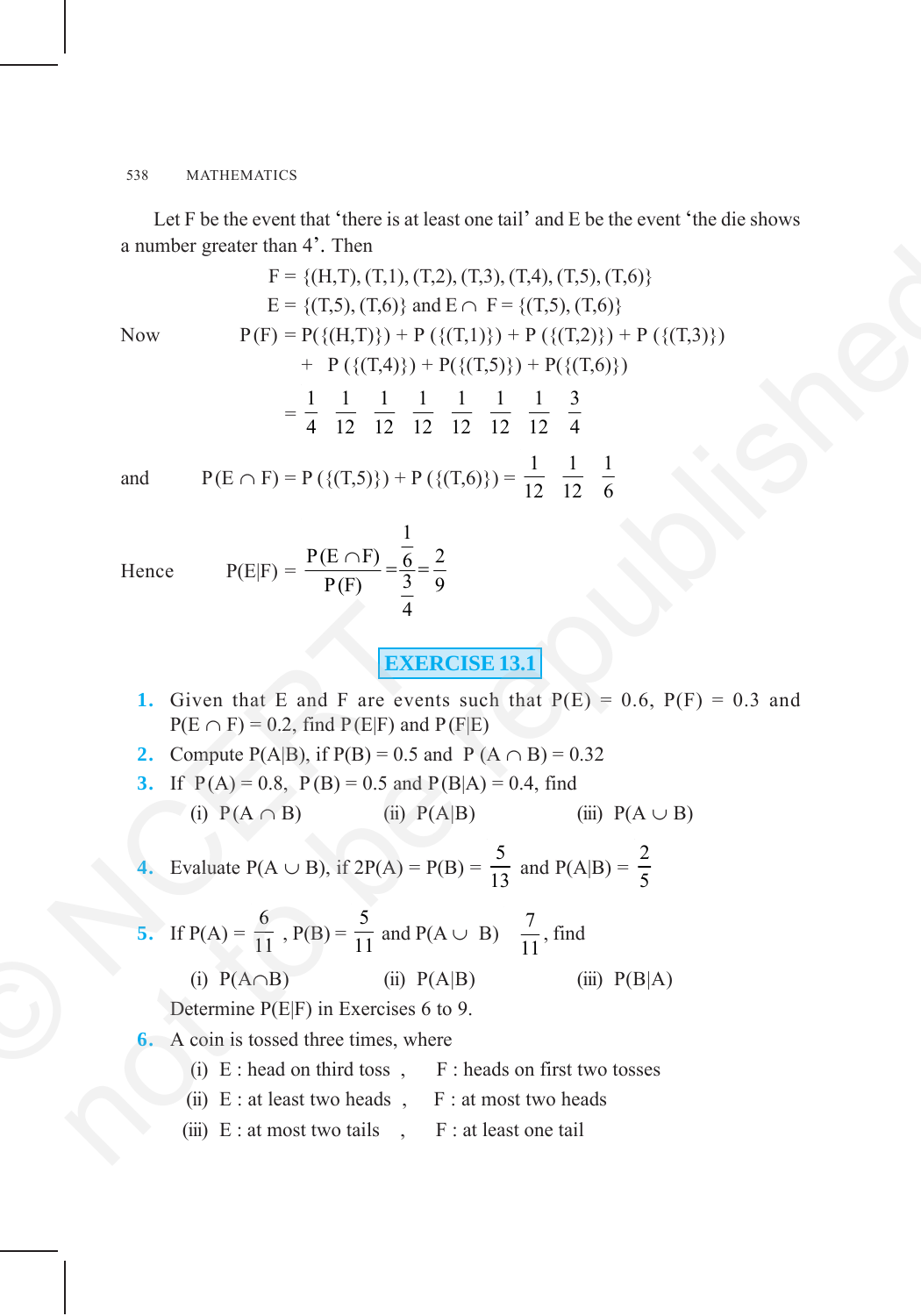Let F be the event that 'there is at least one tail' and E be the event 'the die shows a number greater than 4'. Then

$$F = \{(H,T), (T,1), (T,2), (T,3), (T,4), (T,5), (T,6)\}$$

$$E = \{(T,5), (T,6)\} \text{ and } E \cap F = \{(T,5), (T,6)\}$$

Now
$$P(F) = P(\{(H,T)\}) + P(\{(T,1)\}) + P(\{(T,2)\}) + P(\{(T,3)\}) + P(\{(T,4)\}) + P(\{(T,5)\}) + P(\{(T,6)\})$$

$$= \frac{1}{4} + \frac{1}{12} + \frac{1}{12} + \frac{1}{12} + \frac{1}{12} + \frac{1}{12} + \frac{1}{12} = \frac{3}{4}$$

and
$$P(E \cap F) = P(\{(T,5)\}) + P(\{(T,6)\}) = \frac{1}{12} + \frac{1}{12} = \frac{1}{6}$$

Hence
$$P(E|F) = \frac{P(E \cap F)}{P(F)} = \frac{\frac{1}{6}}{\frac{3}{4}} = \frac{2}{9}$$

## EXERCISE 13.1

1. Given that E and F are events such that $P(E) = 0.6$, $P(F) = 0.3$ and $P(E \cap F) = 0.2$, find $P(E|F)$ and $P(F|E)$
2. Compute $P(A|B)$, if $P(B) = 0.5$ and $P(A \cap B) = 0.32$
3. If $P(A) = 0.8$, $P(B) = 0.5$ and $P(B|A) = 0.4$, find
   (i) $P(A \cap B)$ (ii) $P(A|B)$ (iii) $P(A \cup B)$
4. Evaluate $P(A \cup B)$, if $2P(A) = P(B) = \frac{5}{13}$ and $P(A|B) = \frac{2}{5}$
5. If $P(A) = \frac{6}{11}$, $P(B) = \frac{5}{11}$ and $P(A \cup B) = \frac{7}{11}$, find
   (i) $P(A \cap B)$ (ii) $P(A|B)$ (iii) $P(B|A)$

Determine $P(E|F)$ in Exercises 6 to 9.

6. A coin is tossed three times, where
   (i) E : head on third toss , F : heads on first two tosses
   (ii) E : at least two heads , F : at most two heads
   (iii) E : at most two tails , F : at least one tail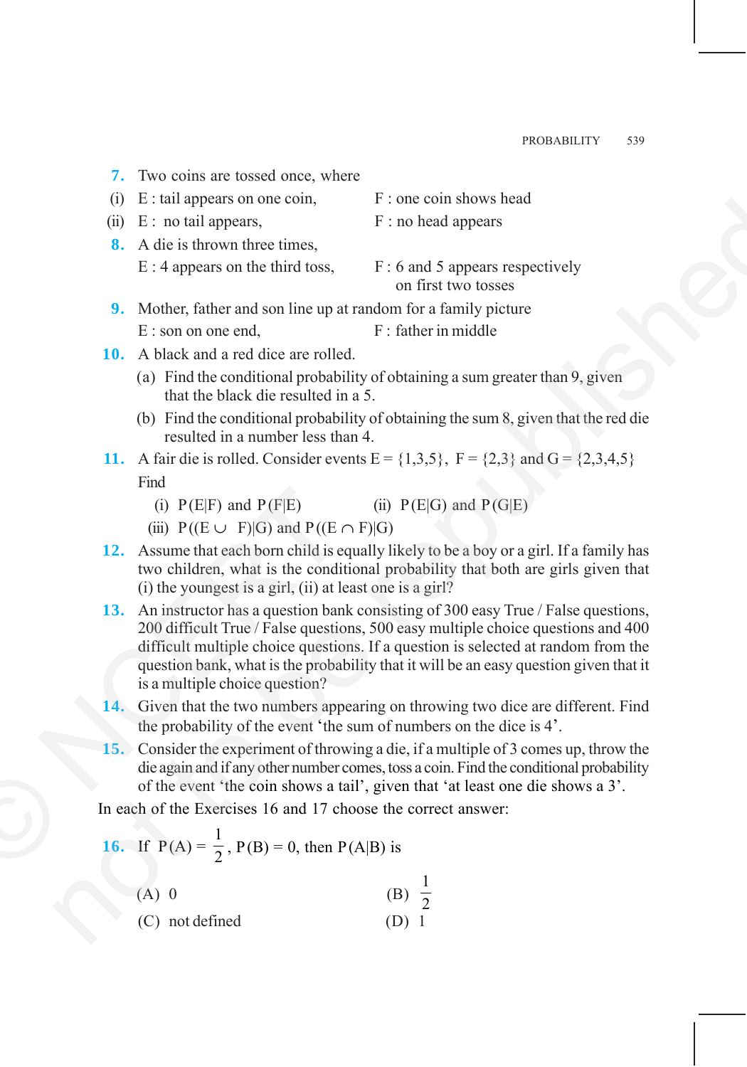**7.** Two coins are tossed once, where

(i) E : tail appears on one coin, F : one coin shows head

(ii) E : no tail appears, F : no head appears

**8.** A die is thrown three times,

E : 4 appears on the third toss, F : 6 and 5 appears respectively on first two tosses

**9.** Mother, father and son line up at random for a family picture

E : son on one end, F : father in middle

**10.** A black and a red dice are rolled.

(a) Find the conditional probability of obtaining a sum greater than 9, given that the black die resulted in a 5.

(b) Find the conditional probability of obtaining the sum 8, given that the red die resulted in a number less than 4.

**11.** A fair die is rolled. Consider events E = {1,3,5}, F = {2,3} and G = {2,3,4,5}

Find

(i) P(E|F) and P(F|E) (ii) P(E|G) and P(G|E)

(iii) $P((E \cup F)|G)$ and $P((E \cap F)|G)$

**12.** Assume that each born child is equally likely to be a boy or a girl. If a family has two children, what is the conditional probability that both are girls given that (i) the youngest is a girl, (ii) at least one is a girl?

**13.** An instructor has a question bank consisting of 300 easy True / False questions, 200 difficult True / False questions, 500 easy multiple choice questions and 400 difficult multiple choice questions. If a question is selected at random from the question bank, what is the probability that it will be an easy question given that it is a multiple choice question?

**14.** Given that the two numbers appearing on throwing two dice are different. Find the probability of the event 'the sum of numbers on the dice is 4'.

**15.** Consider the experiment of throwing a die, if a multiple of 3 comes up, throw the die again and if any other number comes, toss a coin. Find the conditional probability of the event 'the coin shows a tail', given that 'at least one die shows a 3'.

In each of the Exercises 16 and 17 choose the correct answer:

**16.** If $P(A) = \frac{1}{2}$, P(B) = 0, then P(A|B) is

(A) 0 (B) $\frac{1}{2}$

(C) not defined (D) 1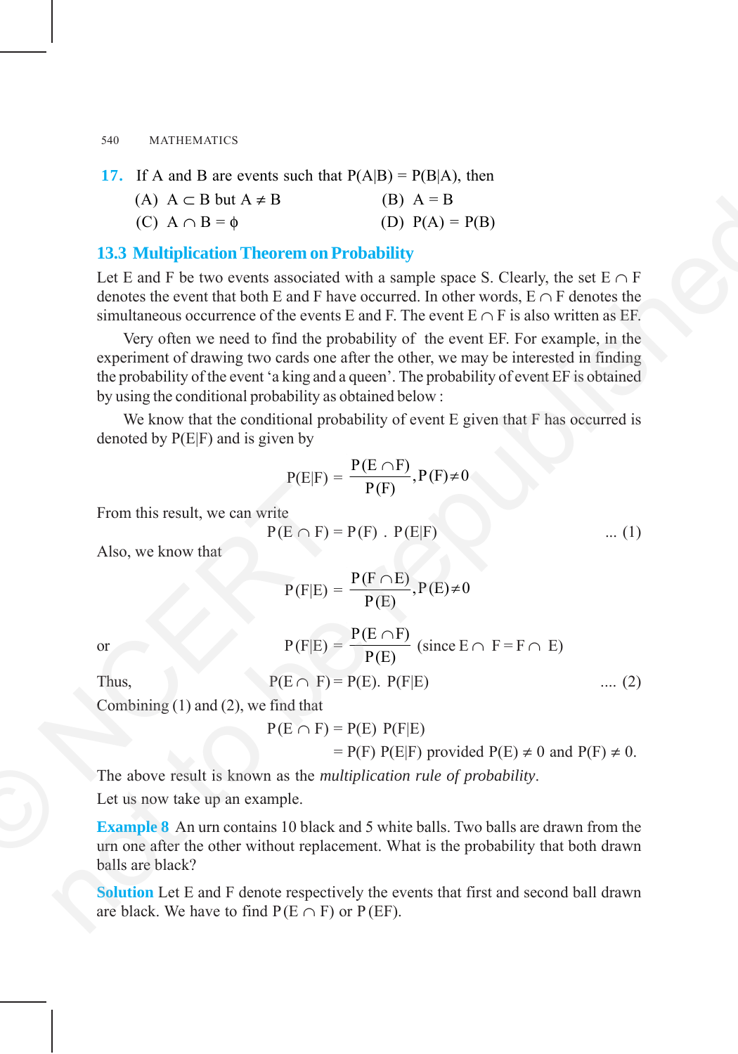**17.** If A and B are events such that P(A|B) = P(B|A), then

(A) $A \subset B$ but $A \neq B$ (B) A = B

(C) $A \cap B = \phi$ (D) P(A) = P(B)

## 13.3 Multiplication Theorem on Probability

Let E and F be two events associated with a sample space S. Clearly, the set $E \cap F$ denotes the event that both E and F have occurred. In other words, $E \cap F$ denotes the simultaneous occurrence of the events E and F. The event $E \cap F$ is also written as EF.

Very often we need to find the probability of the event EF. For example, in the experiment of drawing two cards one after the other, we may be interested in finding the probability of the event 'a king and a queen'. The probability of event EF is obtained by using the conditional probability as obtained below :

We know that the conditional probability of event E given that F has occurred is denoted by P(E|F) and is given by

$$P(E|F) = \frac{P(E \cap F)}{P(F)}, P(F) \neq 0$$

From this result, we can write

$$P(E \cap F) = P(F) \ . \ P(E|F) \qquad \text{... (1)}$$

Also, we know that

$$P(F|E) = \frac{P(F \cap E)}{P(E)}, P(E) \neq 0$$

or

$$P(F|E) = \frac{P(E \cap F)}{P(E)} \quad (\text{since } E \cap F = F \cap E)$$

Thus,

$$P(E \cap F) = P(E). \ P(F|E) \qquad \text{.... (2)}$$

Combining (1) and (2), we find that

$$P(E \cap F) = P(E) \ P(F|E)$$

$$= P(F) \ P(E|F) \text{ provided } P(E) \neq 0 \text{ and } P(F) \neq 0.$$

The above result is known as the *multiplication rule of probability*.

Let us now take up an example.

**Example 8** An urn contains 10 black and 5 white balls. Two balls are drawn from the urn one after the other without replacement. What is the probability that both drawn balls are black?

**Solution** Let E and F denote respectively the events that first and second ball drawn are black. We have to find $P(E \cap F)$ or P (EF).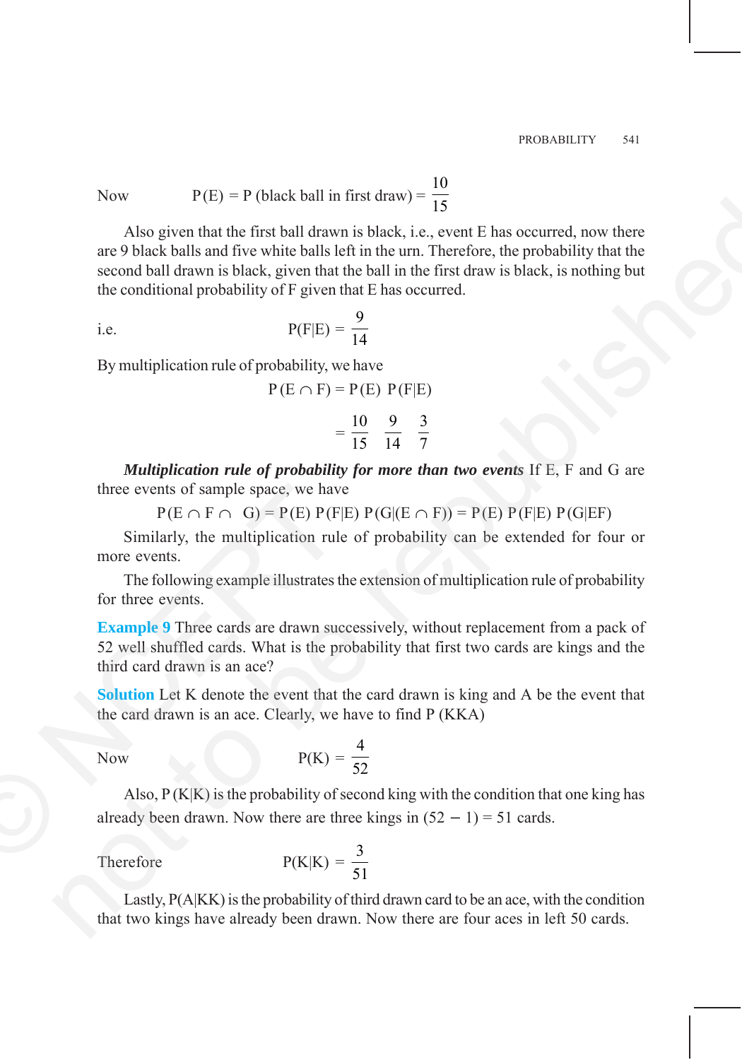Now $\quad P(E) = P(\text{black ball in first draw}) = \frac{10}{15}$

Also given that the first ball drawn is black, i.e., event E has occurred, now there are 9 black balls and five white balls left in the urn. Therefore, the probability that the second ball drawn is black, given that the ball in the first draw is black, is nothing but the conditional probability of F given that E has occurred.

i.e. $$P(F|E) = \frac{9}{14}$$

By multiplication rule of probability, we have

$$P(E \cap F) = P(E)\ P(F|E)$$

$$= \frac{10}{15} \quad \frac{9}{14} \quad \frac{3}{7}$$

***Multiplication rule of probability for more than two events*** If E, F and G are three events of sample space, we have

$$P(E \cap F \cap G) = P(E)\ P(F|E)\ P(G|(E \cap F)) = P(E)\ P(F|E)\ P(G|EF)$$

Similarly, the multiplication rule of probability can be extended for four or more events.

The following example illustrates the extension of multiplication rule of probability for three events.

**Example 9** Three cards are drawn successively, without replacement from a pack of 52 well shuffled cards. What is the probability that first two cards are kings and the third card drawn is an ace?

**Solution** Let K denote the event that the card drawn is king and A be the event that the card drawn is an ace. Clearly, we have to find P (KKA)

Now $$P(K) = \frac{4}{52}$$

Also, P (K|K) is the probability of second king with the condition that one king has already been drawn. Now there are three kings in $(52 - 1) = 51$ cards.

Therefore $$P(K|K) = \frac{3}{51}$$

Lastly, P(A|KK) is the probability of third drawn card to be an ace, with the condition that two kings have already been drawn. Now there are four aces in left 50 cards.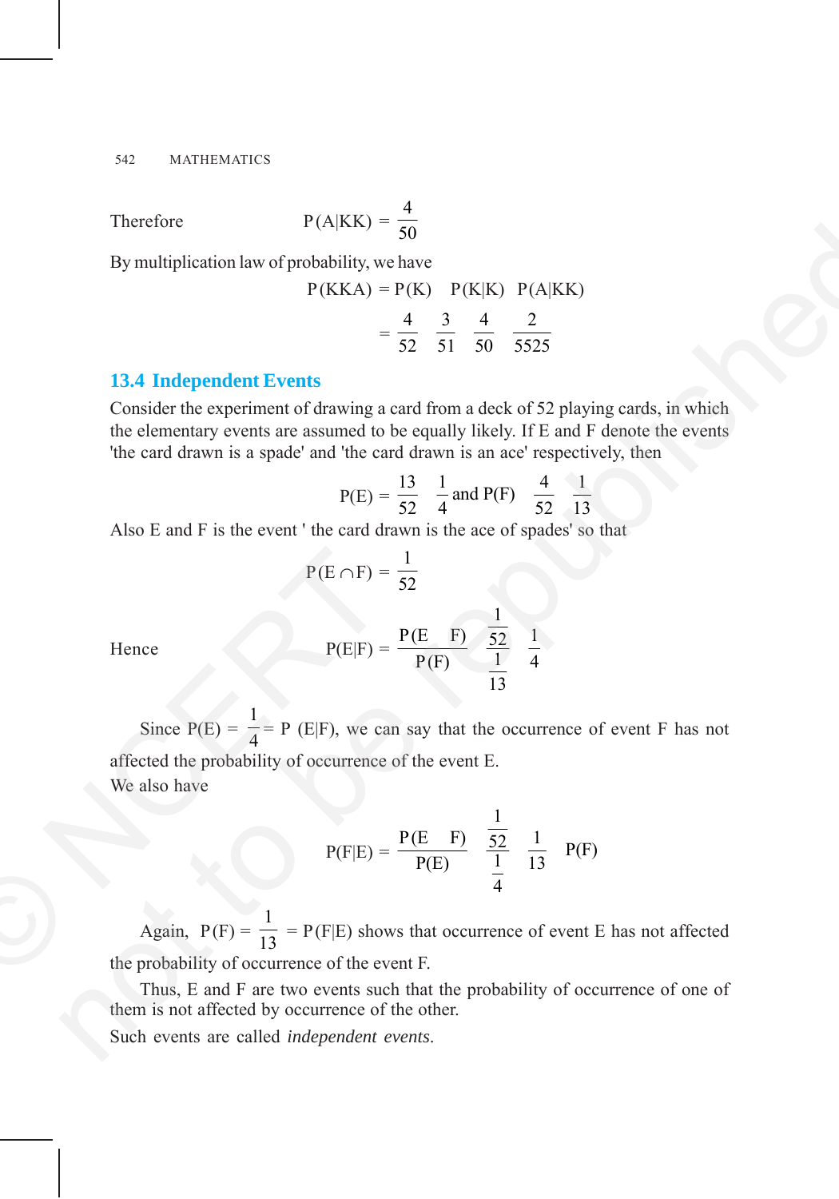Therefore $\qquad P(A|KK) = \frac{4}{50}$

By multiplication law of probability, we have

$$P(KKA) = P(K) \times P(K|K) \times P(A|KK)$$

$$= \frac{4}{52} \times \frac{3}{51} \times \frac{4}{50} = \frac{2}{5525}$$

## 13.4 Independent Events

Consider the experiment of drawing a card from a deck of 52 playing cards, in which the elementary events are assumed to be equally likely. If E and F denote the events 'the card drawn is a spade' and 'the card drawn is an ace' respectively, then

$$P(E) = \frac{13}{52} = \frac{1}{4} \text{ and } P(F) = \frac{4}{52} = \frac{1}{13}$$

Also E and F is the event ' the card drawn is the ace of spades' so that

$$P(E \cap F) = \frac{1}{52}$$

Hence $\qquad P(E|F) = \frac{P(E \cap F)}{P(F)} = \frac{\frac{1}{52}}{\frac{1}{13}} = \frac{1}{4}$

Since $P(E) = \frac{1}{4} = P(E|F)$, we can say that the occurrence of event F has not affected the probability of occurrence of the event E.

We also have

$$P(F|E) = \frac{P(E \cap F)}{P(E)} = \frac{\frac{1}{52}}{\frac{1}{4}} = \frac{1}{13} = P(F)$$

Again, $P(F) = \frac{1}{13} = P(F|E)$ shows that occurrence of event E has not affected the probability of occurrence of the event F.

Thus, E and F are two events such that the probability of occurrence of one of them is not affected by occurrence of the other.

Such events are called *independent events*.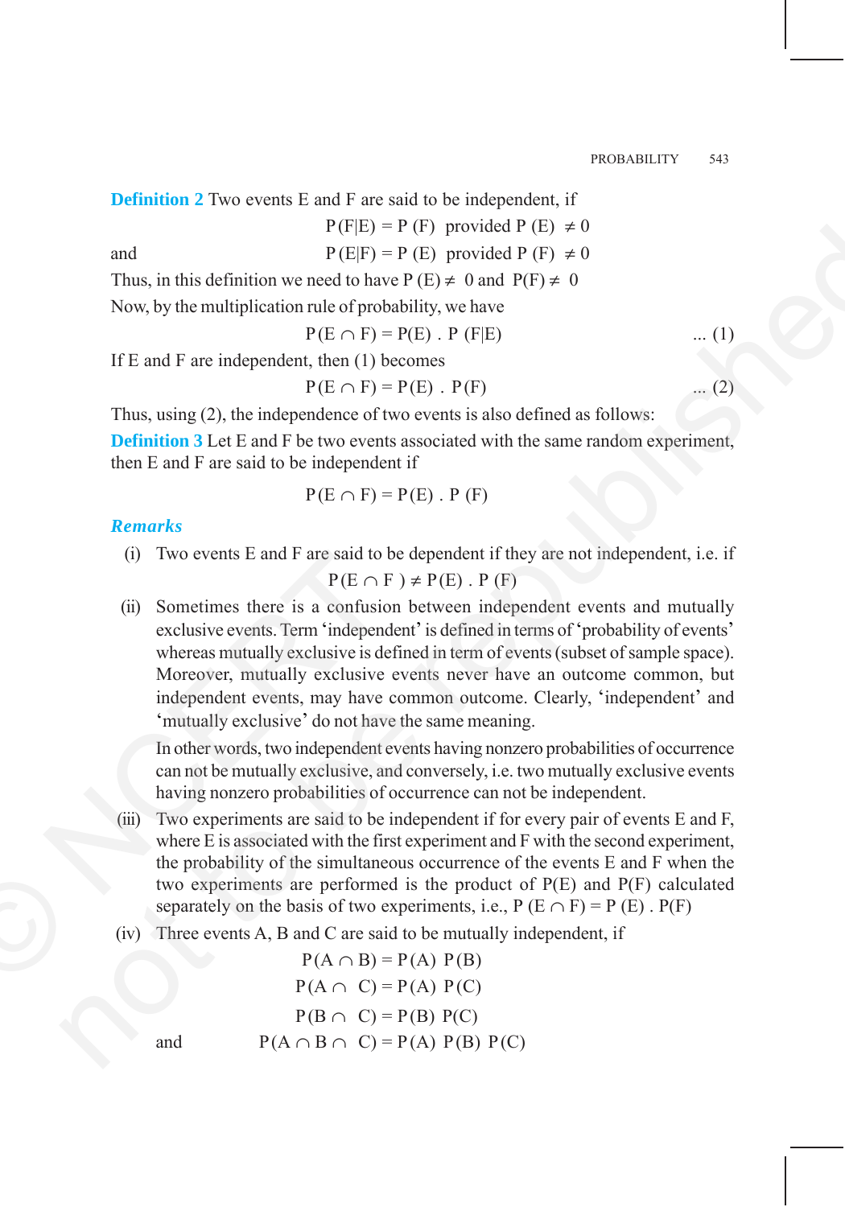**Definition 2** Two events E and F are said to be independent, if

$$P(F|E) = P(F) \text{ provided } P(E) \neq 0$$

and

$$P(E|F) = P(E) \text{ provided } P(F) \neq 0$$

Thus, in this definition we need to have $P(E) \neq 0$ and $P(F) \neq 0$

Now, by the multiplication rule of probability, we have

$$P(E \cap F) = P(E) \, . \, P(F|E) \qquad \ldots (1)$$

If E and F are independent, then (1) becomes

$$P(E \cap F) = P(E) \, . \, P(F) \qquad \ldots (2)$$

Thus, using (2), the independence of two events is also defined as follows:

**Definition 3** Let E and F be two events associated with the same random experiment, then E and F are said to be independent if

$$P(E \cap F) = P(E) \, . \, P(F)$$

***Remarks***

(i) Two events E and F are said to be dependent if they are not independent, i.e. if

$$P(E \cap F) \neq P(E) \, . \, P(F)$$

(ii) Sometimes there is a confusion between independent events and mutually exclusive events. Term 'independent' is defined in terms of 'probability of events' whereas mutually exclusive is defined in term of events (subset of sample space). Moreover, mutually exclusive events never have an outcome common, but independent events, may have common outcome. Clearly, 'independent' and 'mutually exclusive' do not have the same meaning.

In other words, two independent events having nonzero probabilities of occurrence can not be mutually exclusive, and conversely, i.e. two mutually exclusive events having nonzero probabilities of occurrence can not be independent.

(iii) Two experiments are said to be independent if for every pair of events E and F, where E is associated with the first experiment and F with the second experiment, the probability of the simultaneous occurrence of the events E and F when the two experiments are performed is the product of P(E) and P(F) calculated separately on the basis of two experiments, i.e., $P(E \cap F) = P(E) \, . \, P(F)$

(iv) Three events A, B and C are said to be mutually independent, if

$$P(A \cap B) = P(A) \, P(B)$$

$$P(A \cap C) = P(A) \, P(C)$$

$$P(B \cap C) = P(B) \, P(C)$$

and

$$P(A \cap B \cap C) = P(A) \, P(B) \, P(C)$$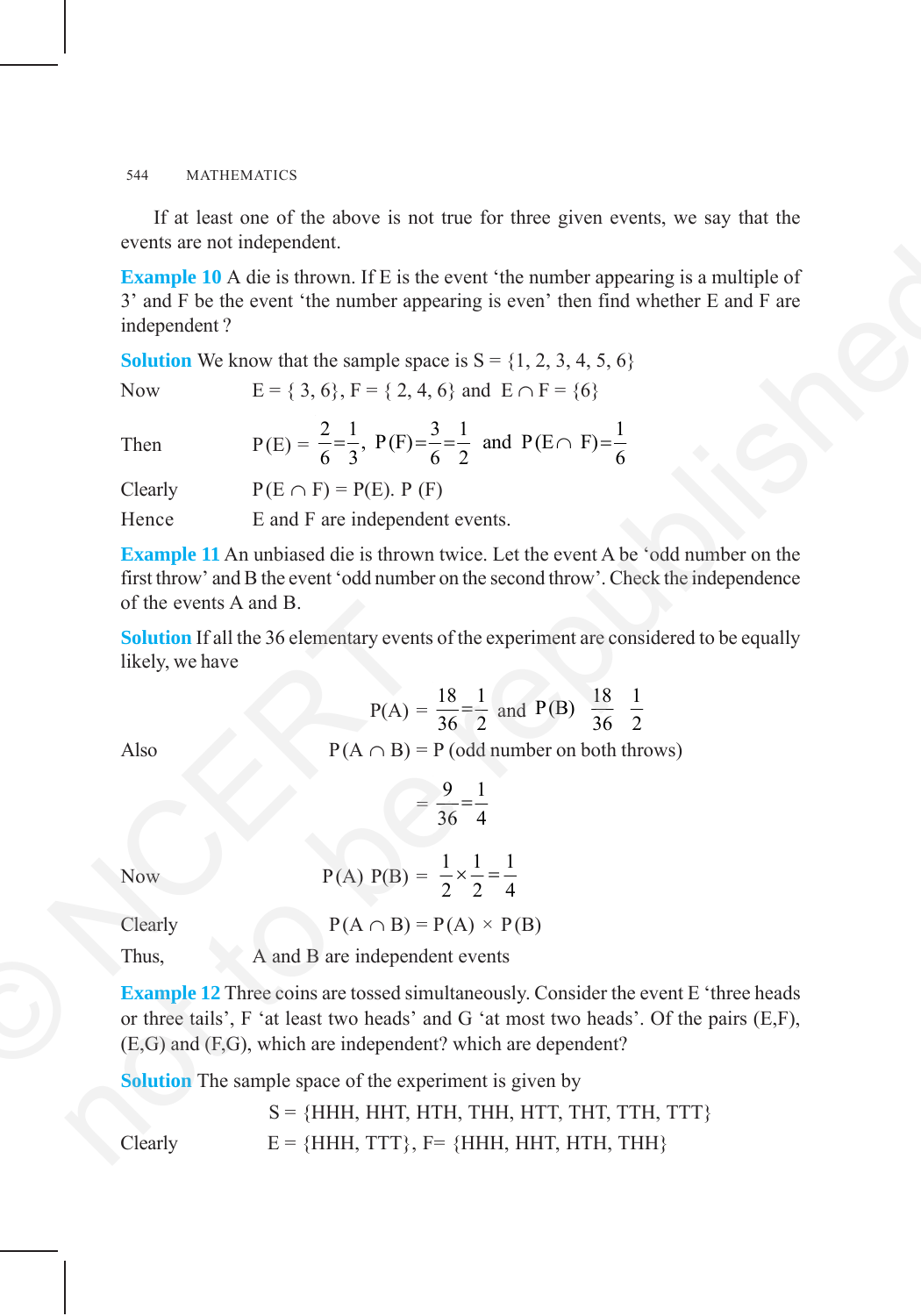If at least one of the above is not true for three given events, we say that the events are not independent.

**Example 10** A die is thrown. If E is the event 'the number appearing is a multiple of 3' and F be the event 'the number appearing is even' then find whether E and F are independent ?

**Solution** We know that the sample space is S = {1, 2, 3, 4, 5, 6}

Now $\quad E = \{3, 6\}, F = \{2, 4, 6\}$ and $E \cap F = \{6\}$

Then $\quad P(E) = \frac{2}{6} = \frac{1}{3}, \; P(F) = \frac{3}{6} = \frac{1}{2}$ and $P(E \cap F) = \frac{1}{6}$

Clearly $\quad P(E \cap F) = P(E).\, P(F)$

Hence $\quad$ E and F are independent events.

**Example 11** An unbiased die is thrown twice. Let the event A be 'odd number on the first throw' and B the event 'odd number on the second throw'. Check the independence of the events A and B.

**Solution** If all the 36 elementary events of the experiment are considered to be equally likely, we have

$$P(A) = \frac{18}{36} = \frac{1}{2} \text{ and } P(B) = \frac{18}{36} = \frac{1}{2}$$

Also $\quad P(A \cap B) = P$ (odd number on both throws)

$$= \frac{9}{36} = \frac{1}{4}$$

Now $\quad P(A)\, P(B) = \frac{1}{2} \times \frac{1}{2} = \frac{1}{4}$

Clearly $\quad P(A \cap B) = P(A) \times P(B)$

Thus, $\quad$ A and B are independent events

**Example 12** Three coins are tossed simultaneously. Consider the event E 'three heads or three tails', F 'at least two heads' and G 'at most two heads'. Of the pairs (E,F), (E,G) and (F,G), which are independent? which are dependent?

**Solution** The sample space of the experiment is given by

$$S = \{HHH, HHT, HTH, THH, HTT, THT, TTH, TTT\}$$

Clearly $\quad E = \{HHH, TTT\}, F = \{HHH, HHT, HTH, THH\}$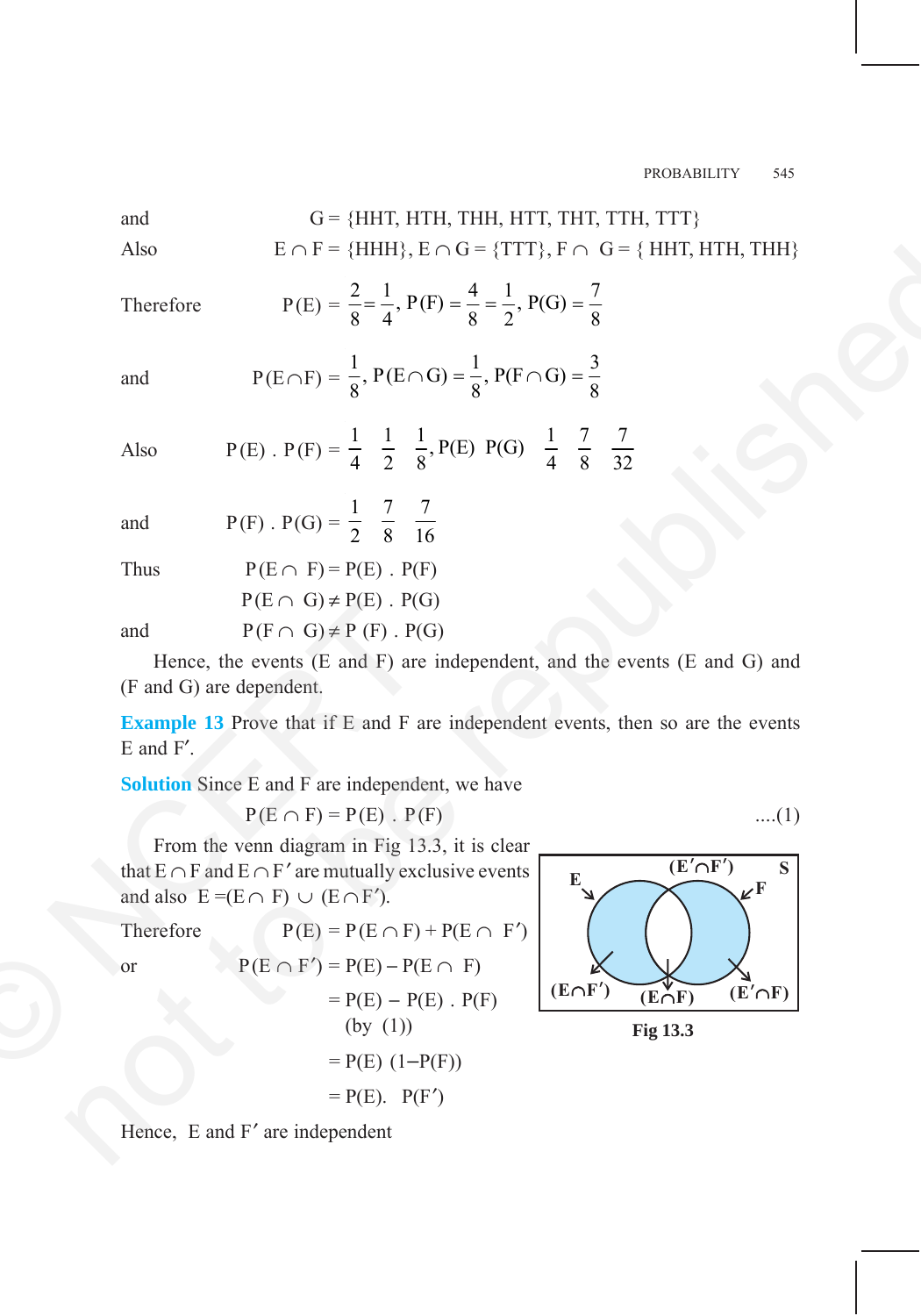and $\quad G = \{HHT, HTH, THH, HTT, THT, TTH, TTT\}$

Also $\quad E \cap F = \{HHH\}, E \cap G = \{TTT\}, F \cap G = \{HHT, HTH, THH\}$

Therefore $\quad P(E) = \frac{2}{8} = \frac{1}{4}, P(F) = \frac{4}{8} = \frac{1}{2}, P(G) = \frac{7}{8}$

and $\quad P(E \cap F) = \frac{1}{8}, P(E \cap G) = \frac{1}{8}, P(F \cap G) = \frac{3}{8}$

Also $\quad P(E) \cdot P(F) = \frac{1}{4} \quad \frac{1}{2} \quad \frac{1}{8}, P(E) \quad P(G) \quad \frac{1}{4} \quad \frac{7}{8} \quad \frac{7}{32}$

and $\quad P(F) \cdot P(G) = \frac{1}{2} \quad \frac{7}{8} \quad \frac{7}{16}$

Thus $\quad P(E \cap F) = P(E) \cdot P(F)$

$\quad P(E \cap G) \neq P(E) \cdot P(G)$

and $\quad P(F \cap G) \neq P(F) \cdot P(G)$

Hence, the events (E and F) are independent, and the events (E and G) and (F and G) are dependent.

**Example 13** Prove that if E and F are independent events, then so are the events E and F′.

**Solution** Since E and F are independent, we have

$$P(E \cap F) = P(E) \cdot P(F) \quad \text{....(1)}$$

From the venn diagram in Fig 13.3, it is clear that $E \cap F$ and $E \cap F'$ are mutually exclusive events and also $E = (E \cap F) \cup (E \cap F')$.

Therefore $\quad P(E) = P(E \cap F) + P(E \cap F')$

or $\quad P(E \cap F') = P(E) - P(E \cap F)$

$\quad = P(E) - P(E) \cdot P(F)$ (by (1))

$\quad = P(E)(1 - P(F))$

$\quad = P(E) \cdot P(F')$

Fig 13.3

Hence, E and F′ are independent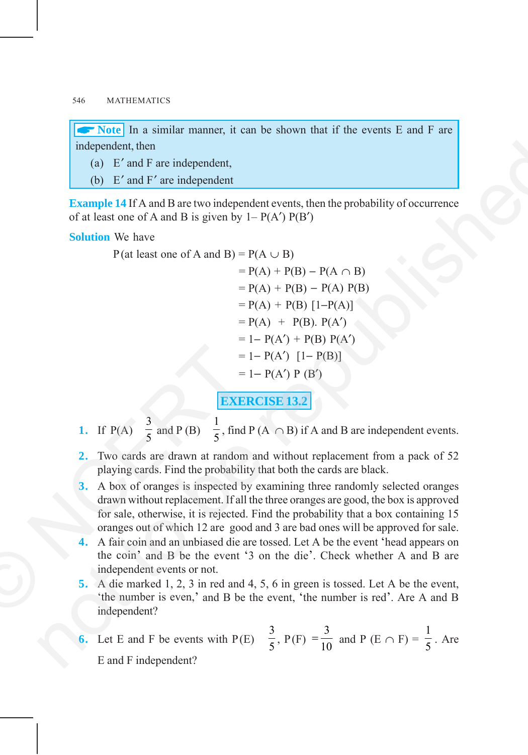> **Note** In a similar manner, it can be shown that if the events E and F are independent, then
>
> (a) $E'$ and F are independent,
>
> (b) $E'$ and $F'$ are independent

**Example 14** If A and B are two independent events, then the probability of occurrence of at least one of A and B is given by $1 - P(A') P(B')$

**Solution** We have

$$
\begin{aligned}
P(\text{at least one of A and B}) &= P(A \cup B) \\
&= P(A) + P(B) - P(A \cap B) \\
&= P(A) + P(B) - P(A) P(B) \\
&= P(A) + P(B) [1 - P(A)] \\
&= P(A) + P(B).\, P(A') \\
&= 1 - P(A') + P(B) P(A') \\
&= 1 - P(A') [1 - P(B)] \\
&= 1 - P(A') P(B')
\end{aligned}
$$

## EXERCISE 13.2

1. If $P(A) = \frac{3}{5}$ and $P(B) = \frac{1}{5}$, find $P(A \cap B)$ if A and B are independent events.
2. Two cards are drawn at random and without replacement from a pack of 52 playing cards. Find the probability that both the cards are black.
3. A box of oranges is inspected by examining three randomly selected oranges drawn without replacement. If all the three oranges are good, the box is approved for sale, otherwise, it is rejected. Find the probability that a box containing 15 oranges out of which 12 are good and 3 are bad ones will be approved for sale.
4. A fair coin and an unbiased die are tossed. Let A be the event 'head appears on the coin' and B be the event '3 on the die'. Check whether A and B are independent events or not.
5. A die marked 1, 2, 3 in red and 4, 5, 6 in green is tossed. Let A be the event, 'the number is even,' and B be the event, 'the number is red'. Are A and B independent?
6. Let E and F be events with $P(E) = \frac{3}{5}$, $P(F) = \frac{3}{10}$ and $P(E \cap F) = \frac{1}{5}$. Are E and F independent?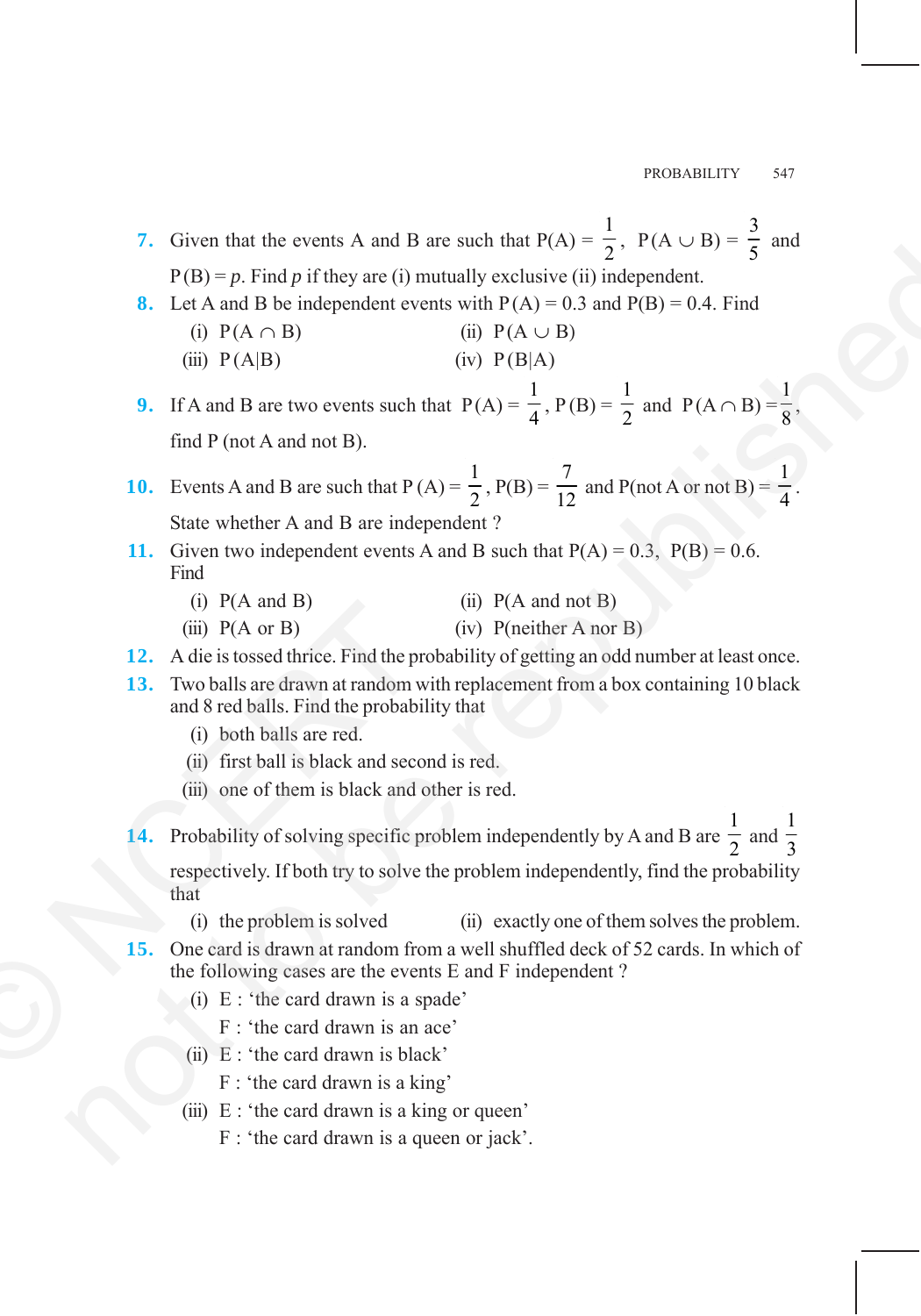**7.** Given that the events A and B are such that $P(A) = \frac{1}{2}$, $P(A \cup B) = \frac{3}{5}$ and $P(B) = p$. Find $p$ if they are (i) mutually exclusive (ii) independent.

**8.** Let A and B be independent events with $P(A) = 0.3$ and $P(B) = 0.4$. Find

(i) $P(A \cap B)$ (ii) $P(A \cup B)$

(iii) $P(A|B)$ (iv) $P(B|A)$

**9.** If A and B are two events such that $P(A) = \frac{1}{4}$, $P(B) = \frac{1}{2}$ and $P(A \cap B) = \frac{1}{8}$, find P (not A and not B).

**10.** Events A and B are such that $P(A) = \frac{1}{2}$, $P(B) = \frac{7}{12}$ and P(not A or not B) $= \frac{1}{4}$. State whether A and B are independent ?

**11.** Given two independent events A and B such that $P(A) = 0.3$, $P(B) = 0.6$. Find

(i) P(A and B) (ii) P(A and not B)

(iii) P(A or B) (iv) P(neither A nor B)

**12.** A die is tossed thrice. Find the probability of getting an odd number at least once.

**13.** Two balls are drawn at random with replacement from a box containing 10 black and 8 red balls. Find the probability that

(i) both balls are red.

(ii) first ball is black and second is red.

(iii) one of them is black and other is red.

**14.** Probability of solving specific problem independently by A and B are $\frac{1}{2}$ and $\frac{1}{3}$ respectively. If both try to solve the problem independently, find the probability that

(i) the problem is solved (ii) exactly one of them solves the problem.

**15.** One card is drawn at random from a well shuffled deck of 52 cards. In which of the following cases are the events E and F independent ?

(i) E : 'the card drawn is a spade'
F : 'the card drawn is an ace'

(ii) E : 'the card drawn is black'
F : 'the card drawn is a king'

(iii) E : 'the card drawn is a king or queen'
F : 'the card drawn is a queen or jack'.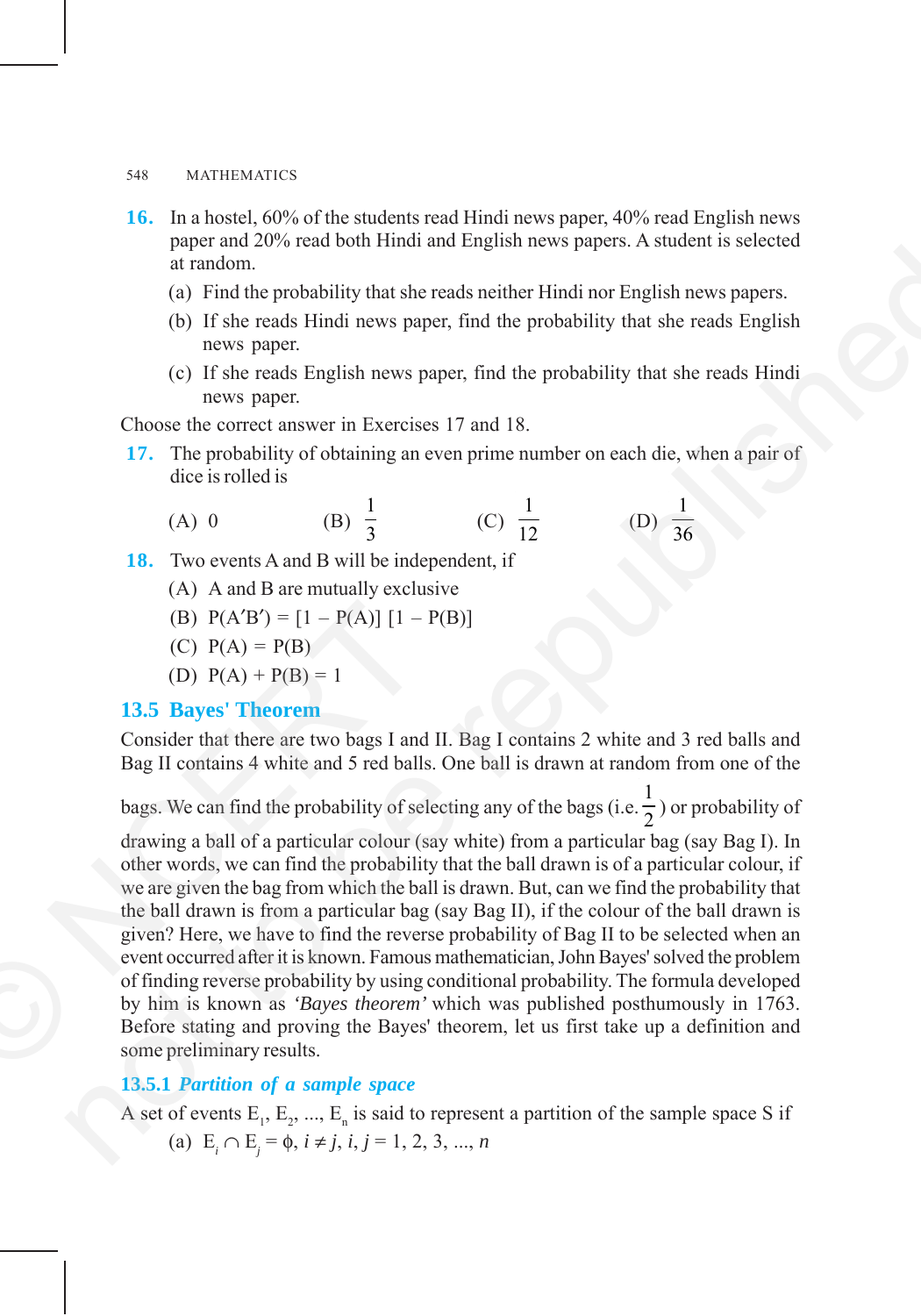**16.** In a hostel, 60% of the students read Hindi news paper, 40% read English news paper and 20% read both Hindi and English news papers. A student is selected at random.

(a) Find the probability that she reads neither Hindi nor English news papers.

(b) If she reads Hindi news paper, find the probability that she reads English news paper.

(c) If she reads English news paper, find the probability that she reads Hindi news paper.

Choose the correct answer in Exercises 17 and 18.

**17.** The probability of obtaining an even prime number on each die, when a pair of dice is rolled is

(A) 0 (B) $\frac{1}{3}$ (C) $\frac{1}{12}$ (D) $\frac{1}{36}$

**18.** Two events A and B will be independent, if

(A) A and B are mutually exclusive

(B) $P(A'B') = [1 - P(A)]\,[1 - P(B)]$

(C) $P(A) = P(B)$

(D) $P(A) + P(B) = 1$

## 13.5 Bayes' Theorem

Consider that there are two bags I and II. Bag I contains 2 white and 3 red balls and Bag II contains 4 white and 5 red balls. One ball is drawn at random from one of the bags. We can find the probability of selecting any of the bags (i.e. $\frac{1}{2}$) or probability of drawing a ball of a particular colour (say white) from a particular bag (say Bag I). In other words, we can find the probability that the ball drawn is of a particular colour, if we are given the bag from which the ball is drawn. But, can we find the probability that the ball drawn is from a particular bag (say Bag II), if the colour of the ball drawn is given? Here, we have to find the reverse probability of Bag II to be selected when an event occurred after it is known. Famous mathematician, John Bayes' solved the problem of finding reverse probability by using conditional probability. The formula developed by him is known as *'Bayes theorem'* which was published posthumously in 1763. Before stating and proving the Bayes' theorem, let us first take up a definition and some preliminary results.

### 13.5.1 *Partition of a sample space*

A set of events $E_1, E_2, ..., E_n$ is said to represent a partition of the sample space S if

(a) $E_i \cap E_j = \phi,\ i \neq j,\ i, j = 1, 2, 3, ..., n$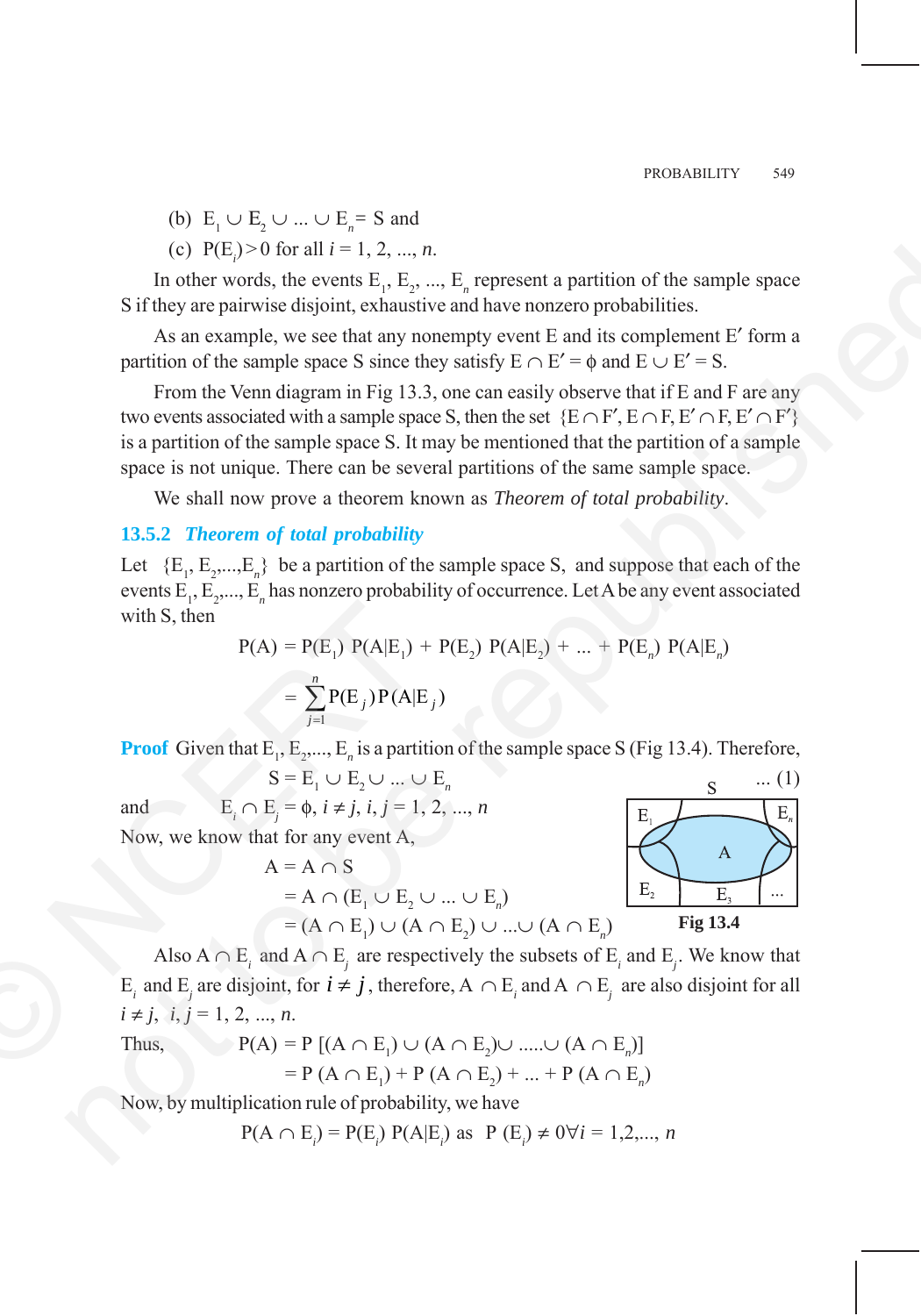(b) $E_1 \cup E_2 \cup ... \cup E_n = S$ and

(c) $P(E_i) > 0$ for all $i = 1, 2, ..., n$.

In other words, the events $E_1, E_2, ..., E_n$ represent a partition of the sample space S if they are pairwise disjoint, exhaustive and have nonzero probabilities.

As an example, we see that any nonempty event E and its complement E′ form a partition of the sample space S since they satisfy $E \cap E' = \phi$ and $E \cup E' = S$.

From the Venn diagram in Fig 13.3, one can easily observe that if E and F are any two events associated with a sample space S, then the set $\{E \cap F', E \cap F, E' \cap F, E' \cap F'\}$ is a partition of the sample space S. It may be mentioned that the partition of a sample space is not unique. There can be several partitions of the same sample space.

We shall now prove a theorem known as *Theorem of total probability*.

### 13.5.2 *Theorem of total probability*

Let $\{E_1, E_2, ..., E_n\}$ be a partition of the sample space S, and suppose that each of the events $E_1, E_2, ..., E_n$ has nonzero probability of occurrence. Let A be any event associated with S, then

$$P(A) = P(E_1)\,P(A|E_1) + P(E_2)\,P(A|E_2) + ... + P(E_n)\,P(A|E_n)$$

$$= \sum_{j=1}^{n} P(E_j)\,P(A|E_j)$$

**Proof** Given that $E_1, E_2, ..., E_n$ is a partition of the sample space S (Fig 13.4). Therefore,

$$S = E_1 \cup E_2 \cup ... \cup E_n \quad ... (1)$$

and $\quad E_i \cap E_j = \phi, \; i \neq j, \; i, j = 1, 2, ..., n$

Now, we know that for any event A,

$$A = A \cap S$$

$$= A \cap (E_1 \cup E_2 \cup ... \cup E_n)$$

$$= (A \cap E_1) \cup (A \cap E_2) \cup ... \cup (A \cap E_n)$$

Fig 13.4

Also $A \cap E_i$ and $A \cap E_j$ are respectively the subsets of $E_i$ and $E_j$. We know that $E_i$ and $E_j$ are disjoint, for $i \neq j$, therefore, $A \cap E_i$ and $A \cap E_j$ are also disjoint for all $i \neq j, \; i, j = 1, 2, ..., n$.

Thus, $\quad P(A) = P[(A \cap E_1) \cup (A \cap E_2) \cup ..... \cup (A \cap E_n)]$

$$= P(A \cap E_1) + P(A \cap E_2) + ... + P(A \cap E_n)$$

Now, by multiplication rule of probability, we have

$$P(A \cap E_i) = P(E_i)\,P(A|E_i) \text{ as } P(E_i) \neq 0 \;\forall i = 1,2,..., n$$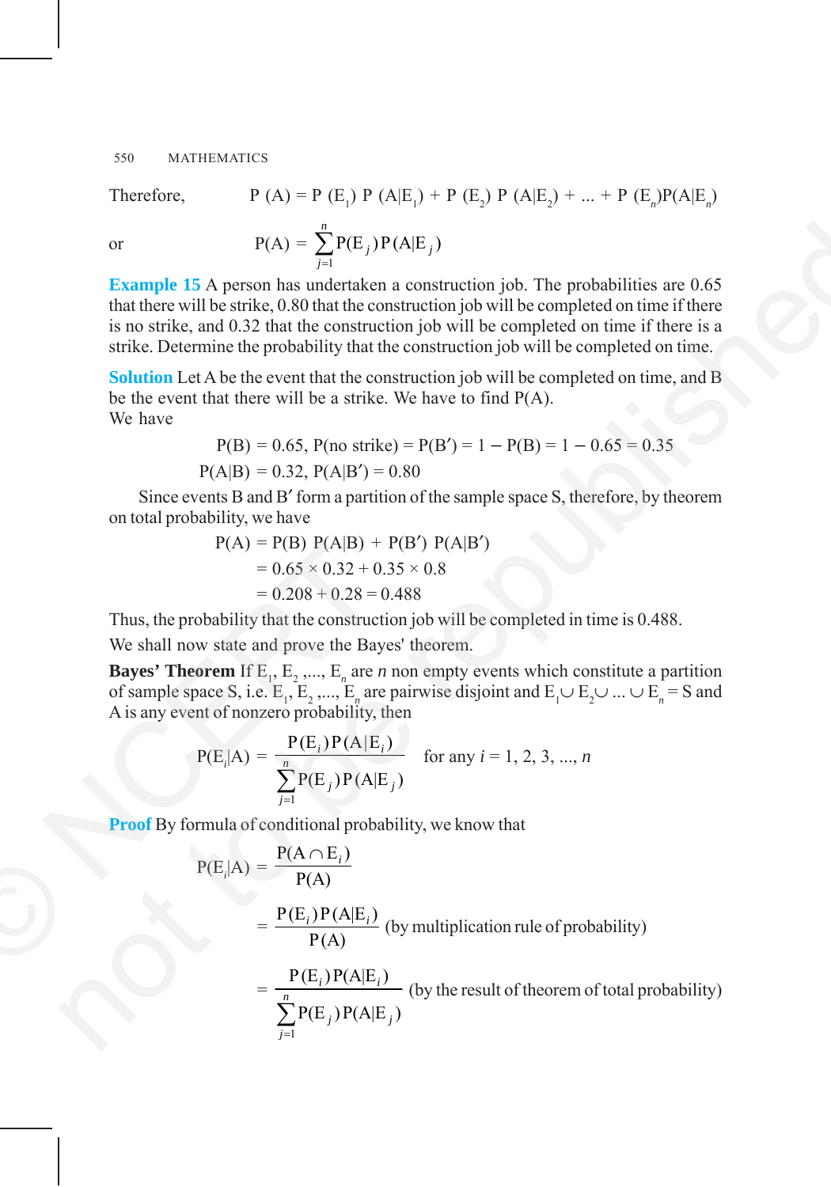Therefore, $\quad P(A) = P(E_1)\, P(A|E_1) + P(E_2)\, P(A|E_2) + ... + P(E_n)P(A|E_n)$

or $$P(A) = \sum_{j=1}^{n} P(E_j)\, P(A|E_j)$$

**Example 15** A person has undertaken a construction job. The probabilities are 0.65 that there will be strike, 0.80 that the construction job will be completed on time if there is no strike, and 0.32 that the construction job will be completed on time if there is a strike. Determine the probability that the construction job will be completed on time.

**Solution** Let A be the event that the construction job will be completed on time, and B be the event that there will be a strike. We have to find P(A).

We have

$$P(B) = 0.65,\ P(\text{no strike}) = P(B') = 1 - P(B) = 1 - 0.65 = 0.35$$

$$P(A|B) = 0.32,\ P(A|B') = 0.80$$

Since events B and B′ form a partition of the sample space S, therefore, by theorem on total probability, we have

$$\begin{aligned} P(A) &= P(B)\ P(A|B) + P(B')\ P(A|B') \\ &= 0.65 \times 0.32 + 0.35 \times 0.8 \\ &= 0.208 + 0.28 = 0.488 \end{aligned}$$

Thus, the probability that the construction job will be completed in time is 0.488.

We shall now state and prove the Bayes' theorem.

**Bayes' Theorem** If $E_1, E_2, ..., E_n$ are $n$ non empty events which constitute a partition of sample space S, i.e. $E_1, E_2, ..., E_n$ are pairwise disjoint and $E_1 \cup E_2 \cup ... \cup E_n = S$ and A is any event of nonzero probability, then

$$P(E_i|A) = \frac{P(E_i)\,P(A|E_i)}{\sum_{j=1}^{n} P(E_j)\,P(A|E_j)} \quad \text{for any } i = 1, 2, 3, ..., n$$

**Proof** By formula of conditional probability, we know that

$$P(E_i|A) = \frac{P(A \cap E_i)}{P(A)}$$

$$= \frac{P(E_i)\,P(A|E_i)}{P(A)} \quad \text{(by multiplication rule of probability)}$$

$$= \frac{P(E_i)\,P(A|E_i)}{\sum_{j=1}^{n} P(E_j)\,P(A|E_j)} \quad \text{(by the result of theorem of total probability)}$$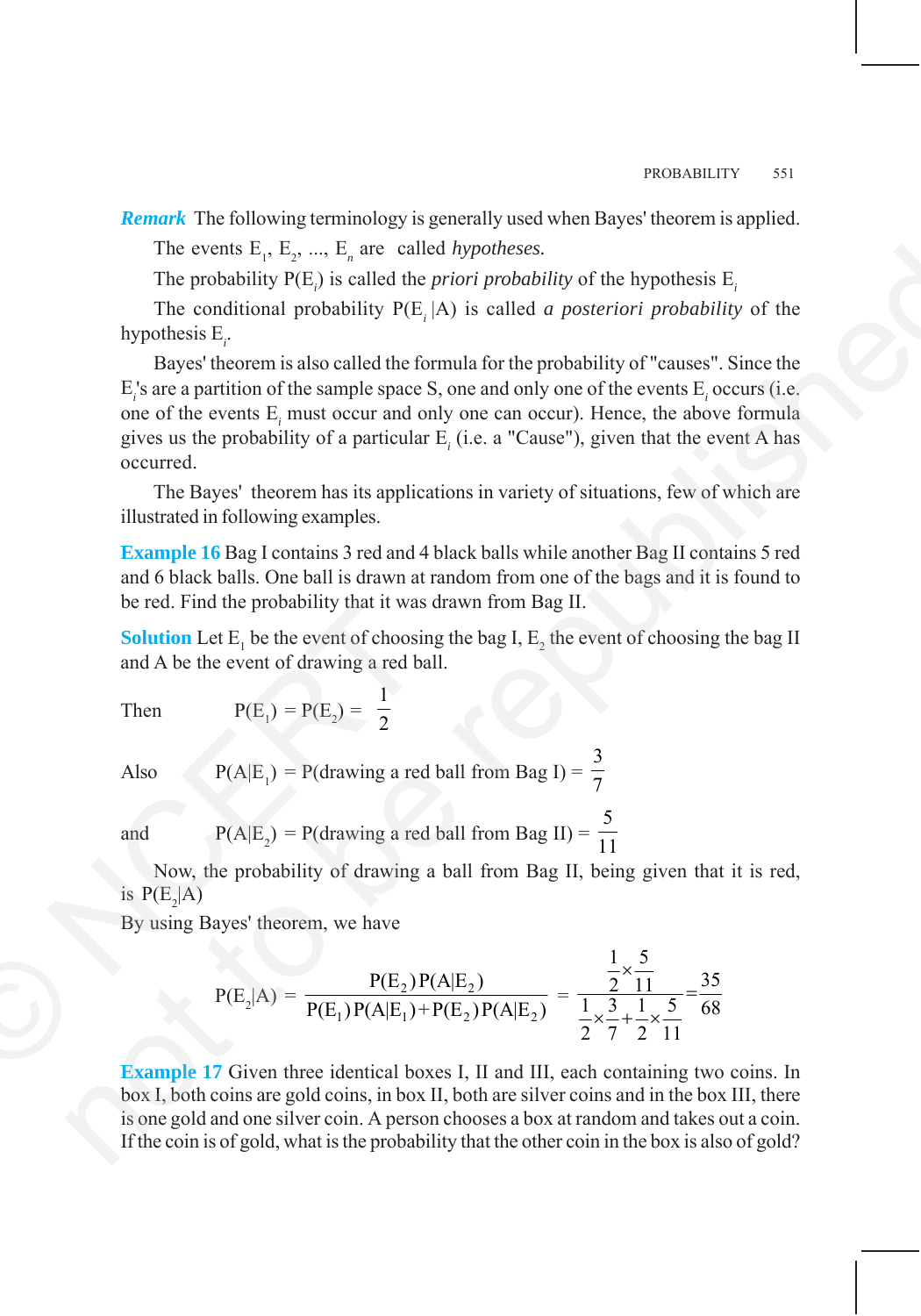***Remark*** The following terminology is generally used when Bayes' theorem is applied.

The events $E_1, E_2, ..., E_n$ are called *hypotheses.*

The probability $P(E_i)$ is called the *priori probability* of the hypothesis $E_i$

The conditional probability $P(E_i|A)$ is called *a posteriori probability* of the hypothesis $E_i$.

Bayes' theorem is also called the formula for the probability of "causes". Since the $E_i$'s are a partition of the sample space S, one and only one of the events $E_i$ occurs (i.e. one of the events $E_i$ must occur and only one can occur). Hence, the above formula gives us the probability of a particular $E_i$ (i.e. a "Cause"), given that the event A has occurred.

The Bayes' theorem has its applications in variety of situations, few of which are illustrated in following examples.

**Example 16** Bag I contains 3 red and 4 black balls while another Bag II contains 5 red and 6 black balls. One ball is drawn at random from one of the bags and it is found to be red. Find the probability that it was drawn from Bag II.

**Solution** Let $E_1$ be the event of choosing the bag I, $E_2$ the event of choosing the bag II and A be the event of drawing a red ball.

Then $\quad P(E_1) = P(E_2) = \dfrac{1}{2}$

Also $\quad P(A|E_1) = P(\text{drawing a red ball from Bag I}) = \dfrac{3}{7}$

and $\quad P(A|E_2) = P(\text{drawing a red ball from Bag II}) = \dfrac{5}{11}$

Now, the probability of drawing a ball from Bag II, being given that it is red, is $P(E_2|A)$

By using Bayes' theorem, we have

$$P(E_2|A) = \frac{P(E_2)P(A|E_2)}{P(E_1)P(A|E_1)+P(E_2)P(A|E_2)} = \frac{\frac{1}{2}\times\frac{5}{11}}{\frac{1}{2}\times\frac{3}{7}+\frac{1}{2}\times\frac{5}{11}} = \frac{35}{68}$$

**Example 17** Given three identical boxes I, II and III, each containing two coins. In box I, both coins are gold coins, in box II, both are silver coins and in the box III, there is one gold and one silver coin. A person chooses a box at random and takes out a coin. If the coin is of gold, what is the probability that the other coin in the box is also of gold?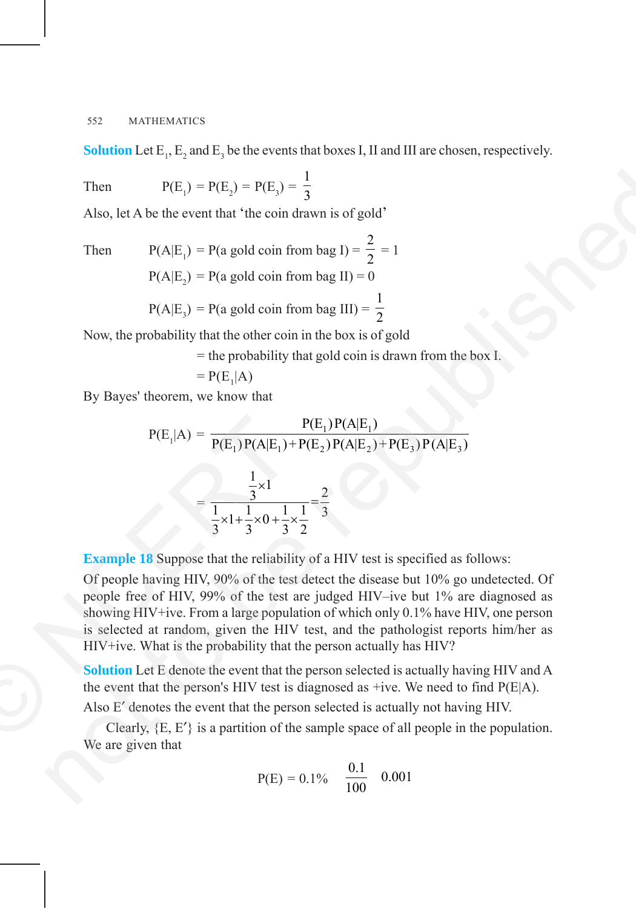**Solution** Let $E_1$, $E_2$ and $E_3$ be the events that boxes I, II and III are chosen, respectively.

Then $\quad P(E_1) = P(E_2) = P(E_3) = \frac{1}{3}$

Also, let A be the event that 'the coin drawn is of gold'

Then $\quad P(A|E_1) = P(\text{a gold coin from bag I}) = \frac{2}{2} = 1$

$\quad\quad P(A|E_2) = P(\text{a gold coin from bag II}) = 0$

$\quad\quad P(A|E_3) = P(\text{a gold coin from bag III}) = \frac{1}{2}$

Now, the probability that the other coin in the box is of gold

= the probability that gold coin is drawn from the box I.

$= P(E_1|A)$

By Bayes' theorem, we know that

$$P(E_1|A) = \frac{P(E_1)P(A|E_1)}{P(E_1)P(A|E_1) + P(E_2)P(A|E_2) + P(E_3)P(A|E_3)}$$

$$= \frac{\frac{1}{3}\times 1}{\frac{1}{3}\times 1 + \frac{1}{3}\times 0 + \frac{1}{3}\times\frac{1}{2}} = \frac{2}{3}$$

**Example 18** Suppose that the reliability of a HIV test is specified as follows:

Of people having HIV, 90% of the test detect the disease but 10% go undetected. Of people free of HIV, 99% of the test are judged HIV–ive but 1% are diagnosed as showing HIV+ive. From a large population of which only 0.1% have HIV, one person is selected at random, given the HIV test, and the pathologist reports him/her as HIV+ive. What is the probability that the person actually has HIV?

**Solution** Let E denote the event that the person selected is actually having HIV and A the event that the person's HIV test is diagnosed as +ive. We need to find $P(E|A)$.

Also $E'$ denotes the event that the person selected is actually not having HIV.

Clearly, $\{E, E'\}$ is a partition of the sample space of all people in the population. We are given that

$$P(E) = 0.1\% \quad \frac{0.1}{100} \quad 0.001$$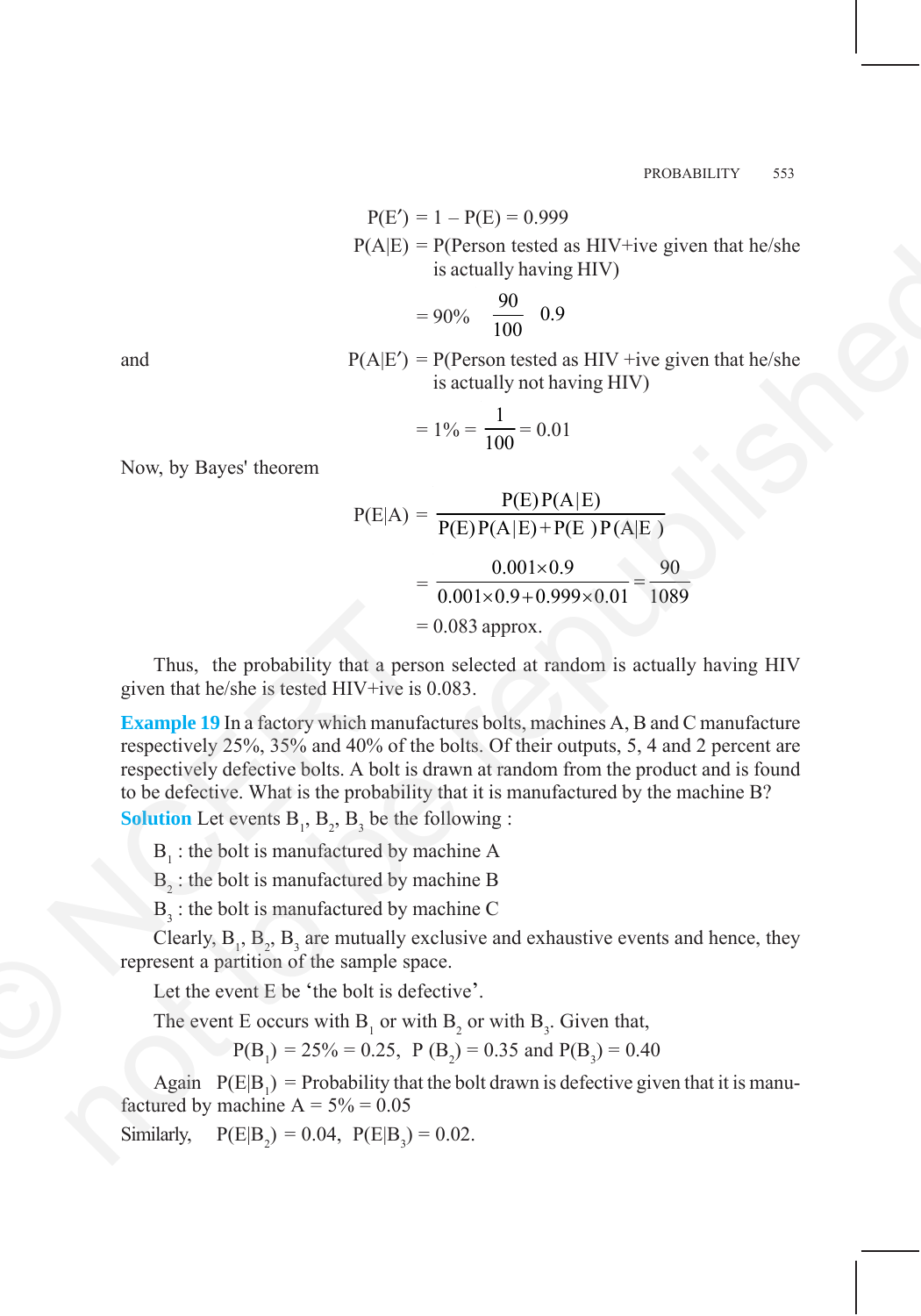$$P(E') = 1 - P(E) = 0.999$$

$P(A|E)$ = P(Person tested as HIV+ive given that he/she is actually having HIV)

$$= 90\% \quad \frac{90}{100} \quad 0.9$$

and $P(A|E')$ = P(Person tested as HIV +ive given that he/she is actually not having HIV)

$$= 1\% = \frac{1}{100} = 0.01$$

Now, by Bayes' theorem

$$P(E|A) = \frac{P(E)P(A|E)}{P(E)P(A|E) + P(E')P(A|E')}$$

$$= \frac{0.001 \times 0.9}{0.001 \times 0.9 + 0.999 \times 0.01} = \frac{90}{1089}$$

$$= 0.083 \text{ approx.}$$

Thus, the probability that a person selected at random is actually having HIV given that he/she is tested HIV+ive is 0.083.

**Example 19** In a factory which manufactures bolts, machines A, B and C manufacture respectively 25%, 35% and 40% of the bolts. Of their outputs, 5, 4 and 2 percent are respectively defective bolts. A bolt is drawn at random from the product and is found to be defective. What is the probability that it is manufactured by the machine B?

**Solution** Let events $B_1$, $B_2$, $B_3$ be the following :

$B_1$ : the bolt is manufactured by machine A

$B_2$ : the bolt is manufactured by machine B

$B_3$ : the bolt is manufactured by machine C

Clearly, $B_1$, $B_2$, $B_3$ are mutually exclusive and exhaustive events and hence, they represent a partition of the sample space.

Let the event E be 'the bolt is defective'.

The event E occurs with $B_1$ or with $B_2$ or with $B_3$. Given that,

$$P(B_1) = 25\% = 0.25, \; P(B_2) = 0.35 \text{ and } P(B_3) = 0.40$$

Again $P(E|B_1)$ = Probability that the bolt drawn is defective given that it is manufactured by machine A = 5% = 0.05

Similarly, $P(E|B_2) = 0.04$, $P(E|B_3) = 0.02$.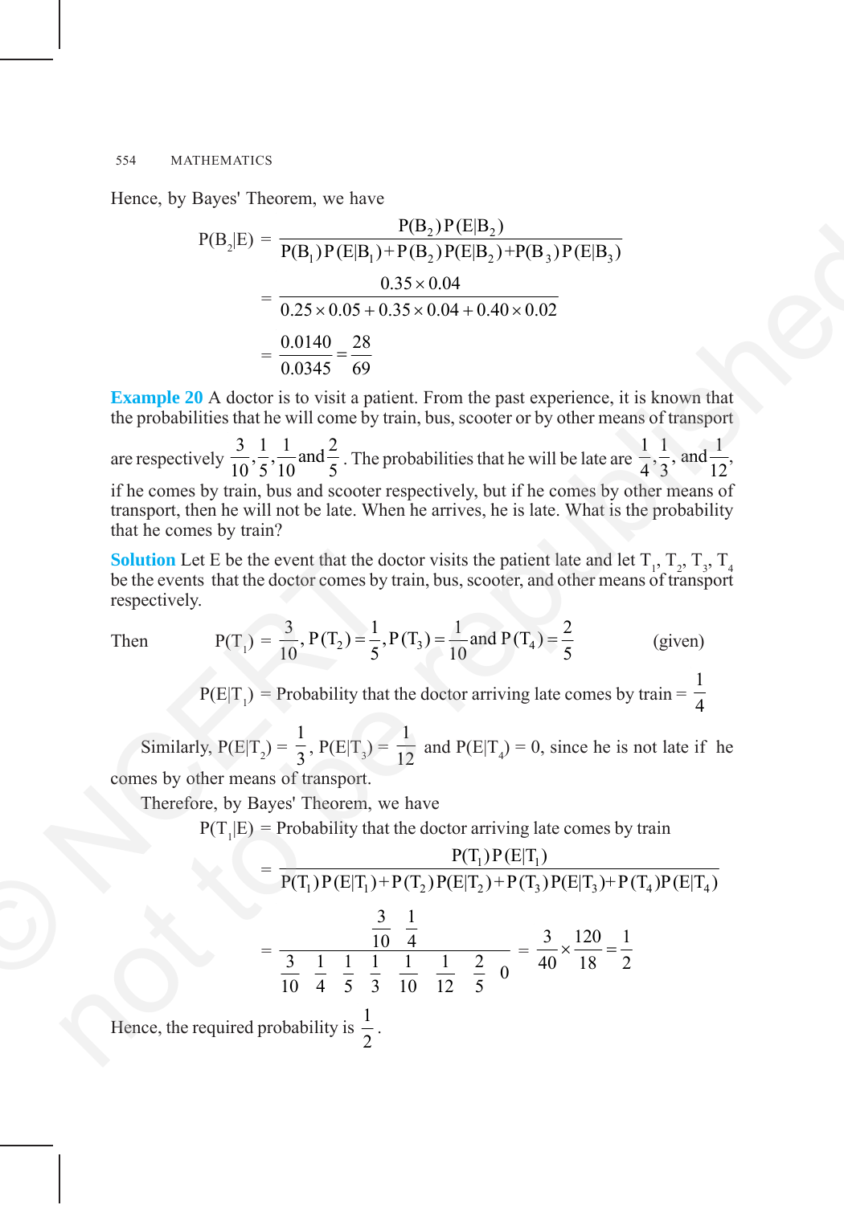Hence, by Bayes' Theorem, we have

$$P(B_2|E) = \frac{P(B_2)P(E|B_2)}{P(B_1)P(E|B_1)+P(B_2)P(E|B_2)+P(B_3)P(E|B_3)}$$

$$= \frac{0.35 \times 0.04}{0.25 \times 0.05 + 0.35 \times 0.04 + 0.40 \times 0.02}$$

$$= \frac{0.0140}{0.0345} = \frac{28}{69}$$

**Example 20** A doctor is to visit a patient. From the past experience, it is known that the probabilities that he will come by train, bus, scooter or by other means of transport are respectively $\frac{3}{10}, \frac{1}{5}, \frac{1}{10}$ and $\frac{2}{5}$. The probabilities that he will be late are $\frac{1}{4}, \frac{1}{3}$, and $\frac{1}{12}$, if he comes by train, bus and scooter respectively, but if he comes by other means of transport, then he will not be late. When he arrives, he is late. What is the probability that he comes by train?

**Solution** Let E be the event that the doctor visits the patient late and let $T_1$, $T_2$, $T_3$, $T_4$ be the events that the doctor comes by train, bus, scooter, and other means of transport respectively.

Then $\quad P(T_1) = \frac{3}{10}, P(T_2) = \frac{1}{5}, P(T_3) = \frac{1}{10}$ and $P(T_4) = \frac{2}{5}$ (given)

$P(E|T_1)$ = Probability that the doctor arriving late comes by train = $\frac{1}{4}$

Similarly, $P(E|T_2) = \frac{1}{3}$, $P(E|T_3) = \frac{1}{12}$ and $P(E|T_4) = 0$, since he is not late if he comes by other means of transport.

Therefore, by Bayes' Theorem, we have

$P(T_1|E)$ = Probability that the doctor arriving late comes by train

$$= \frac{P(T_1)P(E|T_1)}{P(T_1)P(E|T_1)+P(T_2)P(E|T_2)+P(T_3)P(E|T_3)+P(T_4)P(E|T_4)}$$

$$= \frac{\frac{3}{10} \times \frac{1}{4}}{\frac{3}{10} \times \frac{1}{4} + \frac{1}{5} \times \frac{1}{3} + \frac{1}{10} \times \frac{1}{12} + \frac{2}{5} \times 0} = \frac{3}{40} \times \frac{120}{18} = \frac{1}{2}$$

Hence, the required probability is $\frac{1}{2}$.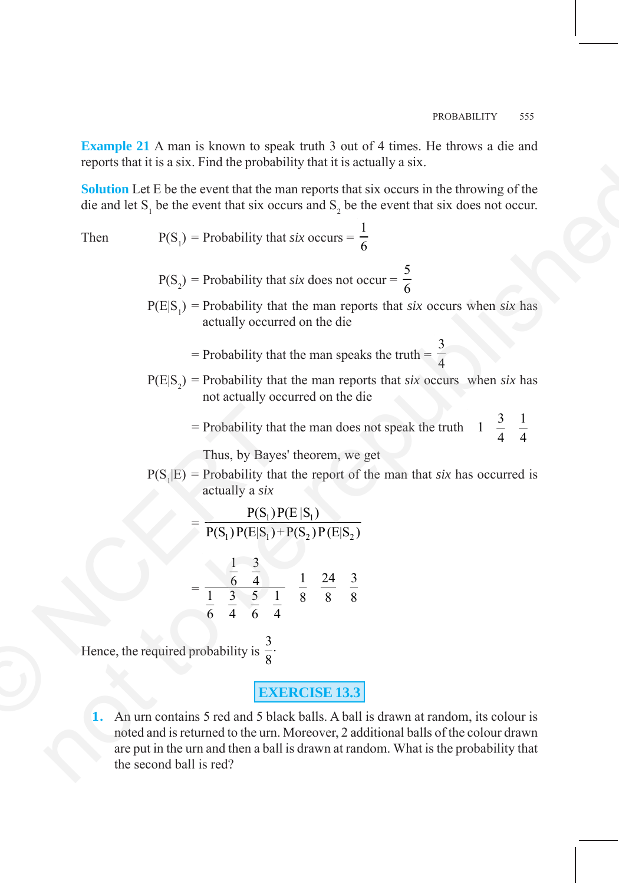**Example 21** A man is known to speak truth 3 out of 4 times. He throws a die and reports that it is a six. Find the probability that it is actually a six.

**Solution** Let E be the event that the man reports that six occurs in the throwing of the die and let $S_1$ be the event that six occurs and $S_2$ be the event that six does not occur.

Then $\quad P(S_1)$ = Probability that *six* occurs = $\frac{1}{6}$

$P(S_2)$ = Probability that *six* does not occur = $\frac{5}{6}$

$P(E|S_1)$ = Probability that the man reports that *six* occurs when *six* has actually occurred on the die

= Probability that the man speaks the truth = $\frac{3}{4}$

$P(E|S_2)$ = Probability that the man reports that *six* occurs when *six* has not actually occurred on the die

= Probability that the man does not speak the truth $1 \quad \frac{3}{4} \quad \frac{1}{4}$

Thus, by Bayes' theorem, we get

$P(S_1|E)$ = Probability that the report of the man that *six* has occurred is actually a *six*

$$= \frac{P(S_1)P(E|S_1)}{P(S_1)P(E|S_1)+P(S_2)P(E|S_2)}$$

$$= \frac{\frac{1}{6} \quad \frac{3}{4}}{\frac{1}{6} \quad \frac{3}{4} \quad \frac{5}{6} \quad \frac{1}{4}} \quad \frac{1}{8} \quad \frac{24}{8} \quad \frac{3}{8}$$

Hence, the required probability is $\frac{3}{8}$.

## EXERCISE 13.3

1. An urn contains 5 red and 5 black balls. A ball is drawn at random, its colour is noted and is returned to the urn. Moreover, 2 additional balls of the colour drawn are put in the urn and then a ball is drawn at random. What is the probability that the second ball is red?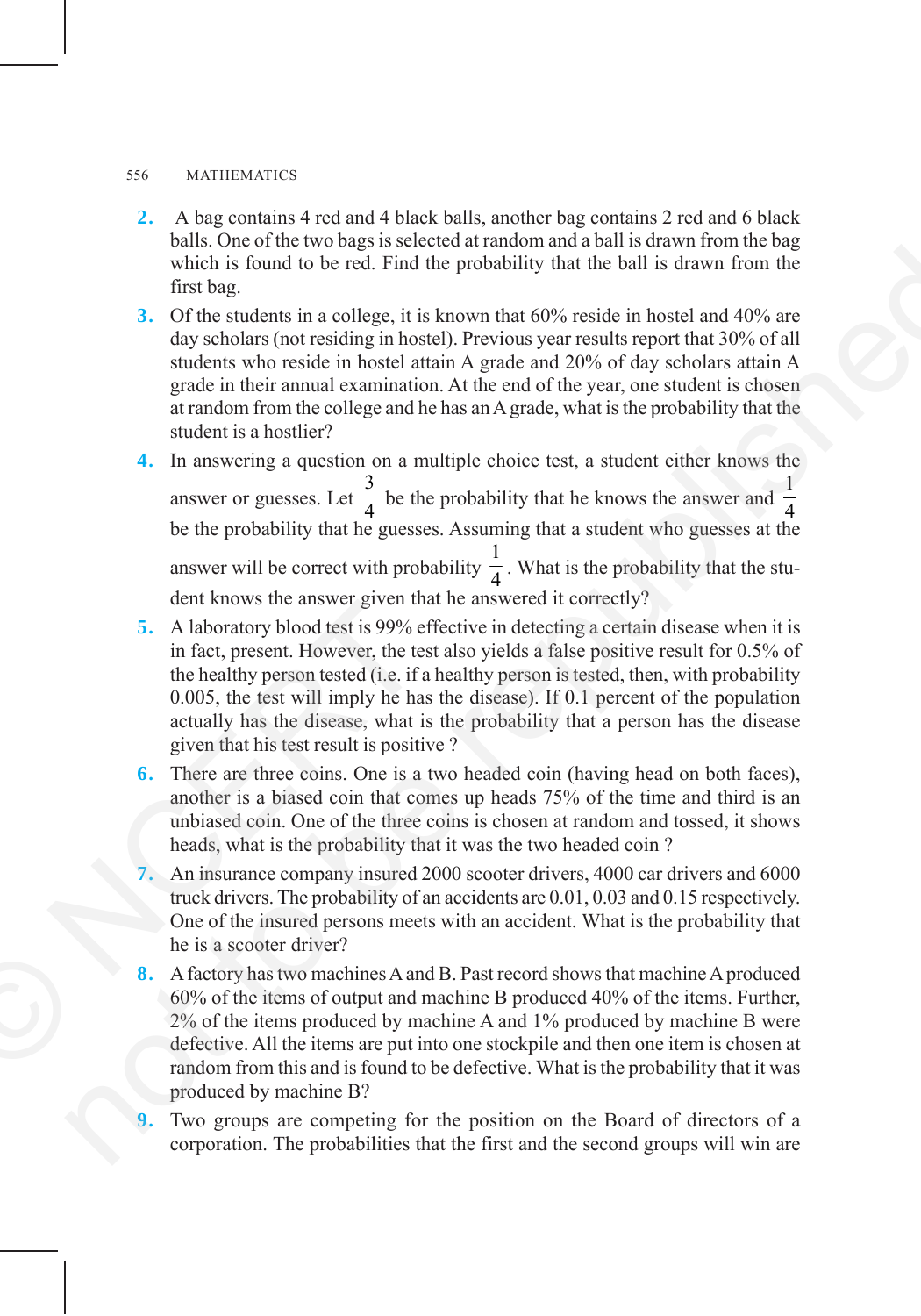2. A bag contains 4 red and 4 black balls, another bag contains 2 red and 6 black balls. One of the two bags is selected at random and a ball is drawn from the bag which is found to be red. Find the probability that the ball is drawn from the first bag.
3. Of the students in a college, it is known that 60% reside in hostel and 40% are day scholars (not residing in hostel). Previous year results report that 30% of all students who reside in hostel attain A grade and 20% of day scholars attain A grade in their annual examination. At the end of the year, one student is chosen at random from the college and he has an A grade, what is the probability that the student is a hostlier?
4. In answering a question on a multiple choice test, a student either knows the answer or guesses. Let $\frac{3}{4}$ be the probability that he knows the answer and $\frac{1}{4}$ be the probability that he guesses. Assuming that a student who guesses at the answer will be correct with probability $\frac{1}{4}$. What is the probability that the student knows the answer given that he answered it correctly?
5. A laboratory blood test is 99% effective in detecting a certain disease when it is in fact, present. However, the test also yields a false positive result for 0.5% of the healthy person tested (i.e. if a healthy person is tested, then, with probability 0.005, the test will imply he has the disease). If 0.1 percent of the population actually has the disease, what is the probability that a person has the disease given that his test result is positive ?
6. There are three coins. One is a two headed coin (having head on both faces), another is a biased coin that comes up heads 75% of the time and third is an unbiased coin. One of the three coins is chosen at random and tossed, it shows heads, what is the probability that it was the two headed coin ?
7. An insurance company insured 2000 scooter drivers, 4000 car drivers and 6000 truck drivers. The probability of an accidents are 0.01, 0.03 and 0.15 respectively. One of the insured persons meets with an accident. What is the probability that he is a scooter driver?
8. A factory has two machines A and B. Past record shows that machine A produced 60% of the items of output and machine B produced 40% of the items. Further, 2% of the items produced by machine A and 1% produced by machine B were defective. All the items are put into one stockpile and then one item is chosen at random from this and is found to be defective. What is the probability that it was produced by machine B?
9. Two groups are competing for the position on the Board of directors of a corporation. The probabilities that the first and the second groups will win are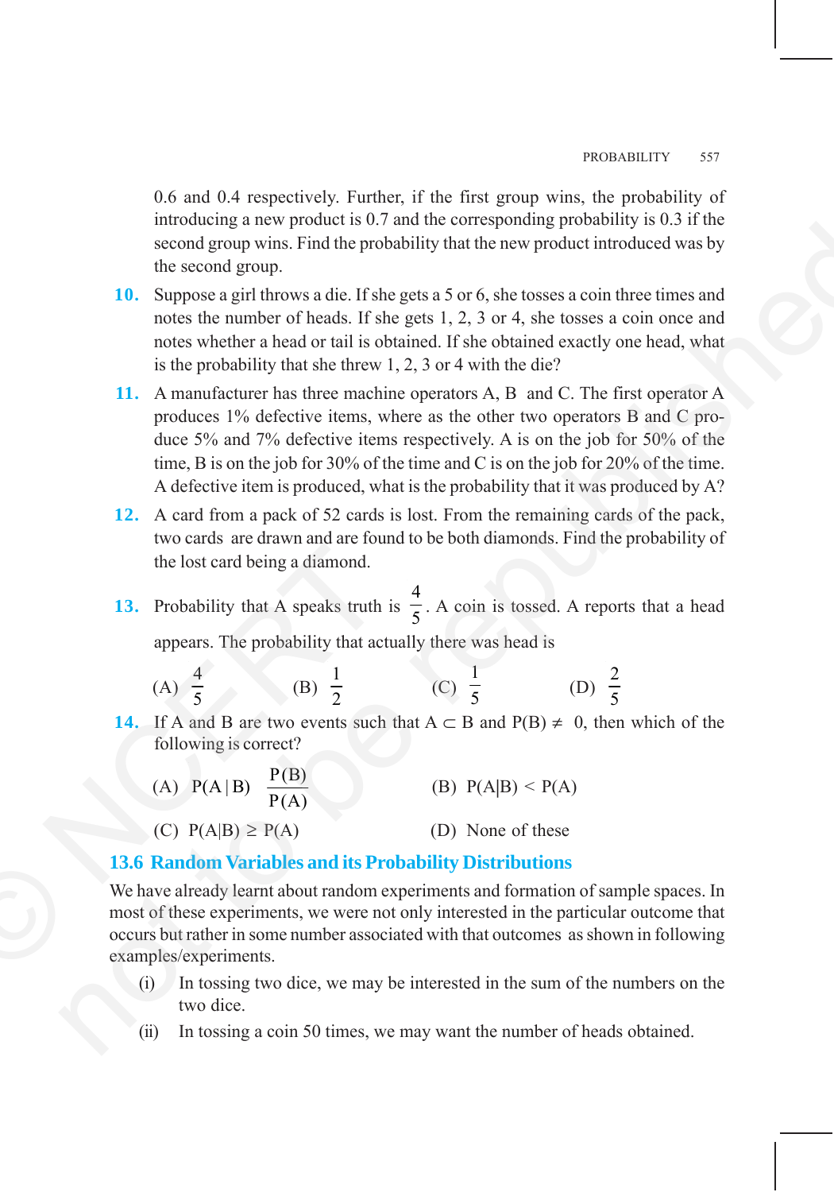0.6 and 0.4 respectively. Further, if the first group wins, the probability of introducing a new product is 0.7 and the corresponding probability is 0.3 if the second group wins. Find the probability that the new product introduced was by the second group.

**10.** Suppose a girl throws a die. If she gets a 5 or 6, she tosses a coin three times and notes the number of heads. If she gets 1, 2, 3 or 4, she tosses a coin once and notes whether a head or tail is obtained. If she obtained exactly one head, what is the probability that she threw 1, 2, 3 or 4 with the die?

**11.** A manufacturer has three machine operators A, B and C. The first operator A produces 1% defective items, where as the other two operators B and C produce 5% and 7% defective items respectively. A is on the job for 50% of the time, B is on the job for 30% of the time and C is on the job for 20% of the time. A defective item is produced, what is the probability that it was produced by A?

**12.** A card from a pack of 52 cards is lost. From the remaining cards of the pack, two cards are drawn and are found to be both diamonds. Find the probability of the lost card being a diamond.

**13.** Probability that A speaks truth is $\frac{4}{5}$. A coin is tossed. A reports that a head appears. The probability that actually there was head is

(A) $\frac{4}{5}$ (B) $\frac{1}{2}$ (C) $\frac{1}{5}$ (D) $\frac{2}{5}$

**14.** If A and B are two events such that $A \subset B$ and $P(B) \neq 0$, then which of the following is correct?

(A) $P(A|B) \frac{P(B)}{P(A)}$ (B) $P(A|B) < P(A)$

(C) $P(A|B) \geq P(A)$ (D) None of these

## 13.6 Random Variables and its Probability Distributions

We have already learnt about random experiments and formation of sample spaces. In most of these experiments, we were not only interested in the particular outcome that occurs but rather in some number associated with that outcomes as shown in following examples/experiments.

(i) In tossing two dice, we may be interested in the sum of the numbers on the two dice.

(ii) In tossing a coin 50 times, we may want the number of heads obtained.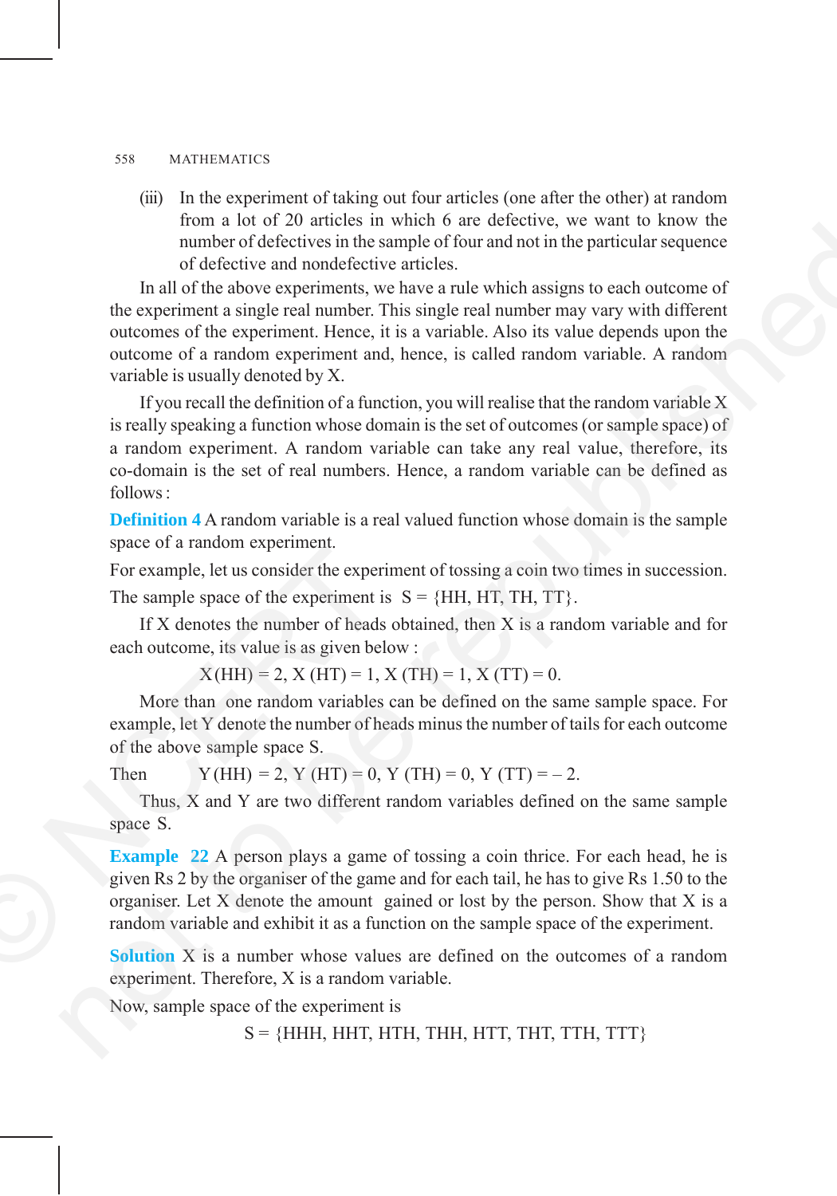(iii) In the experiment of taking out four articles (one after the other) at random from a lot of 20 articles in which 6 are defective, we want to know the number of defectives in the sample of four and not in the particular sequence of defective and nondefective articles.

In all of the above experiments, we have a rule which assigns to each outcome of the experiment a single real number. This single real number may vary with different outcomes of the experiment. Hence, it is a variable. Also its value depends upon the outcome of a random experiment and, hence, is called random variable. A random variable is usually denoted by X.

If you recall the definition of a function, you will realise that the random variable X is really speaking a function whose domain is the set of outcomes (or sample space) of a random experiment. A random variable can take any real value, therefore, its co-domain is the set of real numbers. Hence, a random variable can be defined as follows :

**Definition 4** A random variable is a real valued function whose domain is the sample space of a random experiment.

For example, let us consider the experiment of tossing a coin two times in succession.

The sample space of the experiment is S = {HH, HT, TH, TT}.

If X denotes the number of heads obtained, then X is a random variable and for each outcome, its value is as given below :

$$X(HH) = 2,\ X(HT) = 1,\ X(TH) = 1,\ X(TT) = 0.$$

More than one random variables can be defined on the same sample space. For example, let Y denote the number of heads minus the number of tails for each outcome of the above sample space S.

Then $\quad Y(HH) = 2,\ Y(HT) = 0,\ Y(TH) = 0,\ Y(TT) = -2.$

Thus, X and Y are two different random variables defined on the same sample space S.

**Example 22** A person plays a game of tossing a coin thrice. For each head, he is given Rs 2 by the organiser of the game and for each tail, he has to give Rs 1.50 to the organiser. Let X denote the amount gained or lost by the person. Show that X is a random variable and exhibit it as a function on the sample space of the experiment.

**Solution** X is a number whose values are defined on the outcomes of a random experiment. Therefore, X is a random variable.

Now, sample space of the experiment is

$$S = \{HHH, HHT, HTH, THH, HTT, THT, TTH, TTT\}$$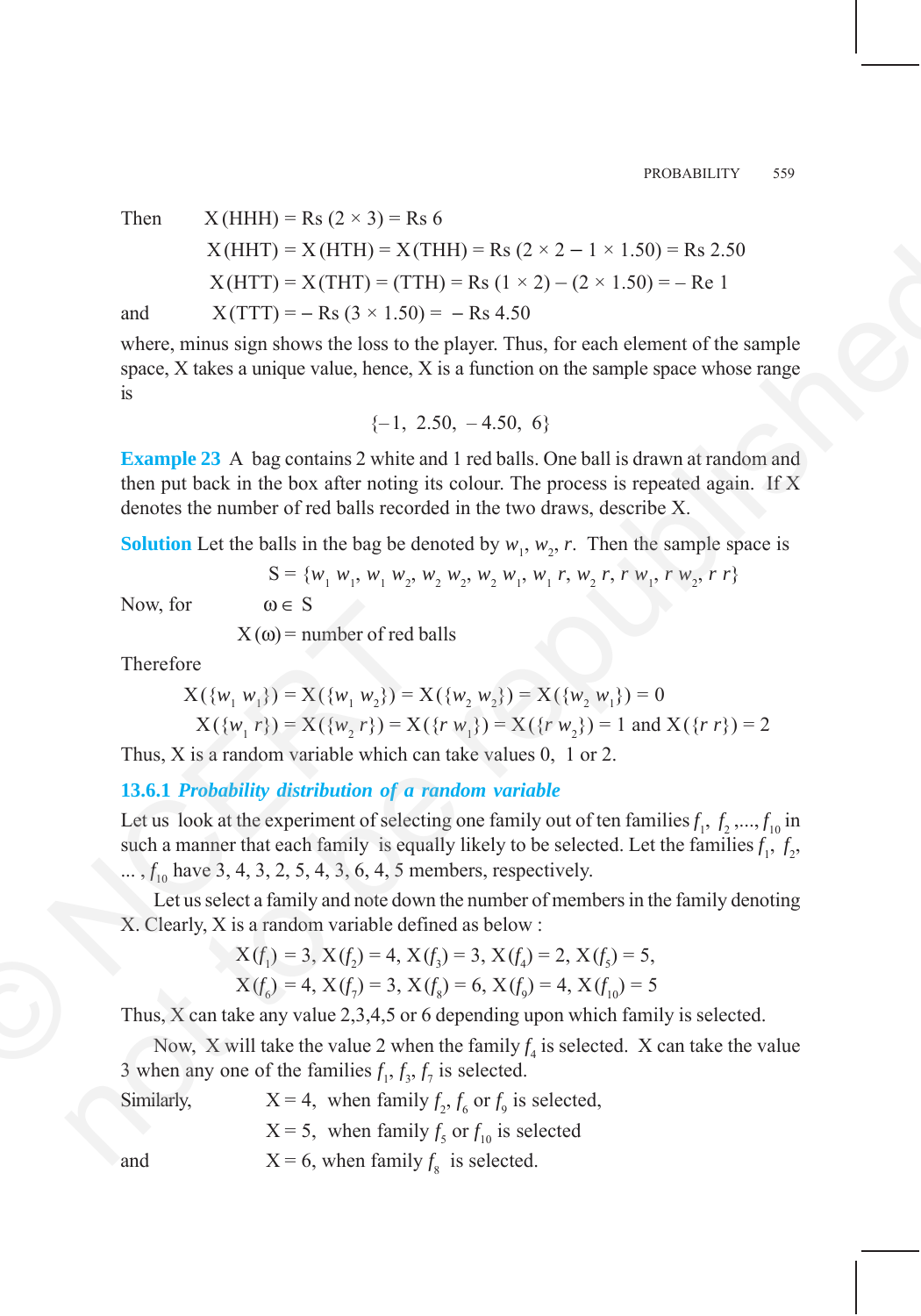Then $\quad X(HHH) = \text{Rs } (2 \times 3) = \text{Rs } 6$

$X(HHT) = X(HTH) = X(THH) = \text{Rs } (2 \times 2 - 1 \times 1.50) = \text{Rs } 2.50$

$X(HTT) = X(THT) = (TTH) = \text{Rs } (1 \times 2) - (2 \times 1.50) = -\text{Re } 1$

and $\quad X(TTT) = -\text{Rs } (3 \times 1.50) = -\text{Rs } 4.50$

where, minus sign shows the loss to the player. Thus, for each element of the sample space, X takes a unique value, hence, X is a function on the sample space whose range is

$$\{-1,\ 2.50,\ -4.50,\ 6\}$$

**Example 23** A bag contains 2 white and 1 red balls. One ball is drawn at random and then put back in the box after noting its colour. The process is repeated again. If X denotes the number of red balls recorded in the two draws, describe X.

**Solution** Let the balls in the bag be denoted by $w_1, w_2, r$. Then the sample space is

$$S = \{w_1\, w_1,\ w_1\, w_2,\ w_2\, w_2,\ w_2\, w_1,\ w_1\, r,\ w_2\, r,\ r\, w_1,\ r\, w_2,\ r\, r\}$$

Now, for $\quad \omega \in S$

$$X(\omega) = \text{number of red balls}$$

Therefore

$$X(\{w_1\, w_1\}) = X(\{w_1\, w_2\}) = X(\{w_2\, w_2\}) = X(\{w_2\, w_1\}) = 0$$

$$X(\{w_1\, r\}) = X(\{w_2\, r\}) = X(\{r\, w_1\}) = X(\{r\, w_2\}) = 1 \text{ and } X(\{r\, r\}) = 2$$

Thus, X is a random variable which can take values 0, 1 or 2.

### 13.6.1 *Probability distribution of a random variable*

Let us look at the experiment of selecting one family out of ten families $f_1, f_2, ..., f_{10}$ in such a manner that each family is equally likely to be selected. Let the families $f_1, f_2, ..., f_{10}$ have 3, 4, 3, 2, 5, 4, 3, 6, 4, 5 members, respectively.

Let us select a family and note down the number of members in the family denoting X. Clearly, X is a random variable defined as below :

$$X(f_1) = 3,\ X(f_2) = 4,\ X(f_3) = 3,\ X(f_4) = 2,\ X(f_5) = 5,$$

$$X(f_6) = 4,\ X(f_7) = 3,\ X(f_8) = 6,\ X(f_9) = 4,\ X(f_{10}) = 5$$

Thus, X can take any value 2,3,4,5 or 6 depending upon which family is selected.

Now, X will take the value 2 when the family $f_4$ is selected. X can take the value 3 when any one of the families $f_1, f_3, f_7$ is selected.

Similarly, $\quad X = 4$, when family $f_2, f_6$ or $f_9$ is selected,

$X = 5$, when family $f_5$ or $f_{10}$ is selected

and $\quad X = 6$, when family $f_8$ is selected.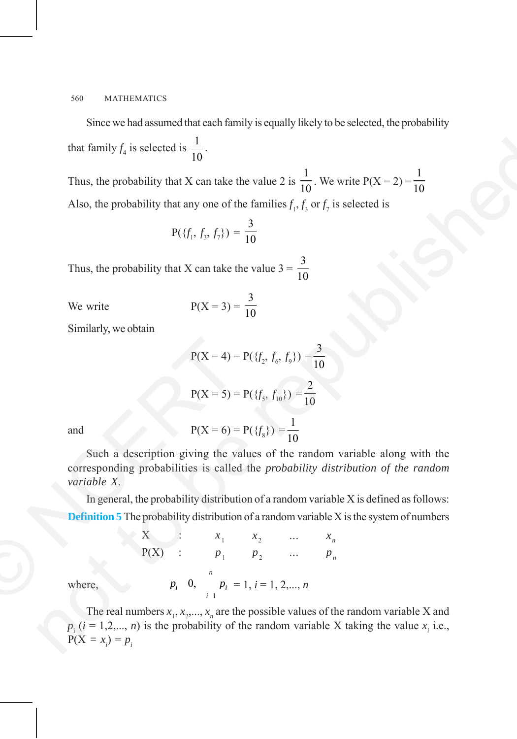Since we had assumed that each family is equally likely to be selected, the probability that family $f_4$ is selected is $\frac{1}{10}$.

Thus, the probability that X can take the value 2 is $\frac{1}{10}$. We write $P(X = 2) = \frac{1}{10}$

Also, the probability that any one of the families $f_1$, $f_3$ or $f_7$ is selected is

$$P(\{f_1, f_3, f_7\}) = \frac{3}{10}$$

Thus, the probability that X can take the value 3 = $\frac{3}{10}$

We write
$$P(X = 3) = \frac{3}{10}$$

Similarly, we obtain

$$P(X = 4) = P(\{f_2, f_6, f_9\}) = \frac{3}{10}$$

$$P(X = 5) = P(\{f_5, f_{10}\}) = \frac{2}{10}$$

and
$$P(X = 6) = P(\{f_8\}) = \frac{1}{10}$$

Such a description giving the values of the random variable along with the corresponding probabilities is called the *probability distribution of the random variable X*.

In general, the probability distribution of a random variable X is defined as follows:

**Definition 5** The probability distribution of a random variable X is the system of numbers

| X | : | $x_1$ | $x_2$ | ... | $x_n$ |
|---|---|---|---|---|---|
| P(X) | : | $p_1$ | $p_2$ | ... | $p_n$ |

where,
$$p_i \geq 0, \quad \sum_{i=1}^{n} p_i = 1, \; i = 1, 2, ..., n$$

The real numbers $x_1, x_2, ..., x_n$ are the possible values of the random variable X and $p_i$ $(i = 1,2,..., n)$ is the probability of the random variable X taking the value $x_i$ i.e., $P(X = x_i) = p_i$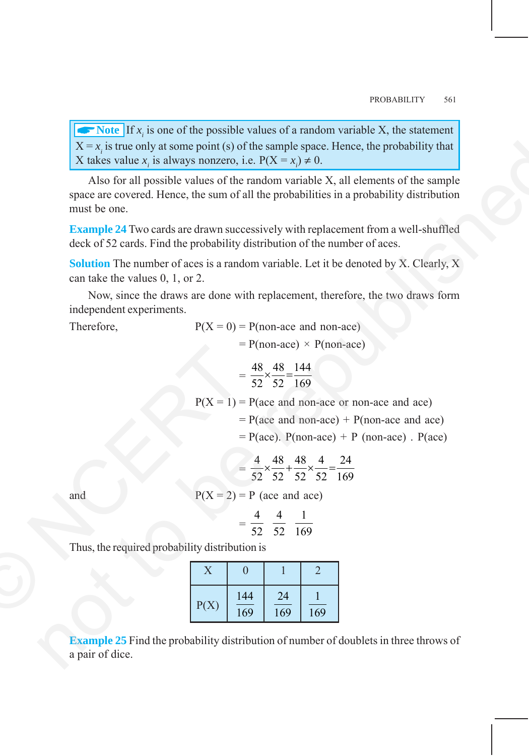> **Note** If $x_i$ is one of the possible values of a random variable X, the statement $X = x_i$ is true only at some point (s) of the sample space. Hence, the probability that X takes value $x_i$ is always nonzero, i.e. $P(X = x_i) \neq 0$.

Also for all possible values of the random variable X, all elements of the sample space are covered. Hence, the sum of all the probabilities in a probability distribution must be one.

**Example 24** Two cards are drawn successively with replacement from a well-shuffled deck of 52 cards. Find the probability distribution of the number of aces.

**Solution** The number of aces is a random variable. Let it be denoted by X. Clearly, X can take the values 0, 1, or 2.

Now, since the draws are done with replacement, therefore, the two draws form independent experiments.

Therefore,

$$P(X = 0) = P(\text{non-ace and non-ace})$$

$$= P(\text{non-ace}) \times P(\text{non-ace})$$

$$= \frac{48}{52} \times \frac{48}{52} = \frac{144}{169}$$

$$P(X = 1) = P(\text{ace and non-ace or non-ace and ace})$$

$$= P(\text{ace and non-ace}) + P(\text{non-ace and ace})$$

$$= P(\text{ace}).\ P(\text{non-ace}) + P\ (\text{non-ace})\ .\ P(\text{ace})$$

$$= \frac{4}{52} \times \frac{48}{52} + \frac{48}{52} \times \frac{4}{52} = \frac{24}{169}$$

and

$$P(X = 2) = P\ (\text{ace and ace})$$

$$= \frac{4}{52} \quad \frac{4}{52} \quad \frac{1}{169}$$

Thus, the required probability distribution is

| X | 0 | 1 | 2 |
|---|---|---|---|
| P(X) | $\frac{144}{169}$ | $\frac{24}{169}$ | $\frac{1}{169}$ |

**Example 25** Find the probability distribution of number of doublets in three throws of a pair of dice.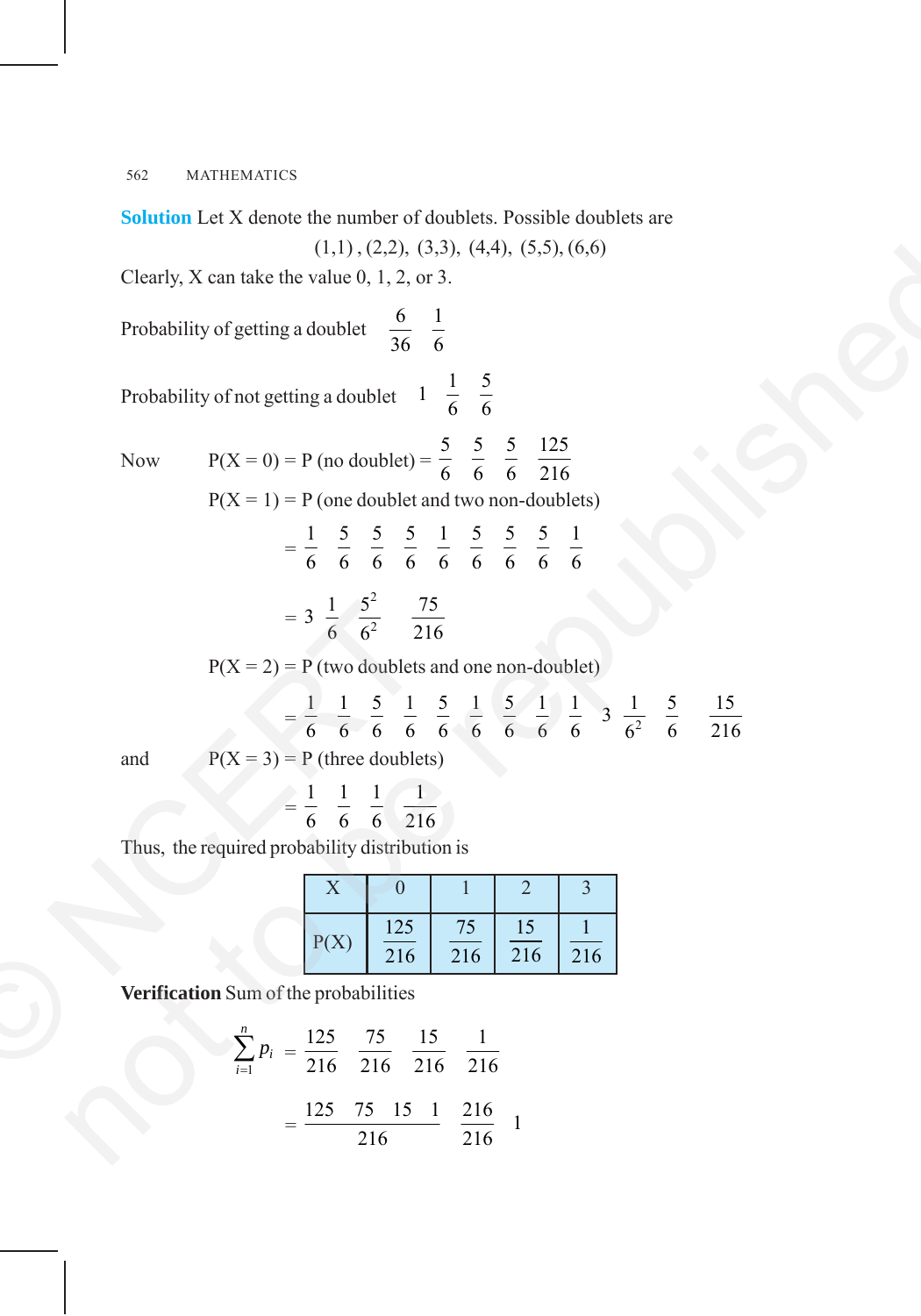**Solution** Let X denote the number of doublets. Possible doublets are

$$(1,1), (2,2), (3,3), (4,4), (5,5), (6,6)$$

Clearly, X can take the value 0, 1, 2, or 3.

Probability of getting a doublet $\frac{6}{36} \quad \frac{1}{6}$

Probability of not getting a doublet $1 \quad \frac{1}{6} \quad \frac{5}{6}$

Now $\quad P(X = 0) = P(\text{no doublet}) = \frac{5}{6} \quad \frac{5}{6} \quad \frac{5}{6} \quad \frac{125}{216}$

$P(X = 1) = P(\text{one doublet and two non-doublets})$

$$= \frac{1}{6} \quad \frac{5}{6} \quad \frac{5}{6} \quad \frac{5}{6} \quad \frac{1}{6} \quad \frac{5}{6} \quad \frac{5}{6} \quad \frac{5}{6} \quad \frac{1}{6}$$

$$= 3 \quad \frac{1}{6} \quad \frac{5^2}{6^2} \quad \frac{75}{216}$$

$P(X = 2) = P(\text{two doublets and one non-doublet})$

$$= \frac{1}{6} \quad \frac{1}{6} \quad \frac{5}{6} \quad \frac{1}{6} \quad \frac{5}{6} \quad \frac{1}{6} \quad \frac{5}{6} \quad \frac{1}{6} \quad \frac{1}{6} \quad 3 \quad \frac{1}{6^2} \quad \frac{5}{6} \quad \frac{15}{216}$$

and $\quad P(X = 3) = P(\text{three doublets})$

$$= \frac{1}{6} \quad \frac{1}{6} \quad \frac{1}{6} \quad \frac{1}{216}$$

Thus, the required probability distribution is

| X | 0 | 1 | 2 | 3 |
|---|---|---|---|---|
| P(X) | $\frac{125}{216}$ | $\frac{75}{216}$ | $\frac{15}{216}$ | $\frac{1}{216}$ |

**Verification** Sum of the probabilities

$$\sum_{i=1}^{n} p_i = \frac{125}{216} \quad \frac{75}{216} \quad \frac{15}{216} \quad \frac{1}{216}$$

$$= \frac{125 \quad 75 \quad 15 \quad 1}{216} \quad \frac{216}{216} \quad 1$$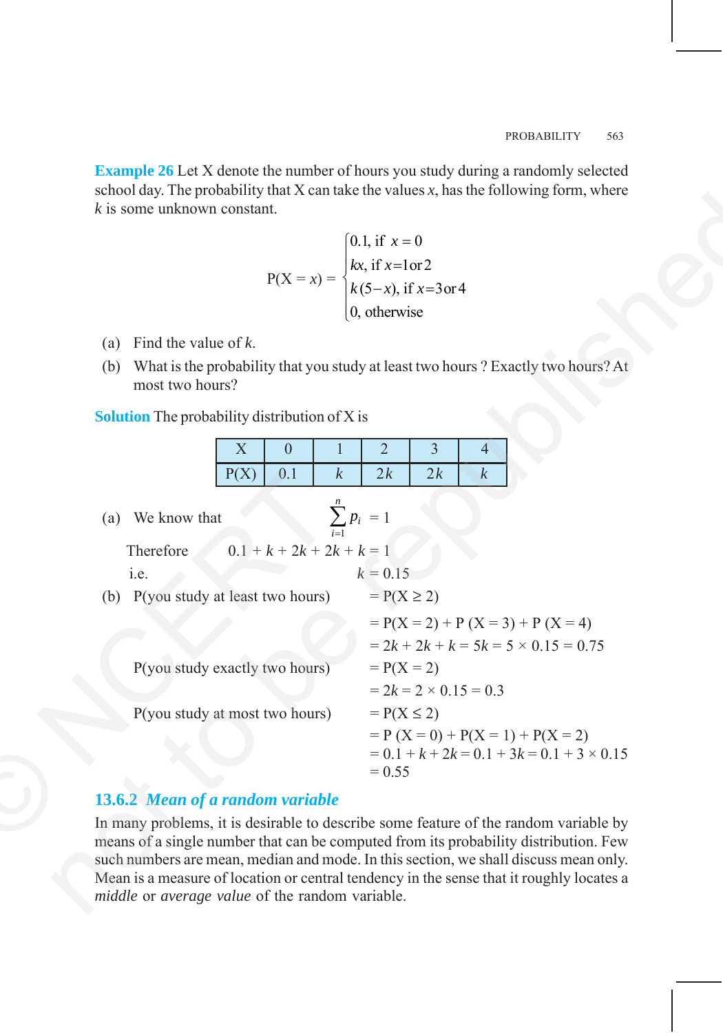**Example 26** Let X denote the number of hours you study during a randomly selected school day. The probability that X can take the values $x$, has the following form, where $k$ is some unknown constant.

$$P(X = x) = \begin{cases} 0.1, \text{ if } x = 0 \\ kx, \text{ if } x = 1 \text{ or } 2 \\ k(5 - x), \text{ if } x = 3 \text{ or } 4 \\ 0, \text{ otherwise} \end{cases}$$

(a) Find the value of $k$.

(b) What is the probability that you study at least two hours ? Exactly two hours? At most two hours?

**Solution** The probability distribution of X is

| X | 0 | 1 | 2 | 3 | 4 |
|---|---|---|---|---|---|
| P(X) | 0.1 | $k$ | $2k$ | $2k$ | $k$ |

(a) We know that $\displaystyle\sum_{i=1}^{n} p_i = 1$

Therefore $0.1 + k + 2k + 2k + k = 1$

i.e. $k = 0.15$

(b) P(you study at least two hours) $= P(X \geq 2)$

$= P(X = 2) + P(X = 3) + P(X = 4)$

$= 2k + 2k + k = 5k = 5 \times 0.15 = 0.75$

P(you study exactly two hours) $= P(X = 2)$

$= 2k = 2 \times 0.15 = 0.3$

P(you study at most two hours) $= P(X \leq 2)$

$= P(X = 0) + P(X = 1) + P(X = 2)$

$= 0.1 + k + 2k = 0.1 + 3k = 0.1 + 3 \times 0.15$

$= 0.55$

### 13.6.2 *Mean of a random variable*

In many problems, it is desirable to describe some feature of the random variable by means of a single number that can be computed from its probability distribution. Few such numbers are mean, median and mode. In this section, we shall discuss mean only. Mean is a measure of location or central tendency in the sense that it roughly locates a *middle* or *average value* of the random variable.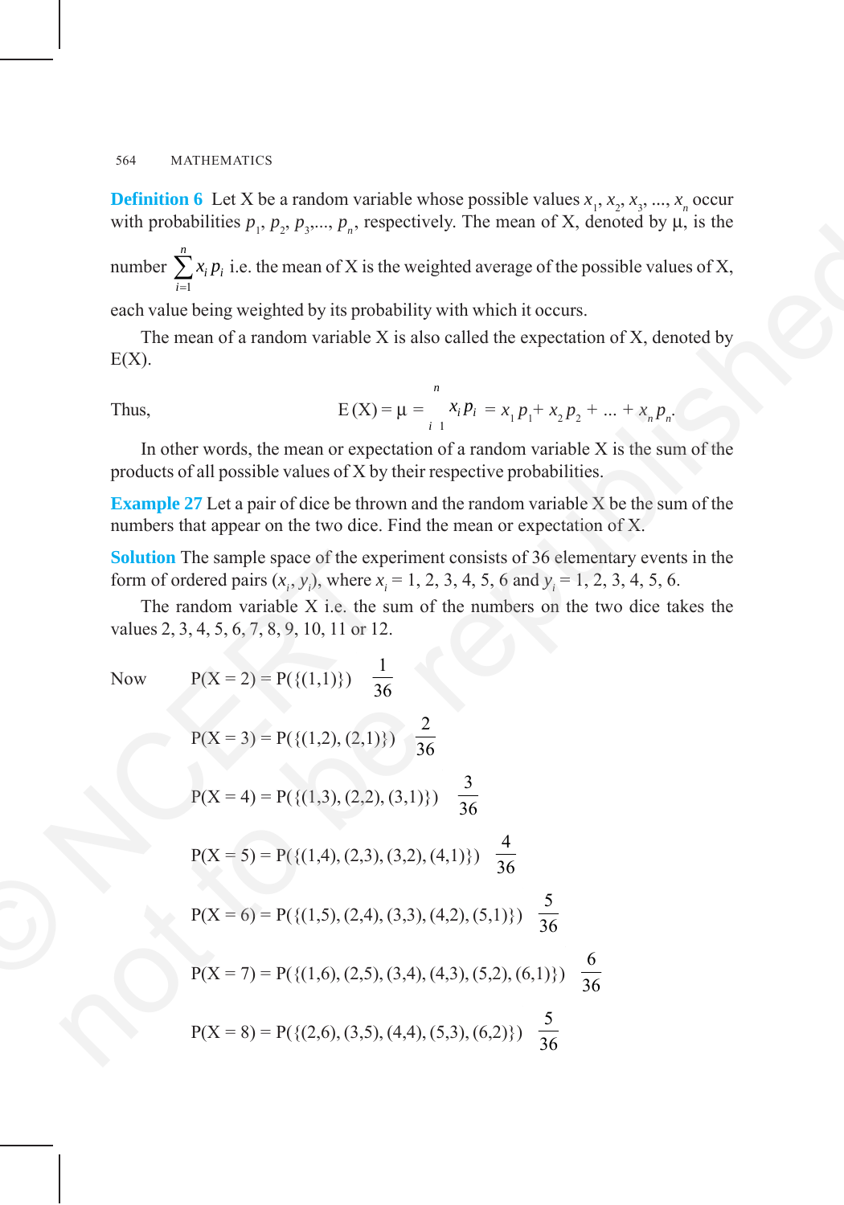**Definition 6** Let X be a random variable whose possible values $x_1, x_2, x_3, ..., x_n$ occur with probabilities $p_1, p_2, p_3,..., p_n$, respectively. The mean of X, denoted by μ, is the number $\sum_{i=1}^{n} x_i p_i$ i.e. the mean of X is the weighted average of the possible values of X, each value being weighted by its probability with which it occurs.

The mean of a random variable X is also called the expectation of X, denoted by E(X).

Thus,
$$E(X) = \mu = \sum_{i=1}^{n} x_i p_i = x_1 p_1 + x_2 p_2 + ... + x_n p_n.$$

In other words, the mean or expectation of a random variable X is the sum of the products of all possible values of X by their respective probabilities.

**Example 27** Let a pair of dice be thrown and the random variable X be the sum of the numbers that appear on the two dice. Find the mean or expectation of X.

**Solution** The sample space of the experiment consists of 36 elementary events in the form of ordered pairs $(x_i, y_i)$, where $x_i = 1, 2, 3, 4, 5, 6$ and $y_i = 1, 2, 3, 4, 5, 6$.

The random variable X i.e. the sum of the numbers on the two dice takes the values 2, 3, 4, 5, 6, 7, 8, 9, 10, 11 or 12.

Now
$$P(X = 2) = P(\{(1,1)\}) = \frac{1}{36}$$

$$P(X = 3) = P(\{(1,2), (2,1)\}) = \frac{2}{36}$$

$$P(X = 4) = P(\{(1,3), (2,2), (3,1)\}) = \frac{3}{36}$$

$$P(X = 5) = P(\{(1,4), (2,3), (3,2), (4,1)\}) = \frac{4}{36}$$

$$P(X = 6) = P(\{(1,5), (2,4), (3,3), (4,2), (5,1)\}) = \frac{5}{36}$$

$$P(X = 7) = P(\{(1,6), (2,5), (3,4), (4,3), (5,2), (6,1)\}) = \frac{6}{36}$$

$$P(X = 8) = P(\{(2,6), (3,5), (4,4), (5,3), (6,2)\}) = \frac{5}{36}$$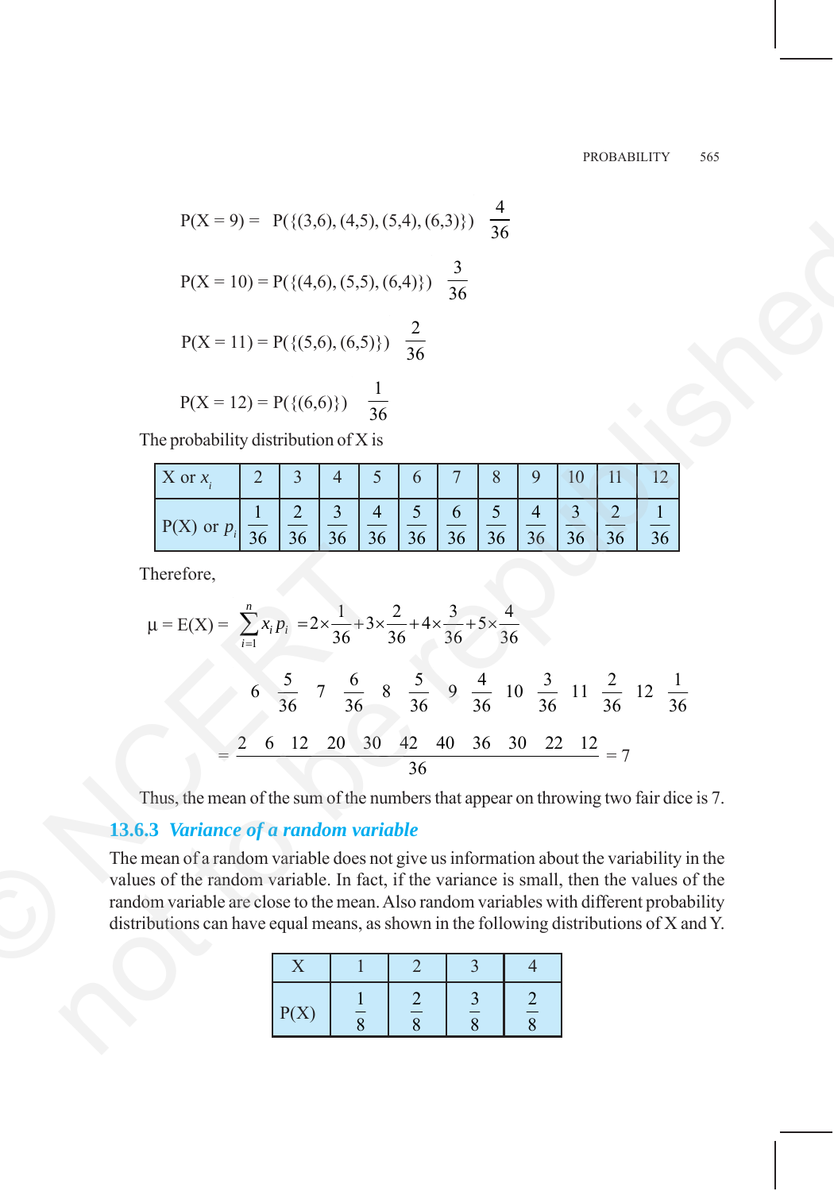$$P(X = 9) = P(\{(3,6), (4,5), (5,4), (6,3)\}) \quad \frac{4}{36}$$

$$P(X = 10) = P(\{(4,6), (5,5), (6,4)\}) \quad \frac{3}{36}$$

$$P(X = 11) = P(\{(5,6), (6,5)\}) \quad \frac{2}{36}$$

$$P(X = 12) = P(\{(6,6)\}) \quad \frac{1}{36}$$

The probability distribution of X is

| X or $x_i$ | 2 | 3 | 4 | 5 | 6 | 7 | 8 | 9 | 10 | 11 | 12 |
|---|---|---|---|---|---|---|---|---|---|---|---|
| P(X) or $p_i$ | $\frac{1}{36}$ | $\frac{2}{36}$ | $\frac{3}{36}$ | $\frac{4}{36}$ | $\frac{5}{36}$ | $\frac{6}{36}$ | $\frac{5}{36}$ | $\frac{4}{36}$ | $\frac{3}{36}$ | $\frac{2}{36}$ | $\frac{1}{36}$ |

Therefore,

$$\mu = E(X) = \sum_{i=1}^{n} x_i p_i = 2\times\frac{1}{36} + 3\times\frac{2}{36} + 4\times\frac{3}{36} + 5\times\frac{4}{36}$$

$$6 \quad \frac{5}{36} \quad 7 \quad \frac{6}{36} \quad 8 \quad \frac{5}{36} \quad 9 \quad \frac{4}{36} \quad 10 \quad \frac{3}{36} \quad 11 \quad \frac{2}{36} \quad 12 \quad \frac{1}{36}$$

$$= \frac{2 \quad 6 \quad 12 \quad 20 \quad 30 \quad 42 \quad 40 \quad 36 \quad 30 \quad 22 \quad 12}{36} = 7$$

Thus, the mean of the sum of the numbers that appear on throwing two fair dice is 7.

### 13.6.3 *Variance of a random variable*

The mean of a random variable does not give us information about the variability in the values of the random variable. In fact, if the variance is small, then the values of the random variable are close to the mean. Also random variables with different probability distributions can have equal means, as shown in the following distributions of X and Y.

| X | 1 | 2 | 3 | 4 |
|---|---|---|---|---|
| P(X) | $\frac{1}{8}$ | $\frac{2}{8}$ | $\frac{3}{8}$ | $\frac{2}{8}$ |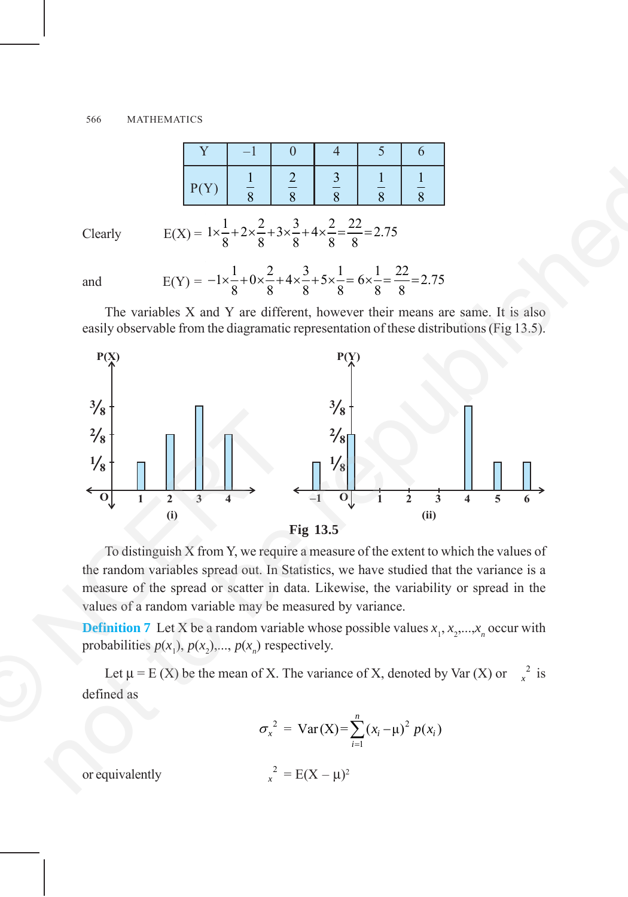| Y | –1 | 0 | 4 | 5 | 6 |
|---|---|---|---|---|---|
| P(Y) | $\frac{1}{8}$ | $\frac{2}{8}$ | $\frac{3}{8}$ | $\frac{1}{8}$ | $\frac{1}{8}$ |

Clearly $\quad E(X) = 1\times\frac{1}{8}+2\times\frac{2}{8}+3\times\frac{3}{8}+4\times\frac{2}{8}=\frac{22}{8}=2.75$

and $\quad E(Y) = -1\times\frac{1}{8}+0\times\frac{2}{8}+4\times\frac{3}{8}+5\times\frac{1}{8}= 6\times\frac{1}{8}=\frac{22}{8}=2.75$

The variables X and Y are different, however their means are same. It is also easily observable from the diagramatic representation of these distributions (Fig 13.5).

**Fig 13.5**

To distinguish X from Y, we require a measure of the extent to which the values of the random variables spread out. In Statistics, we have studied that the variance is a measure of the spread or scatter in data. Likewise, the variability or spread in the values of a random variable may be measured by variance.

**Definition 7** Let X be a random variable whose possible values $x_1, x_2,...,x_n$ occur with probabilities $p(x_1), p(x_2),..., p(x_n)$ respectively.

Let $\mu$ = E (X) be the mean of X. The variance of X, denoted by Var (X) or $\sigma_x^2$ is defined as

$$\sigma_x^2 = \text{Var}(X) = \sum_{i=1}^{n}(x_i - \mu)^2\, p(x_i)$$

or equivalently $\quad \sigma_x^2 = E(X - \mu)^2$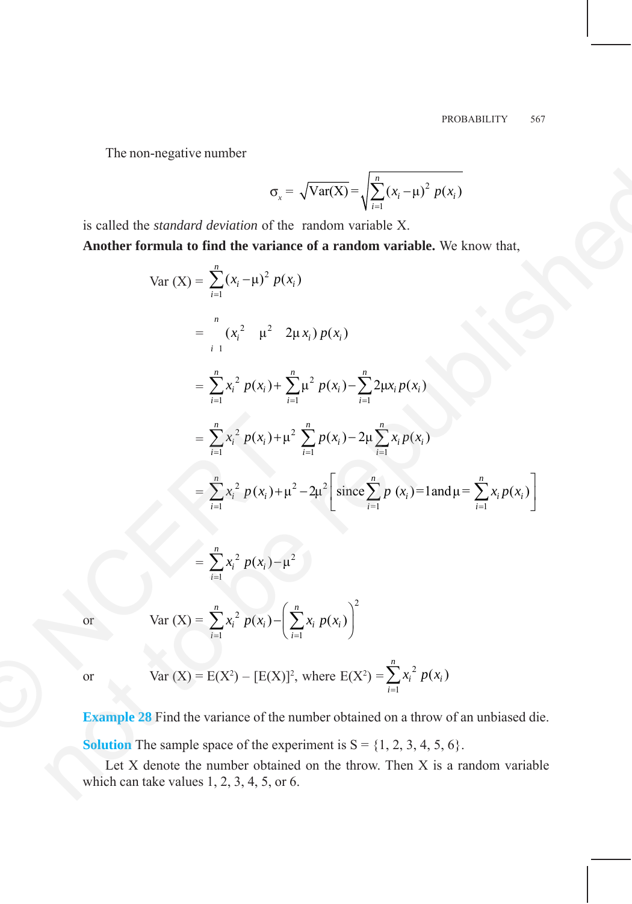The non-negative number

$$\sigma_x = \sqrt{\text{Var}(X)} = \sqrt{\sum_{i=1}^{n}(x_i - \mu)^2 \, p(x_i)}$$

is called the *standard deviation* of the random variable X.

**Another formula to find the variance of a random variable.** We know that,

$$\text{Var (X)} = \sum_{i=1}^{n}(x_i - \mu)^2 \, p(x_i)$$

$$= \sum_{i=1}^{n}(x_i^2 + \mu^2 - 2\mu \, x_i) \, p(x_i)$$

$$= \sum_{i=1}^{n} x_i^2 \, p(x_i) + \sum_{i=1}^{n} \mu^2 \, p(x_i) - \sum_{i=1}^{n} 2\mu x_i \, p(x_i)$$

$$= \sum_{i=1}^{n} x_i^2 \, p(x_i) + \mu^2 \sum_{i=1}^{n} p(x_i) - 2\mu \sum_{i=1}^{n} x_i \, p(x_i)$$

$$= \sum_{i=1}^{n} x_i^2 \, p(x_i) + \mu^2 - 2\mu^2 \left[\text{since} \sum_{i=1}^{n} p\,(x_i) = 1 \text{ and } \mu = \sum_{i=1}^{n} x_i \, p(x_i)\right]$$

$$= \sum_{i=1}^{n} x_i^2 \, p(x_i) - \mu^2$$

or $$\text{Var (X)} = \sum_{i=1}^{n} x_i^2 \, p(x_i) - \left(\sum_{i=1}^{n} x_i \, p(x_i)\right)^2$$

or $$\text{Var (X)} = \text{E}(X^2) - [\text{E}(X)]^2, \text{ where } \text{E}(X^2) = \sum_{i=1}^{n} x_i^2 \, p(x_i)$$

**Example 28** Find the variance of the number obtained on a throw of an unbiased die.

**Solution** The sample space of the experiment is S = {1, 2, 3, 4, 5, 6}.

Let X denote the number obtained on the throw. Then X is a random variable which can take values 1, 2, 3, 4, 5, or 6.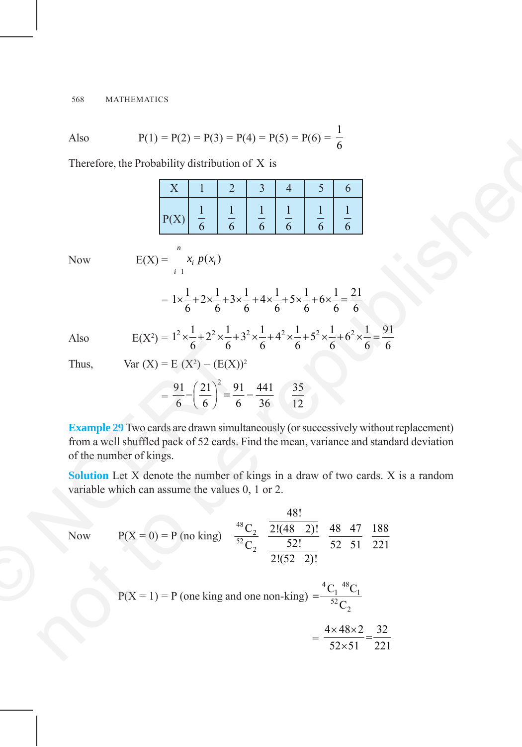Also $\quad P(1) = P(2) = P(3) = P(4) = P(5) = P(6) = \frac{1}{6}$

Therefore, the Probability distribution of X is

| X | 1 | 2 | 3 | 4 | 5 | 6 |
|---|---|---|---|---|---|---|
| P(X) | $\frac{1}{6}$ | $\frac{1}{6}$ | $\frac{1}{6}$ | $\frac{1}{6}$ | $\frac{1}{6}$ | $\frac{1}{6}$ |

Now
$$E(X) = \sum_{i=1}^{n} x_i \, p(x_i)$$

$$= 1\times\frac{1}{6}+2\times\frac{1}{6}+3\times\frac{1}{6}+4\times\frac{1}{6}+5\times\frac{1}{6}+6\times\frac{1}{6}=\frac{21}{6}$$

Also
$$E(X^2) = 1^2\times\frac{1}{6}+2^2\times\frac{1}{6}+3^2\times\frac{1}{6}+4^2\times\frac{1}{6}+5^2\times\frac{1}{6}+6^2\times\frac{1}{6}=\frac{91}{6}$$

Thus,
$$\text{Var}(X) = E(X^2) - (E(X))^2$$

$$= \frac{91}{6}-\left(\frac{21}{6}\right)^2 = \frac{91}{6}-\frac{441}{36} = \frac{35}{12}$$

**Example 29** Two cards are drawn simultaneously (or successively without replacement) from a well shuffled pack of 52 cards. Find the mean, variance and standard deviation of the number of kings.

**Solution** Let X denote the number of kings in a draw of two cards. X is a random variable which can assume the values 0, 1 or 2.

Now
$$P(X = 0) = P(\text{no king}) = \frac{{}^{48}C_2}{{}^{52}C_2} = \frac{\frac{48!}{2!(48-2)!}}{\frac{52!}{2!(52-2)!}} = \frac{48\times 47}{52\times 51} = \frac{188}{221}$$

$$P(X = 1) = P(\text{one king and one non-king}) = \frac{{}^{4}C_1 \, {}^{48}C_1}{{}^{52}C_2}$$

$$= \frac{4\times 48\times 2}{52\times 51} = \frac{32}{221}$$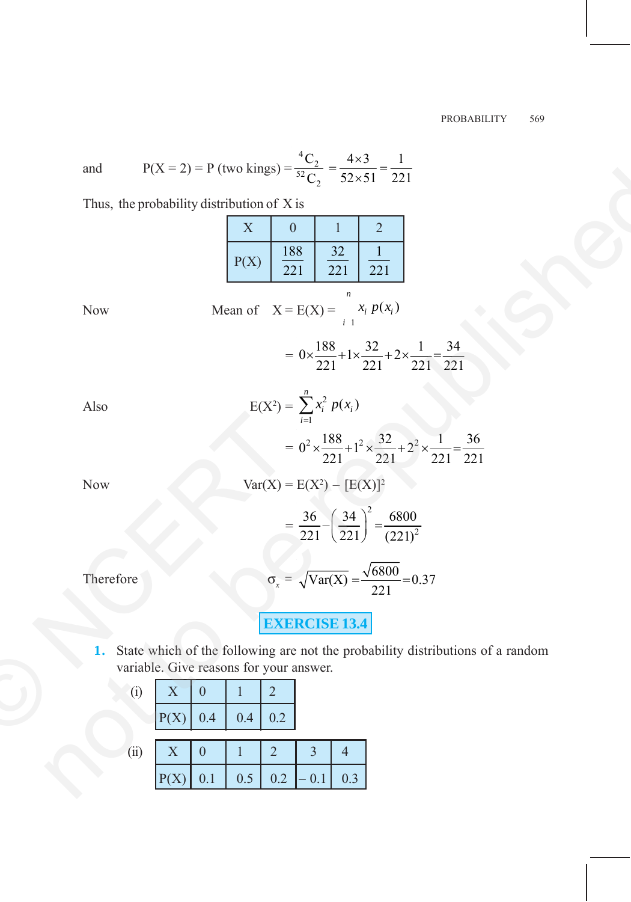and $\quad P(X = 2) = P \text{ (two kings)} = \dfrac{{}^4C_2}{{}^{52}C_2} = \dfrac{4 \times 3}{52 \times 51} = \dfrac{1}{221}$

Thus, the probability distribution of X is

| X | 0 | 1 | 2 |
|---|---|---|---|
| P(X) | $\frac{188}{221}$ | $\frac{32}{221}$ | $\frac{1}{221}$ |

Now $\quad$ Mean of $\quad X = E(X) = \sum_{i=1}^{n} x_i \, p(x_i)$

$$= 0 \times \frac{188}{221} + 1 \times \frac{32}{221} + 2 \times \frac{1}{221} = \frac{34}{221}$$

Also $\quad E(X^2) = \sum_{i=1}^{n} x_i^2 \, p(x_i)$

$$= 0^2 \times \frac{188}{221} + 1^2 \times \frac{32}{221} + 2^2 \times \frac{1}{221} = \frac{36}{221}$$

Now $\quad \text{Var}(X) = E(X^2) - [E(X)]^2$

$$= \frac{36}{221} - \left(\frac{34}{221}\right)^2 = \frac{6800}{(221)^2}$$

Therefore $\quad \sigma_x = \sqrt{\text{Var}(X)} = \dfrac{\sqrt{6800}}{221} = 0.37$

## EXERCISE 13.4

**1.** State which of the following are not the probability distributions of a random variable. Give reasons for your answer.

(i)

| X | 0 | 1 | 2 |
|---|---|---|---|
| P(X) | 0.4 | 0.4 | 0.2 |

(ii)

| X | 0 | 1 | 2 | 3 | 4 |
|---|---|---|---|---|---|
| P(X) | 0.1 | 0.5 | 0.2 | – 0.1 | 0.3 |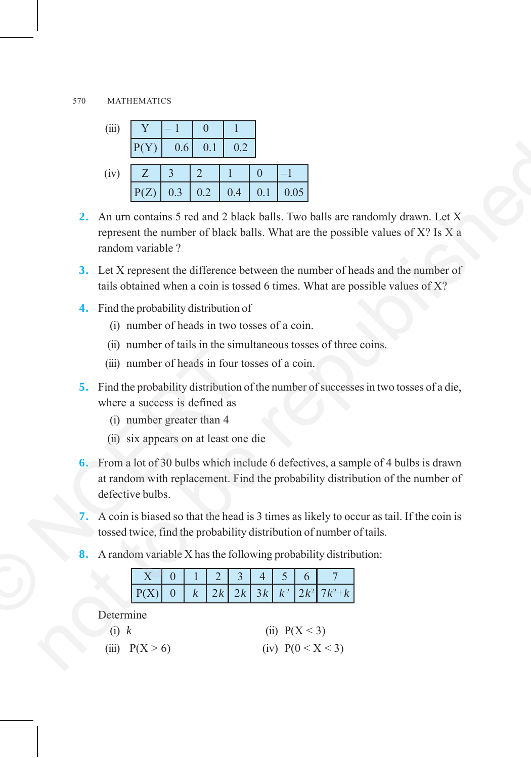(iii)

| Y | – 1 | 0 | 1 |
|---|---|---|---|
| P(Y) | 0.6 | 0.1 | 0.2 |

(iv)

| Z | 3 | 2 | 1 | 0 | –1 |
|---|---|---|---|---|---|
| P(Z) | 0.3 | 0.2 | 0.4 | 0.1 | 0.05 |

**2.** An urn contains 5 red and 2 black balls. Two balls are randomly drawn. Let X represent the number of black balls. What are the possible values of X? Is X a random variable ?

**3.** Let X represent the difference between the number of heads and the number of tails obtained when a coin is tossed 6 times. What are possible values of X?

**4.** Find the probability distribution of

(i) number of heads in two tosses of a coin.

(ii) number of tails in the simultaneous tosses of three coins.

(iii) number of heads in four tosses of a coin.

**5.** Find the probability distribution of the number of successes in two tosses of a die, where a success is defined as

(i) number greater than 4

(ii) six appears on at least one die

**6.** From a lot of 30 bulbs which include 6 defectives, a sample of 4 bulbs is drawn at random with replacement. Find the probability distribution of the number of defective bulbs.

**7.** A coin is biased so that the head is 3 times as likely to occur as tail. If the coin is tossed twice, find the probability distribution of number of tails.

**8.** A random variable X has the following probability distribution:

| X | 0 | 1 | 2 | 3 | 4 | 5 | 6 | 7 |
|---|---|---|---|---|---|---|---|---|
| P(X) | 0 | $k$ | $2k$ | $2k$ | $3k$ | $k^2$ | $2k^2$ | $7k^2+k$ |

Determine

(i) $k$

(ii) $P(X < 3)$

(iii) $P(X > 6)$

(iv) $P(0 < X < 3)$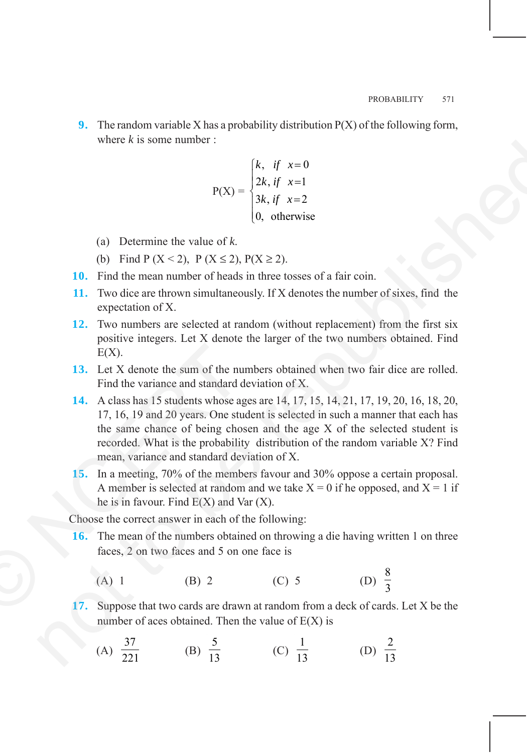**9.** The random variable X has a probability distribution P(X) of the following form, where $k$ is some number :

$$
P(X) = \begin{cases} k, & \text{if } x = 0 \\ 2k, & \text{if } x = 1 \\ 3k, & \text{if } x = 2 \\ 0, & \text{otherwise} \end{cases}
$$

(a) Determine the value of $k$.

(b) Find $P(X < 2)$, $P(X \leq 2)$, $P(X \geq 2)$.

**10.** Find the mean number of heads in three tosses of a fair coin.

**11.** Two dice are thrown simultaneously. If X denotes the number of sixes, find the expectation of X.

**12.** Two numbers are selected at random (without replacement) from the first six positive integers. Let X denote the larger of the two numbers obtained. Find E(X).

**13.** Let X denote the sum of the numbers obtained when two fair dice are rolled. Find the variance and standard deviation of X.

**14.** A class has 15 students whose ages are 14, 17, 15, 14, 21, 17, 19, 20, 16, 18, 20, 17, 16, 19 and 20 years. One student is selected in such a manner that each has the same chance of being chosen and the age X of the selected student is recorded. What is the probability distribution of the random variable X? Find mean, variance and standard deviation of X.

**15.** In a meeting, 70% of the members favour and 30% oppose a certain proposal. A member is selected at random and we take X = 0 if he opposed, and X = 1 if he is in favour. Find E(X) and Var (X).

Choose the correct answer in each of the following:

**16.** The mean of the numbers obtained on throwing a die having written 1 on three faces, 2 on two faces and 5 on one face is

(A) 1 (B) 2 (C) 5 (D) $\frac{8}{3}$

**17.** Suppose that two cards are drawn at random from a deck of cards. Let X be the number of aces obtained. Then the value of E(X) is

(A) $\frac{37}{221}$ (B) $\frac{5}{13}$ (C) $\frac{1}{13}$ (D) $\frac{2}{13}$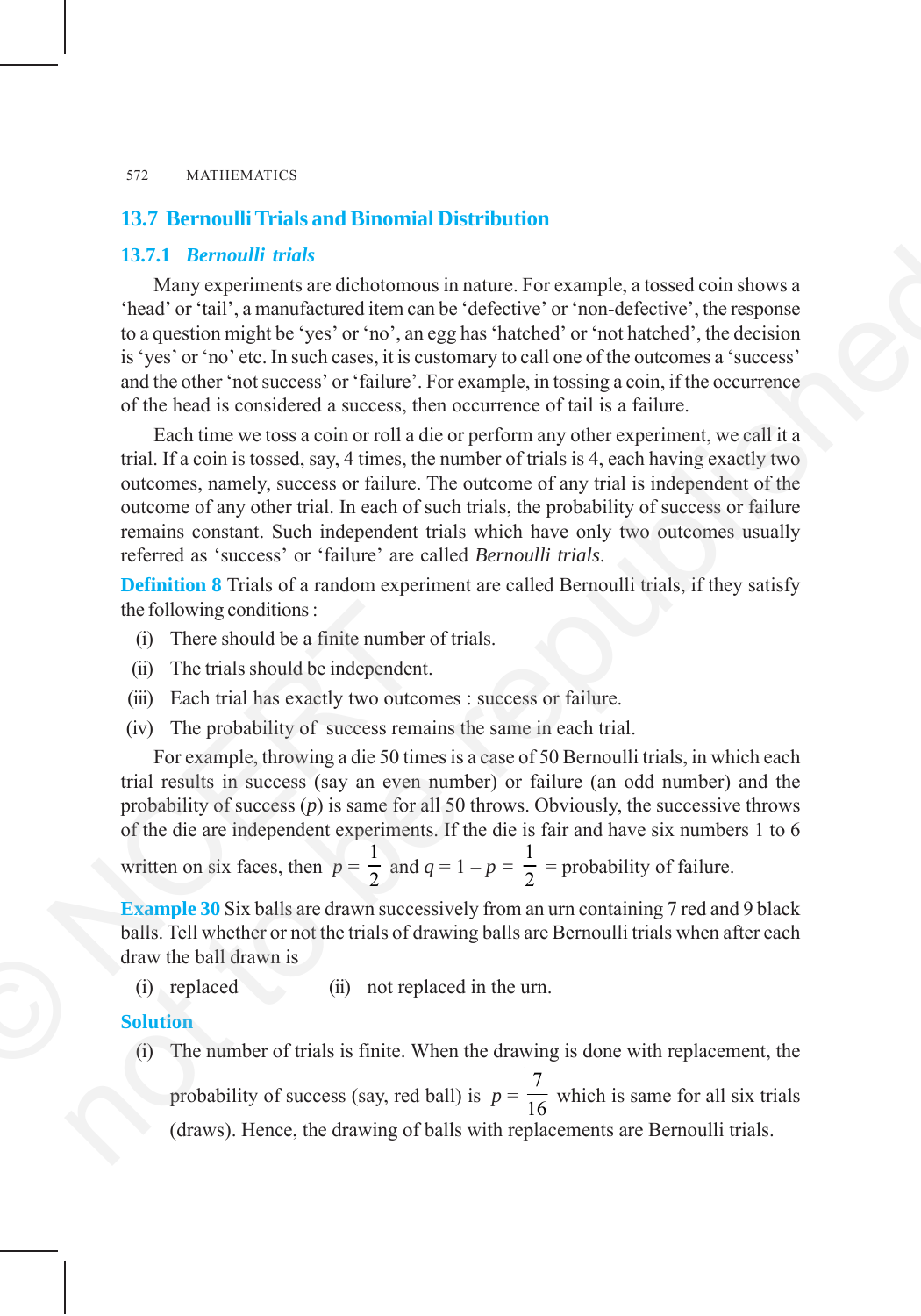## 13.7 Bernoulli Trials and Binomial Distribution

### 13.7.1 *Bernoulli trials*

Many experiments are dichotomous in nature. For example, a tossed coin shows a 'head' or 'tail', a manufactured item can be 'defective' or 'non-defective', the response to a question might be 'yes' or 'no', an egg has 'hatched' or 'not hatched', the decision is 'yes' or 'no' etc. In such cases, it is customary to call one of the outcomes a 'success' and the other 'not success' or 'failure'. For example, in tossing a coin, if the occurrence of the head is considered a success, then occurrence of tail is a failure.

Each time we toss a coin or roll a die or perform any other experiment, we call it a trial. If a coin is tossed, say, 4 times, the number of trials is 4, each having exactly two outcomes, namely, success or failure. The outcome of any trial is independent of the outcome of any other trial. In each of such trials, the probability of success or failure remains constant. Such independent trials which have only two outcomes usually referred as 'success' or 'failure' are called *Bernoulli trials*.

**Definition 8** Trials of a random experiment are called Bernoulli trials, if they satisfy the following conditions :

(i) There should be a finite number of trials.

(ii) The trials should be independent.

(iii) Each trial has exactly two outcomes : success or failure.

(iv) The probability of success remains the same in each trial.

For example, throwing a die 50 times is a case of 50 Bernoulli trials, in which each trial results in success (say an even number) or failure (an odd number) and the probability of success ($p$) is same for all 50 throws. Obviously, the successive throws of the die are independent experiments. If the die is fair and have six numbers 1 to 6 written on six faces, then $p = \frac{1}{2}$ and $q = 1 - p = \frac{1}{2}$ = probability of failure.

**Example 30** Six balls are drawn successively from an urn containing 7 red and 9 black balls. Tell whether or not the trials of drawing balls are Bernoulli trials when after each draw the ball drawn is

(i) replaced (ii) not replaced in the urn.

**Solution**

(i) The number of trials is finite. When the drawing is done with replacement, the probability of success (say, red ball) is $p = \frac{7}{16}$ which is same for all six trials (draws). Hence, the drawing of balls with replacements are Bernoulli trials.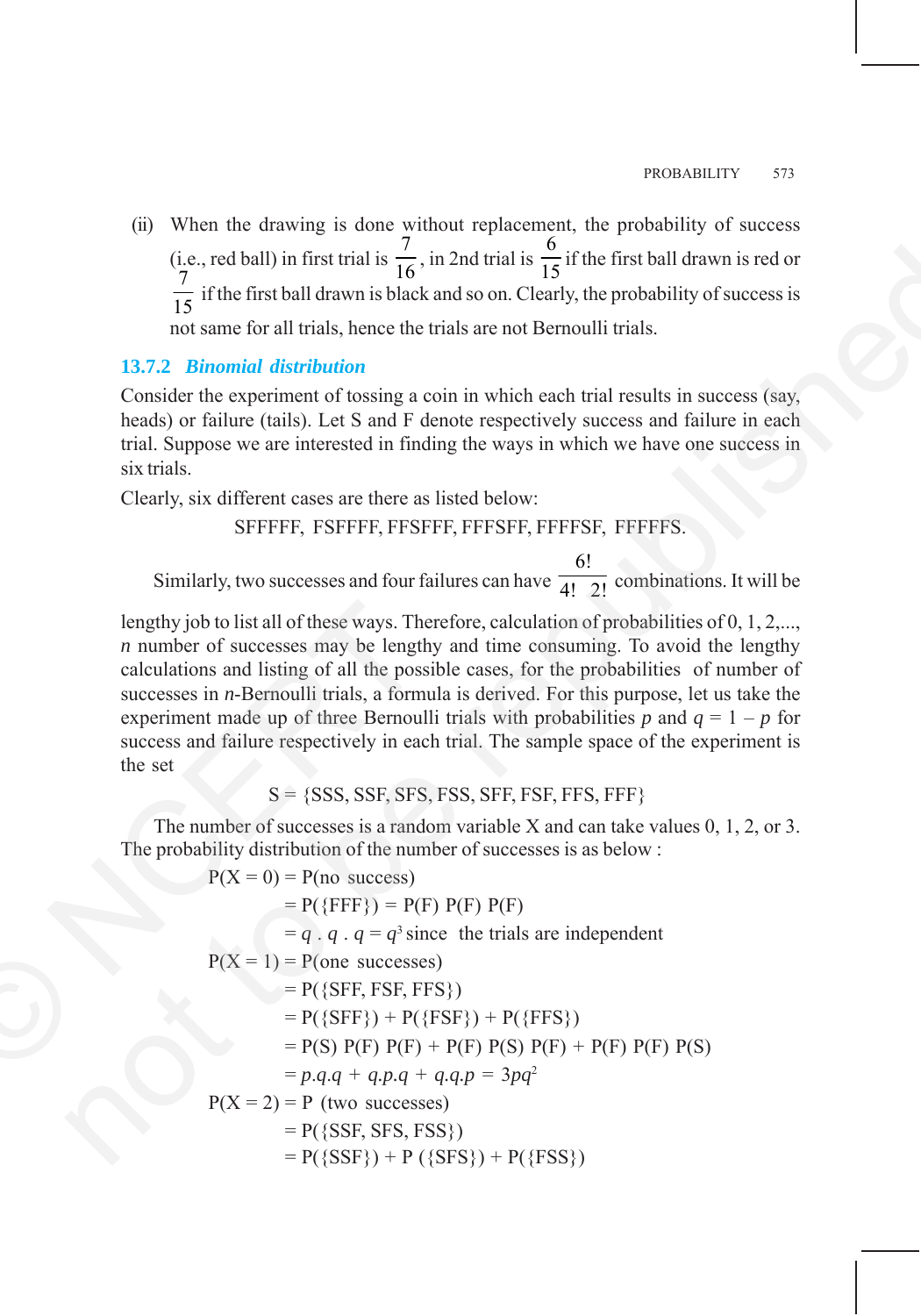(ii) When the drawing is done without replacement, the probability of success (i.e., red ball) in first trial is $\frac{7}{16}$, in 2nd trial is $\frac{6}{15}$ if the first ball drawn is red or $\frac{7}{15}$ if the first ball drawn is black and so on. Clearly, the probability of success is not same for all trials, hence the trials are not Bernoulli trials.

### 13.7.2 *Binomial distribution*

Consider the experiment of tossing a coin in which each trial results in success (say, heads) or failure (tails). Let S and F denote respectively success and failure in each trial. Suppose we are interested in finding the ways in which we have one success in six trials.

Clearly, six different cases are there as listed below:

SFFFFF, FSFFFF, FFSFFF, FFFSFF, FFFFSF, FFFFFS.

Similarly, two successes and four failures can have $\frac{6!}{4!\ \ 2!}$ combinations. It will be lengthy job to list all of these ways. Therefore, calculation of probabilities of 0, 1, 2,..., $n$ number of successes may be lengthy and time consuming. To avoid the lengthy calculations and listing of all the possible cases, for the probabilities of number of successes in $n$-Bernoulli trials, a formula is derived. For this purpose, let us take the experiment made up of three Bernoulli trials with probabilities $p$ and $q = 1 - p$ for success and failure respectively in each trial. The sample space of the experiment is the set

$$S = \{SSS, SSF, SFS, FSS, SFF, FSF, FFS, FFF\}$$

The number of successes is a random variable X and can take values 0, 1, 2, or 3. The probability distribution of the number of successes is as below :

$$
\begin{aligned}
P(X = 0) &= P(\text{no success}) \\
&= P(\{FFF\}) = P(F)\ P(F)\ P(F) \\
&= q\ .\ q\ .\ q = q^3 \text{ since the trials are independent} \\
P(X = 1) &= P(\text{one successes}) \\
&= P(\{SFF, FSF, FFS\}) \\
&= P(\{SFF\}) + P(\{FSF\}) + P(\{FFS\}) \\
&= P(S)\ P(F)\ P(F) + P(F)\ P(S)\ P(F) + P(F)\ P(F)\ P(S) \\
&= p.q.q + q.p.q + q.q.p = 3pq^2 \\
P(X = 2) &= P\ (\text{two successes}) \\
&= P(\{SSF, SFS, FSS\}) \\
&= P(\{SSF\}) + P\ (\{SFS\}) + P(\{FSS\})
\end{aligned}
$$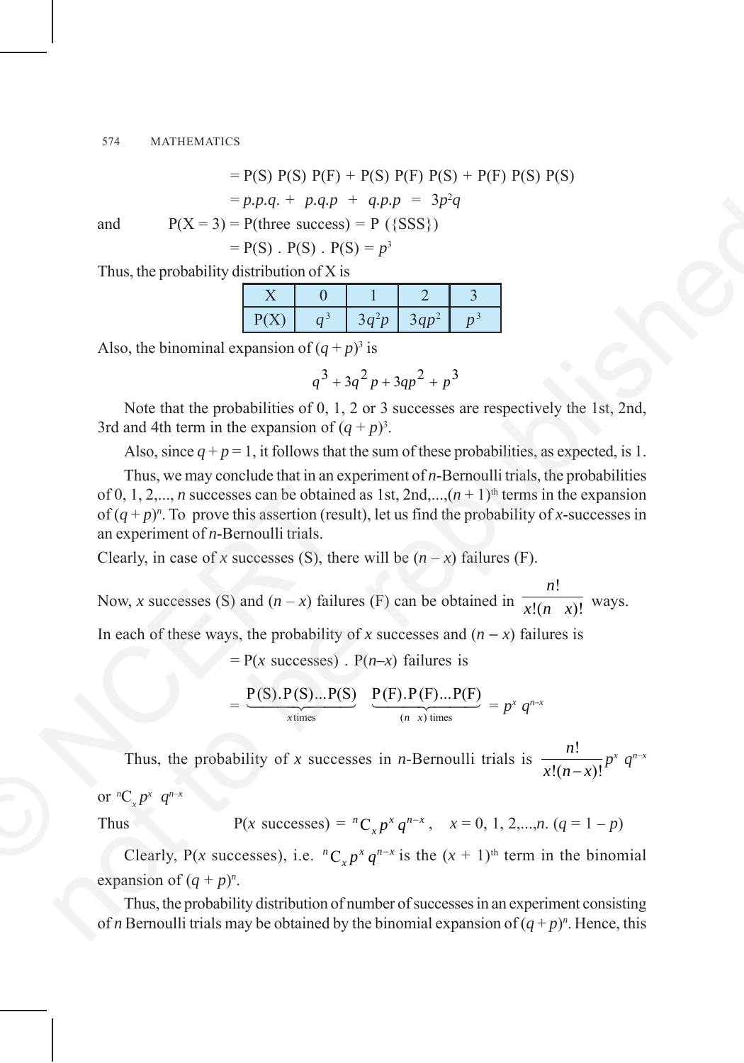$$= P(S)\ P(S)\ P(F) + P(S)\ P(F)\ P(S) + P(F)\ P(S)\ P(S)$$

$$= p.p.q. + p.q.p + q.p.p = 3p^2q$$

and $\qquad P(X = 3) = P(\text{three success}) = P(\{SSS\})$

$$= P(S)\ .\ P(S)\ .\ P(S) = p^3$$

Thus, the probability distribution of X is

| X | 0 | 1 | 2 | 3 |
|---|---|---|---|---|
| P(X) | $q^3$ | $3q^2p$ | $3qp^2$ | $p^3$ |

Also, the binomial expansion of $(q + p)^3$ is

$$q^3 + 3q^2p + 3qp^2 + p^3$$

Note that the probabilities of 0, 1, 2 or 3 successes are respectively the 1st, 2nd, 3rd and 4th term in the expansion of $(q + p)^3$.

Also, since $q + p = 1$, it follows that the sum of these probabilities, as expected, is 1.

Thus, we may conclude that in an experiment of *n*-Bernoulli trials, the probabilities of 0, 1, 2,..., *n* successes can be obtained as 1st, 2nd,...,$(n + 1)^{\text{th}}$ terms in the expansion of $(q + p)^n$. To prove this assertion (result), let us find the probability of *x*-successes in an experiment of *n*-Bernoulli trials.

Clearly, in case of *x* successes (S), there will be $(n - x)$ failures (F).

Now, *x* successes (S) and $(n - x)$ failures (F) can be obtained in $\dfrac{n!}{x!(n-x)!}$ ways.

In each of these ways, the probability of *x* successes and $(n - x)$ failures is

$$= P(x \text{ successes})\ .\ P(n\text{–}x) \text{ failures is}$$

$$= \underbrace{P(S).P(S)...P(S)}_{x\,\text{times}}\ \underbrace{P(F).P(F)...P(F)}_{(n-x)\,\text{times}} = p^x\, q^{n-x}$$

Thus, the probability of *x* successes in *n*-Bernoulli trials is $\dfrac{n!}{x!(n-x)!}p^x\, q^{n-x}$

or ${}^nC_x\, p^x\ q^{n-x}$

Thus $\qquad P(x \text{ successes}) = {}^nC_x\, p^x\, q^{n-x}, \quad x = 0, 1, 2,...,n.\ (q = 1 - p)$

Clearly, P(*x* successes), i.e. ${}^nC_x\, p^x\, q^{n-x}$ is the $(x + 1)^{\text{th}}$ term in the binomial expansion of $(q + p)^n$.

Thus, the probability distribution of number of successes in an experiment consisting of *n* Bernoulli trials may be obtained by the binomial expansion of $(q + p)^n$. Hence, this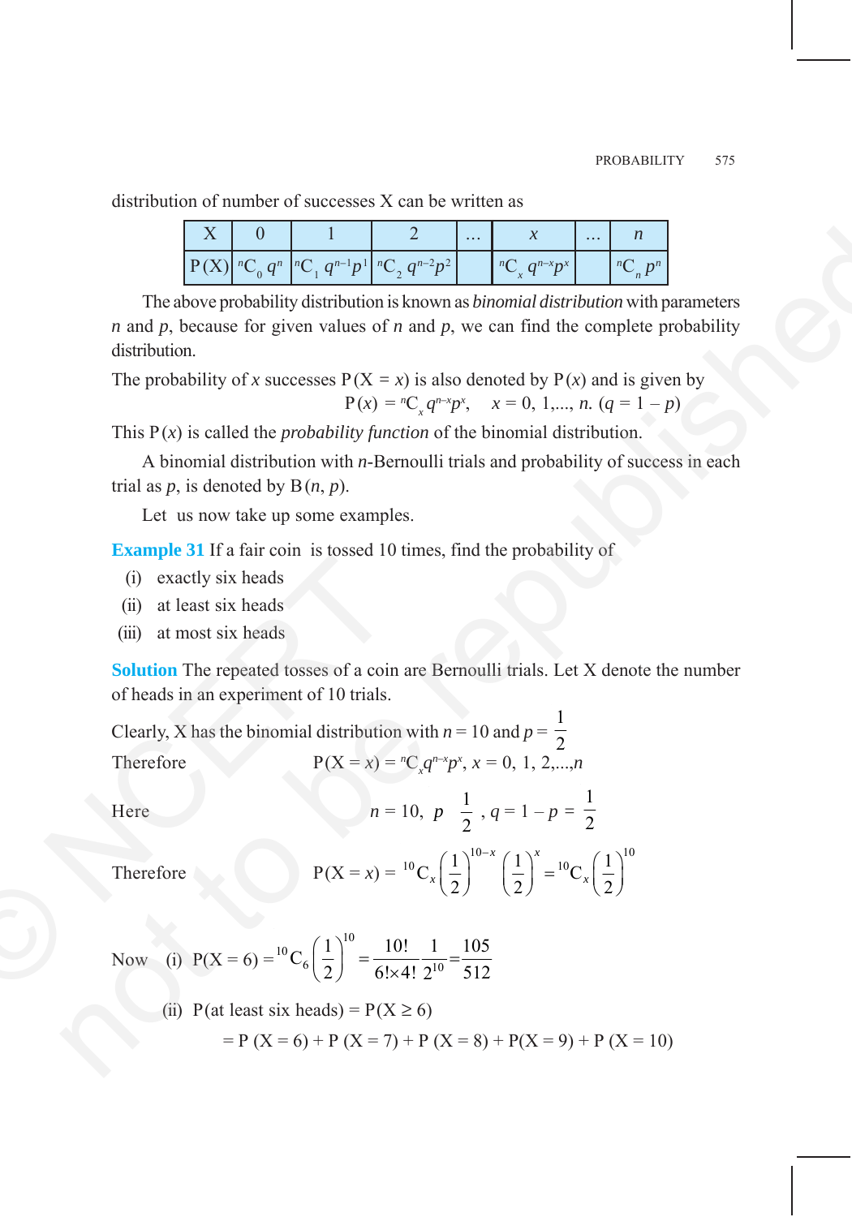distribution of number of successes X can be written as

| X | 0 | 1 | 2 | ... | $x$ | ... | $n$ |
|---|---|---|---|---|---|---|---|
| P(X) | ${}^nC_0\, q^n$ | ${}^nC_1\, q^{n-1}p^1$ | ${}^nC_2\, q^{n-2}p^2$ | | ${}^nC_x\, q^{n-x}p^x$ | | ${}^nC_n\, p^n$ |

The above probability distribution is known as *binomial distribution* with parameters $n$ and $p$, because for given values of $n$ and $p$, we can find the complete probability distribution.

The probability of $x$ successes $P(X = x)$ is also denoted by $P(x)$ and is given by

$$P(x) = {}^nC_x\, q^{n-x}p^x, \quad x = 0, 1, ..., n. \ (q = 1 - p)$$

This $P(x)$ is called the *probability function* of the binomial distribution.

A binomial distribution with $n$-Bernoulli trials and probability of success in each trial as $p$, is denoted by $B(n, p)$.

Let us now take up some examples.

**Example 31** If a fair coin is tossed 10 times, find the probability of

(i) exactly six heads

(ii) at least six heads

(iii) at most six heads

**Solution** The repeated tosses of a coin are Bernoulli trials. Let X denote the number of heads in an experiment of 10 trials.

Clearly, X has the binomial distribution with $n = 10$ and $p = \frac{1}{2}$

Therefore $\qquad P(X = x) = {}^nC_x q^{n-x}p^x, \ x = 0, 1, 2, ..., n$

Here $\qquad n = 10, \ p \ \frac{1}{2}, \ q = 1 - p = \frac{1}{2}$

Therefore $\qquad P(X = x) = {}^{10}C_x\left(\frac{1}{2}\right)^{10-x}\left(\frac{1}{2}\right)^x = {}^{10}C_x\left(\frac{1}{2}\right)^{10}$

Now (i) $P(X = 6) = {}^{10}C_6\left(\frac{1}{2}\right)^{10} = \frac{10!}{6! \times 4!}\frac{1}{2^{10}} = \frac{105}{512}$

(ii) $P(\text{at least six heads}) = P(X \geq 6)$

$$= P(X = 6) + P(X = 7) + P(X = 8) + P(X = 9) + P(X = 10)$$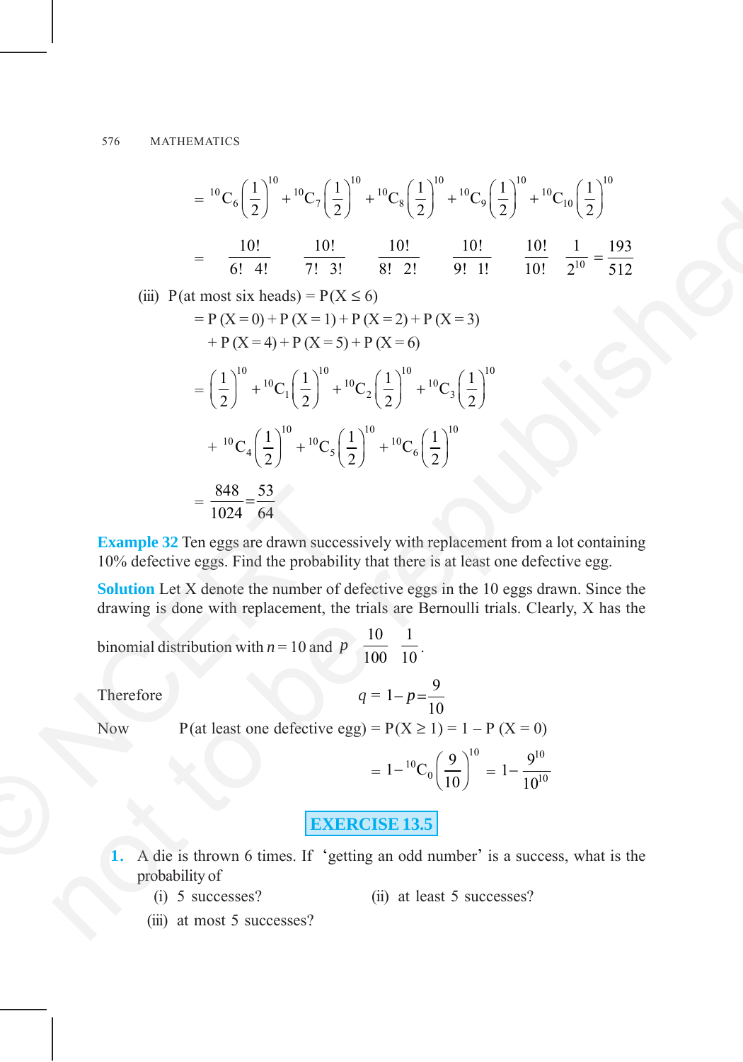$$= {}^{10}C_6\left(\frac{1}{2}\right)^{10} + {}^{10}C_7\left(\frac{1}{2}\right)^{10} + {}^{10}C_8\left(\frac{1}{2}\right)^{10} + {}^{10}C_9\left(\frac{1}{2}\right)^{10} + {}^{10}C_{10}\left(\frac{1}{2}\right)^{10}$$

$$= \frac{10!}{6!\;\;4!} \qquad \frac{10!}{7!\;\;3!} \qquad \frac{10!}{8!\;\;2!} \qquad \frac{10!}{9!\;\;1!} \qquad \frac{10!}{10!} \qquad \frac{1}{2^{10}} = \frac{193}{512}$$

(iii) P(at most six heads) = P(X ≤ 6)

$$= P(X = 0) + P(X = 1) + P(X = 2) + P(X = 3)$$
$$+ P(X = 4) + P(X = 5) + P(X = 6)$$

$$= \left(\frac{1}{2}\right)^{10} + {}^{10}C_1\left(\frac{1}{2}\right)^{10} + {}^{10}C_2\left(\frac{1}{2}\right)^{10} + {}^{10}C_3\left(\frac{1}{2}\right)^{10}$$

$$+ {}^{10}C_4\left(\frac{1}{2}\right)^{10} + {}^{10}C_5\left(\frac{1}{2}\right)^{10} + {}^{10}C_6\left(\frac{1}{2}\right)^{10}$$

$$= \frac{848}{1024} = \frac{53}{64}$$

**Example 32** Ten eggs are drawn successively with replacement from a lot containing 10% defective eggs. Find the probability that there is at least one defective egg.

**Solution** Let X denote the number of defective eggs in the 10 eggs drawn. Since the drawing is done with replacement, the trials are Bernoulli trials. Clearly, X has the binomial distribution with $n = 10$ and $p \quad \dfrac{10}{100} \quad \dfrac{1}{10}$.

Therefore $\qquad q = 1 - p = \dfrac{9}{10}$

Now $\qquad$ P(at least one defective egg) = P(X ≥ 1) = 1 – P (X = 0)

$$= 1 - {}^{10}C_0\left(\frac{9}{10}\right)^{10} = 1 - \frac{9^{10}}{10^{10}}$$

## EXERCISE 13.5

1. A die is thrown 6 times. If 'getting an odd number' is a success, what is the probability of
   (i) 5 successes? (ii) at least 5 successes?
   (iii) at most 5 successes?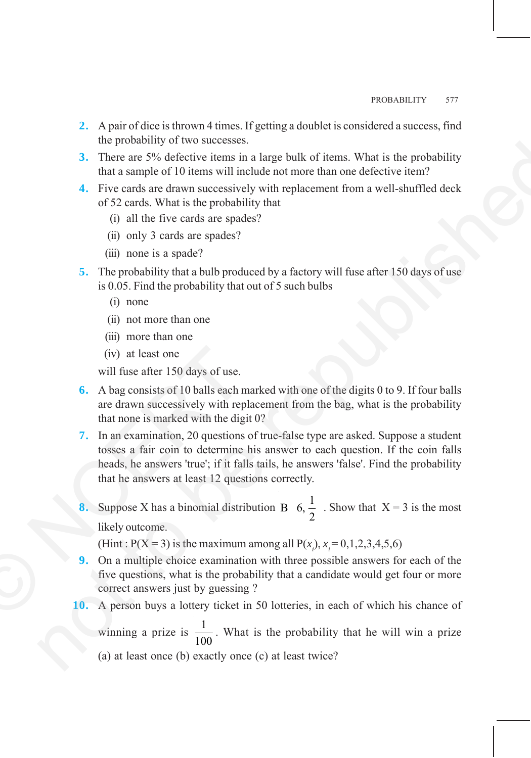2. A pair of dice is thrown 4 times. If getting a doublet is considered a success, find the probability of two successes.

3. There are 5% defective items in a large bulk of items. What is the probability that a sample of 10 items will include not more than one defective item?

4. Five cards are drawn successively with replacement from a well-shuffled deck of 52 cards. What is the probability that
   (i) all the five cards are spades?
   (ii) only 3 cards are spades?
   (iii) none is a spade?

5. The probability that a bulb produced by a factory will fuse after 150 days of use is 0.05. Find the probability that out of 5 such bulbs
   (i) none
   (ii) not more than one
   (iii) more than one
   (iv) at least one

   will fuse after 150 days of use.

6. A bag consists of 10 balls each marked with one of the digits 0 to 9. If four balls are drawn successively with replacement from the bag, what is the probability that none is marked with the digit 0?

7. In an examination, 20 questions of true-false type are asked. Suppose a student tosses a fair coin to determine his answer to each question. If the coin falls heads, he answers 'true'; if it falls tails, he answers 'false'. Find the probability that he answers at least 12 questions correctly.

8. Suppose X has a binomial distribution $B\left(6, \frac{1}{2}\right)$. Show that X = 3 is the most likely outcome.

   (Hint : P(X = 3) is the maximum among all $P(x_i)$, $x_i = 0,1,2,3,4,5,6$)

9. On a multiple choice examination with three possible answers for each of the five questions, what is the probability that a candidate would get four or more correct answers just by guessing ?

10. A person buys a lottery ticket in 50 lotteries, in each of which his chance of winning a prize is $\frac{1}{100}$. What is the probability that he will win a prize (a) at least once (b) exactly once (c) at least twice?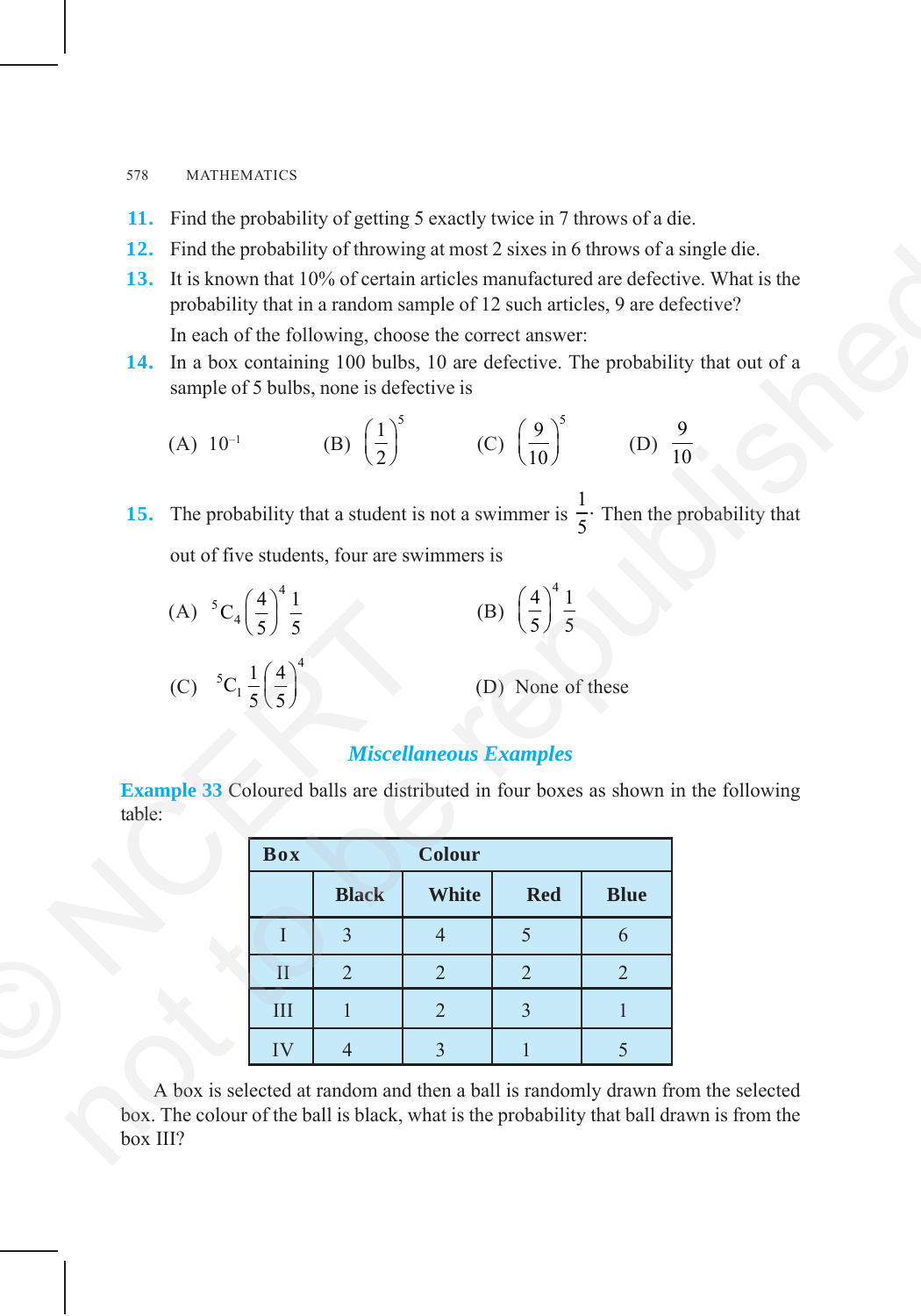**11.** Find the probability of getting 5 exactly twice in 7 throws of a die.

**12.** Find the probability of throwing at most 2 sixes in 6 throws of a single die.

**13.** It is known that 10% of certain articles manufactured are defective. What is the probability that in a random sample of 12 such articles, 9 are defective?

In each of the following, choose the correct answer:

**14.** In a box containing 100 bulbs, 10 are defective. The probability that out of a sample of 5 bulbs, none is defective is

(A) $10^{-1}$ (B) $\left(\frac{1}{2}\right)^5$ (C) $\left(\frac{9}{10}\right)^5$ (D) $\frac{9}{10}$

**15.** The probability that a student is not a swimmer is $\frac{1}{5}\cdot$ Then the probability that out of five students, four are swimmers is

(A) ${}^5C_4\left(\frac{4}{5}\right)^4\frac{1}{5}$ (B) $\left(\frac{4}{5}\right)^4\frac{1}{5}$

(C) ${}^5C_1\frac{1}{5}\left(\frac{4}{5}\right)^4$ (D) None of these

## *Miscellaneous Examples*

**Example 33** Coloured balls are distributed in four boxes as shown in the following table:

| Box | Colour | | | |
|---|---|---|---|---|
| | Black | White | Red | Blue |
| I | 3 | 4 | 5 | 6 |
| II | 2 | 2 | 2 | 2 |
| III | 1 | 2 | 3 | 1 |
| IV | 4 | 3 | 1 | 5 |

A box is selected at random and then a ball is randomly drawn from the selected box. The colour of the ball is black, what is the probability that ball drawn is from the box III?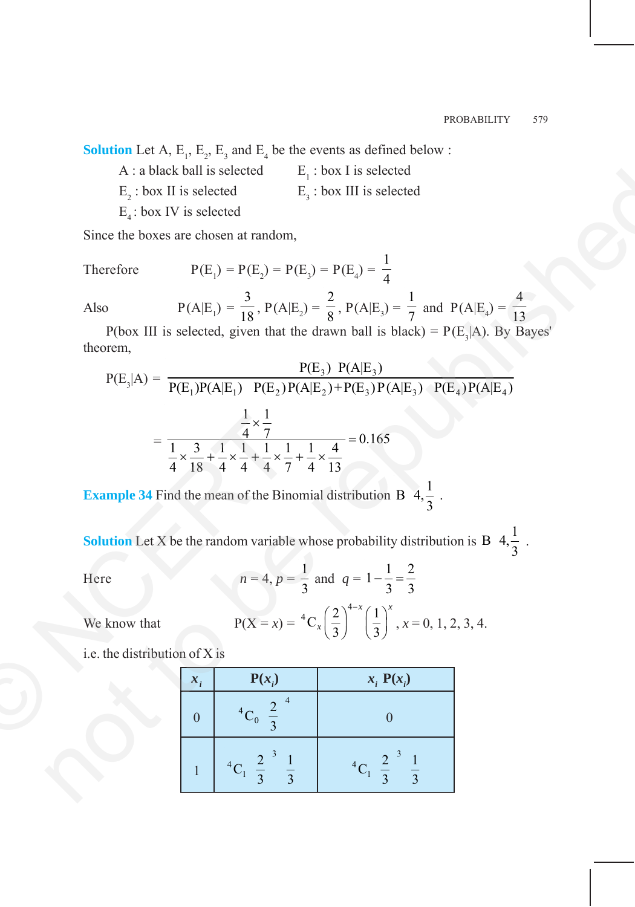**Solution** Let A, $E_1$, $E_2$, $E_3$ and $E_4$ be the events as defined below :

A : a black ball is selected  $E_1$ : box I is selected

$E_2$ : box II is selected  $E_3$ : box III is selected

$E_4$ : box IV is selected

Since the boxes are chosen at random,

Therefore $\qquad P(E_1) = P(E_2) = P(E_3) = P(E_4) = \frac{1}{4}$

Also $\qquad P(A|E_1) = \frac{3}{18}$, $P(A|E_2) = \frac{2}{8}$, $P(A|E_3) = \frac{1}{7}$ and $P(A|E_4) = \frac{4}{13}$

P(box III is selected, given that the drawn ball is black) = $P(E_3|A)$. By Bayes' theorem,

$$P(E_3|A) = \frac{P(E_3)\ P(A|E_3)}{P(E_1)P(A|E_1)\ \ P(E_2)P(A|E_2)+P(E_3)P(A|E_3)\ \ P(E_4)P(A|E_4)}$$

$$= \frac{\frac{1}{4}\times\frac{1}{7}}{\frac{1}{4}\times\frac{3}{18}+\frac{1}{4}\times\frac{1}{4}+\frac{1}{4}\times\frac{1}{7}+\frac{1}{4}\times\frac{4}{13}} = 0.165$$

**Example 34** Find the mean of the Binomial distribution $B\left(4, \frac{1}{3}\right)$.

**Solution** Let X be the random variable whose probability distribution is $B\left(4, \frac{1}{3}\right)$.

Here $\qquad n = 4,\ p = \frac{1}{3}$ and $q = 1 - \frac{1}{3} = \frac{2}{3}$

We know that $\qquad P(X = x) = {}^4C_x \left(\frac{2}{3}\right)^{4-x}\left(\frac{1}{3}\right)^x,\ x = 0, 1, 2, 3, 4.$

i.e. the distribution of X is

| $x_i$ | $P(x_i)$ | $x_i\ P(x_i)$ |
|---|---|---|
| 0 | ${}^4C_0\left(\frac{2}{3}\right)^4$ | 0 |
| 1 | ${}^4C_1\left(\frac{2}{3}\right)^3\left(\frac{1}{3}\right)$ | ${}^4C_1\left(\frac{2}{3}\right)^3\left(\frac{1}{3}\right)$ |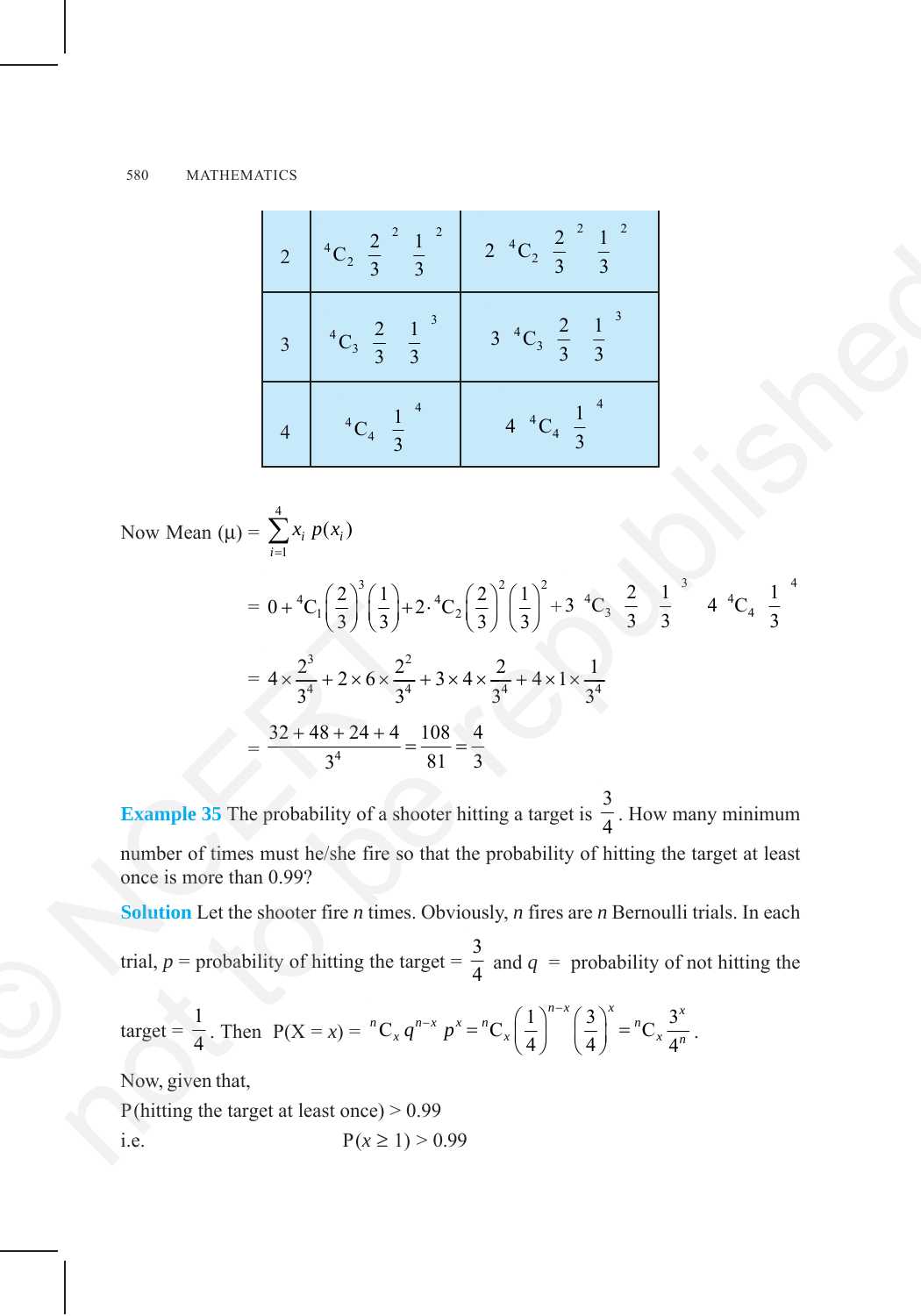| | | |
|---|---|---|
| 2 | ${}^4C_2 \left(\frac{2}{3}\right)^2 \left(\frac{1}{3}\right)^2$ | $2\ {}^4C_2 \left(\frac{2}{3}\right)^2 \left(\frac{1}{3}\right)^2$ |
| 3 | ${}^4C_3 \left(\frac{2}{3}\right) \left(\frac{1}{3}\right)^3$ | $3\ {}^4C_3 \left(\frac{2}{3}\right) \left(\frac{1}{3}\right)^3$ |
| 4 | ${}^4C_4 \left(\frac{1}{3}\right)^4$ | $4\ {}^4C_4 \left(\frac{1}{3}\right)^4$ |

Now Mean $(\mu) = \sum_{i=1}^{4} x_i\, p(x_i)$

$$= 0 + {}^4C_1\left(\frac{2}{3}\right)^3\left(\frac{1}{3}\right) + 2\cdot{}^4C_2\left(\frac{2}{3}\right)^2\left(\frac{1}{3}\right)^2 + 3\ {}^4C_3\left(\frac{2}{3}\right)\left(\frac{1}{3}\right)^3 + 4\ {}^4C_4\left(\frac{1}{3}\right)^4$$

$$= 4\times\frac{2^3}{3^4} + 2\times 6\times\frac{2^2}{3^4} + 3\times 4\times\frac{2}{3^4} + 4\times 1\times\frac{1}{3^4}$$

$$= \frac{32+48+24+4}{3^4} = \frac{108}{81} = \frac{4}{3}$$

**Example 35** The probability of a shooter hitting a target is $\frac{3}{4}$. How many minimum number of times must he/she fire so that the probability of hitting the target at least once is more than 0.99?

**Solution** Let the shooter fire $n$ times. Obviously, $n$ fires are $n$ Bernoulli trials. In each trial, $p$ = probability of hitting the target = $\frac{3}{4}$ and $q$ = probability of not hitting the target = $\frac{1}{4}$. Then $P(X = x) = {}^nC_x\, q^{n-x}\, p^x = {}^nC_x\left(\frac{1}{4}\right)^{n-x}\left(\frac{3}{4}\right)^x = {}^nC_x\,\frac{3^x}{4^n}$.

Now, given that,

P(hitting the target at least once) > 0.99

i.e. $P(x \geq 1) > 0.99$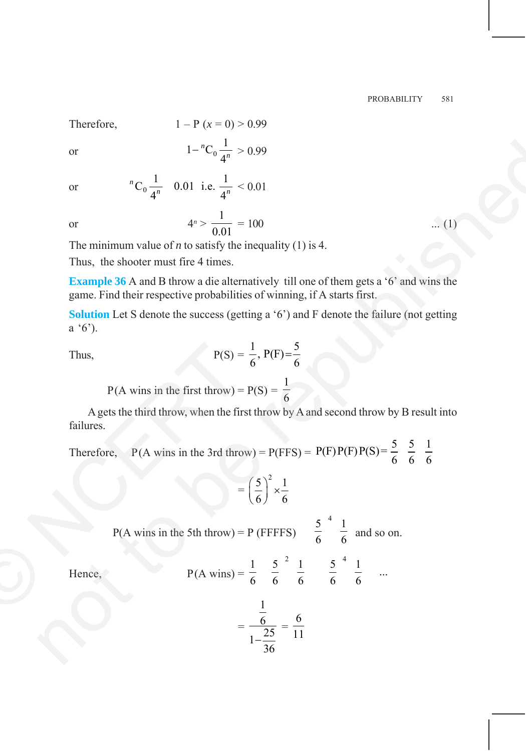Therefore, $$1 - P(x = 0) > 0.99$$

or $$1 - {}^nC_0 \frac{1}{4^n} > 0.99$$

or $${}^nC_0 \frac{1}{4^n} \quad 0.01 \quad \text{i.e.} \quad \frac{1}{4^n} < 0.01$$

or $$4^n > \frac{1}{0.01} = 100 \qquad \text{... (1)}$$

The minimum value of $n$ to satisfy the inequality (1) is 4.

Thus, the shooter must fire 4 times.

**Example 36** A and B throw a die alternatively till one of them gets a '6' and wins the game. Find their respective probabilities of winning, if A starts first.

**Solution** Let S denote the success (getting a '6') and F denote the failure (not getting a '6').

Thus, $$P(S) = \frac{1}{6}, \; P(F) = \frac{5}{6}$$

$$P(\text{A wins in the first throw}) = P(S) = \frac{1}{6}$$

A gets the third throw, when the first throw by A and second throw by B result into failures.

Therefore, $$P(\text{A wins in the 3rd throw}) = P(FFS) = P(F)P(F)P(S) = \frac{5}{6} \quad \frac{5}{6} \quad \frac{1}{6}$$

$$= \left(\frac{5}{6}\right)^2 \times \frac{1}{6}$$

$$P(\text{A wins in the 5th throw}) = P(FFFFS) \quad \frac{5}{6}^4 \quad \frac{1}{6} \quad \text{and so on.}$$

Hence, $$P(\text{A wins}) = \frac{1}{6} \quad \frac{5}{6}^2 \quad \frac{1}{6} \quad \frac{5}{6}^4 \quad \frac{1}{6} \quad \ldots$$

$$= \frac{\frac{1}{6}}{1 - \frac{25}{36}} = \frac{6}{11}$$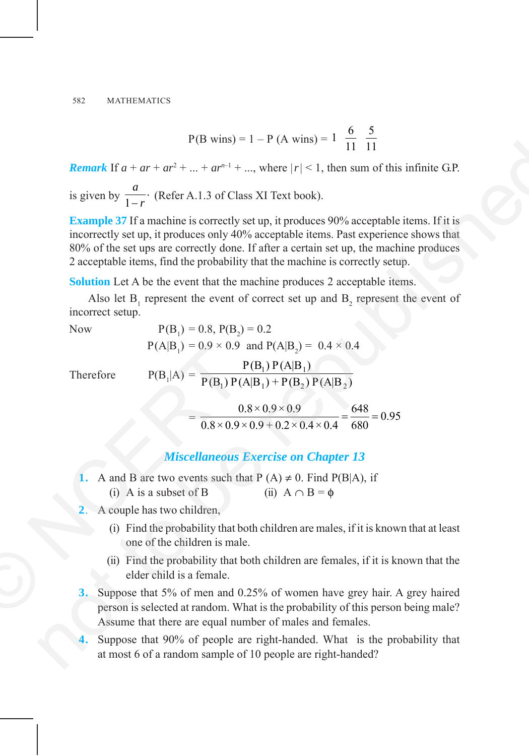$$P(\text{B wins}) = 1 - P(\text{A wins}) = 1 \quad \frac{6}{11} \quad \frac{5}{11}$$

***Remark*** If $a + ar + ar^2 + ... + ar^{n-1} + ...$, where $|r| < 1$, then sum of this infinite G.P. is given by $\frac{a}{1-r}\cdot$ (Refer A.1.3 of Class XI Text book).

**Example 37** If a machine is correctly set up, it produces 90% acceptable items. If it is incorrectly set up, it produces only 40% acceptable items. Past experience shows that 80% of the set ups are correctly done. If after a certain set up, the machine produces 2 acceptable items, find the probability that the machine is correctly setup.

**Solution** Let A be the event that the machine produces 2 acceptable items.

Also let $B_1$ represent the event of correct set up and $B_2$ represent the event of incorrect setup.

Now $P(B_1) = 0.8$, $P(B_2) = 0.2$

$P(A|B_1) = 0.9 \times 0.9$ and $P(A|B_2) = 0.4 \times 0.4$

Therefore
$$P(B_1|A) = \frac{P(B_1)\,P(A|B_1)}{P(B_1)\,P(A|B_1) + P(B_2)\,P(A|B_2)}$$

$$= \frac{0.8 \times 0.9 \times 0.9}{0.8 \times 0.9 \times 0.9 + 0.2 \times 0.4 \times 0.4} = \frac{648}{680} = 0.95$$

## *Miscellaneous Exercise on Chapter 13*

1. A and B are two events such that $P(A) \neq 0$. Find $P(B|A)$, if
   (i) A is a subset of B (ii) $A \cap B = \phi$
2. A couple has two children,
   (i) Find the probability that both children are males, if it is known that at least one of the children is male.
   (ii) Find the probability that both children are females, if it is known that the elder child is a female.
3. Suppose that 5% of men and 0.25% of women have grey hair. A grey haired person is selected at random. What is the probability of this person being male? Assume that there are equal number of males and females.
4. Suppose that 90% of people are right-handed. What is the probability that at most 6 of a random sample of 10 people are right-handed?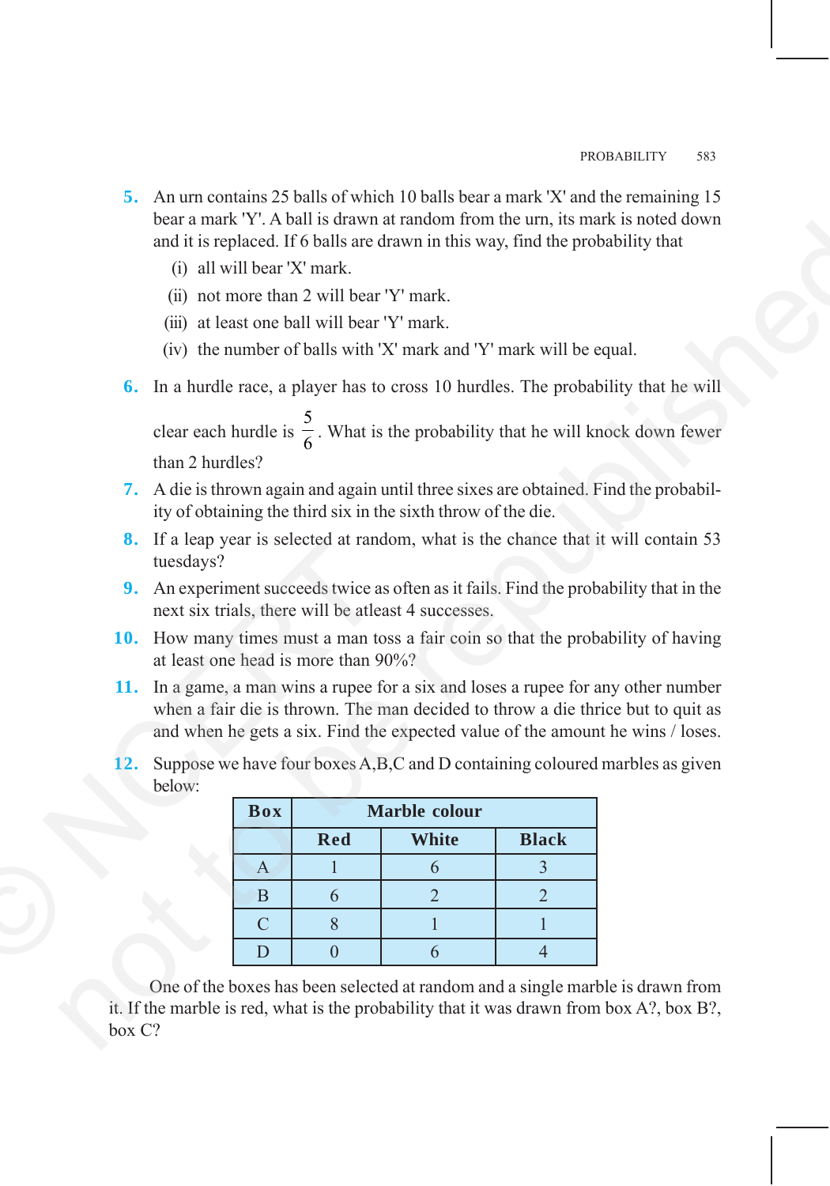**5.** An urn contains 25 balls of which 10 balls bear a mark 'X' and the remaining 15 bear a mark 'Y'. A ball is drawn at random from the urn, its mark is noted down and it is replaced. If 6 balls are drawn in this way, find the probability that

- (i) all will bear 'X' mark.
- (ii) not more than 2 will bear 'Y' mark.
- (iii) at least one ball will bear 'Y' mark.
- (iv) the number of balls with 'X' mark and 'Y' mark will be equal.

**6.** In a hurdle race, a player has to cross 10 hurdles. The probability that he will clear each hurdle is $\frac{5}{6}$. What is the probability that he will knock down fewer than 2 hurdles?

**7.** A die is thrown again and again until three sixes are obtained. Find the probability of obtaining the third six in the sixth throw of the die.

**8.** If a leap year is selected at random, what is the chance that it will contain 53 tuesdays?

**9.** An experiment succeeds twice as often as it fails. Find the probability that in the next six trials, there will be atleast 4 successes.

**10.** How many times must a man toss a fair coin so that the probability of having at least one head is more than 90%?

**11.** In a game, a man wins a rupee for a six and loses a rupee for any other number when a fair die is thrown. The man decided to throw a die thrice but to quit as and when he gets a six. Find the expected value of the amount he wins / loses.

**12.** Suppose we have four boxes A,B,C and D containing coloured marbles as given below:

| Box | Marble colour | | |
|---|---|---|---|
| | Red | White | Black |
| A | 1 | 6 | 3 |
| B | 6 | 2 | 2 |
| C | 8 | 1 | 1 |
| D | 0 | 6 | 4 |

One of the boxes has been selected at random and a single marble is drawn from it. If the marble is red, what is the probability that it was drawn from box A?, box B?, box C?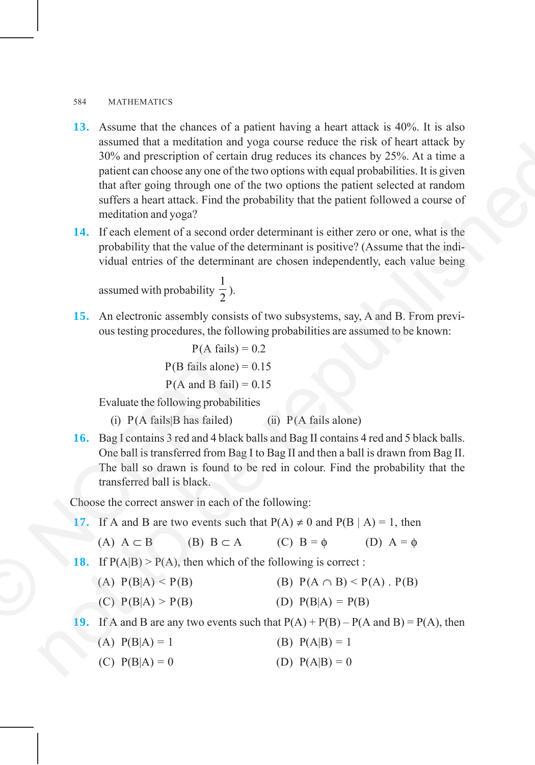**13.** Assume that the chances of a patient having a heart attack is 40%. It is also assumed that a meditation and yoga course reduce the risk of heart attack by 30% and prescription of certain drug reduces its chances by 25%. At a time a patient can choose any one of the two options with equal probabilities. It is given that after going through one of the two options the patient selected at random suffers a heart attack. Find the probability that the patient followed a course of meditation and yoga?

**14.** If each element of a second order determinant is either zero or one, what is the probability that the value of the determinant is positive? (Assume that the individual entries of the determinant are chosen independently, each value being assumed with probability $\frac{1}{2}$).

**15.** An electronic assembly consists of two subsystems, say, A and B. From previous testing procedures, the following probabilities are assumed to be known:

$$P(\text{A fails}) = 0.2$$

$$P(\text{B fails alone}) = 0.15$$

$$P(\text{A and B fail}) = 0.15$$

Evaluate the following probabilities

(i) $P(\text{A fails}|\text{B has failed})$ (ii) $P(\text{A fails alone})$

**16.** Bag I contains 3 red and 4 black balls and Bag II contains 4 red and 5 black balls. One ball is transferred from Bag I to Bag II and then a ball is drawn from Bag II. The ball so drawn is found to be red in colour. Find the probability that the transferred ball is black.

Choose the correct answer in each of the following:

**17.** If A and B are two events such that $P(A) \neq 0$ and $P(B \mid A) = 1$, then

(A) $A \subset B$ (B) $B \subset A$ (C) $B = \phi$ (D) $A = \phi$

**18.** If $P(A|B) > P(A)$, then which of the following is correct :

(A) $P(B|A) < P(B)$ (B) $P(A \cap B) < P(A) \, . \, P(B)$

(C) $P(B|A) > P(B)$ (D) $P(B|A) = P(B)$

**19.** If A and B are any two events such that $P(A) + P(B) - P(\text{A and B}) = P(A)$, then

(A) $P(B|A) = 1$ (B) $P(A|B) = 1$

(C) $P(B|A) = 0$ (D) $P(A|B) = 0$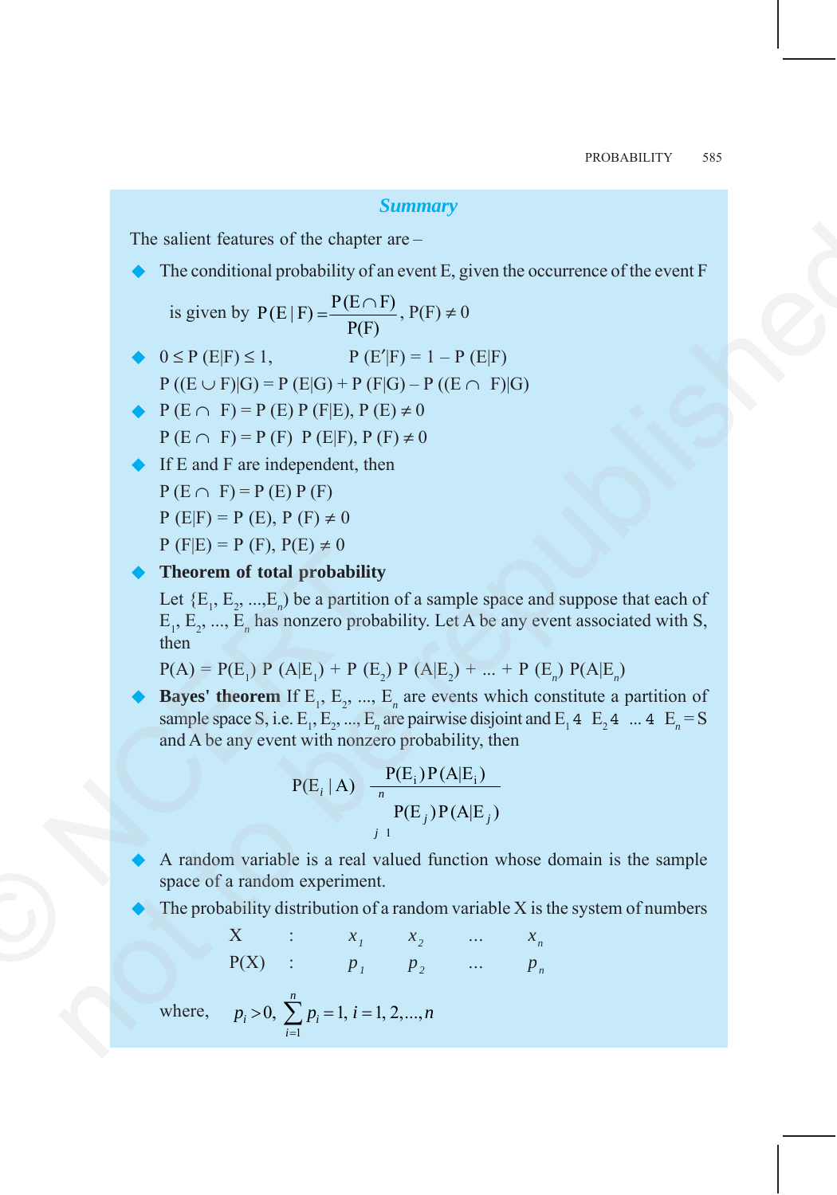## *Summary*

The salient features of the chapter are –

- The conditional probability of an event E, given the occurrence of the event F is given by $P(E|F) = \dfrac{P(E \cap F)}{P(F)}$, $P(F) \neq 0$
- $0 \leq P(E|F) \leq 1$, $\quad P(E'|F) = 1 - P(E|F)$
  $P((E \cup F)|G) = P(E|G) + P(F|G) - P((E \cap F)|G)$
- $P(E \cap F) = P(E)\, P(F|E)$, $P(E) \neq 0$
  $P(E \cap F) = P(F)\, P(E|F)$, $P(F) \neq 0$
- If E and F are independent, then
  $P(E \cap F) = P(E)\, P(F)$
  $P(E|F) = P(E)$, $P(F) \neq 0$
  $P(F|E) = P(F)$, $P(E) \neq 0$
- **Theorem of total probability**
  Let $\{E_1, E_2, ..., E_n\}$ be a partition of a sample space and suppose that each of $E_1, E_2, ..., E_n$ has nonzero probability. Let A be any event associated with S, then
  $P(A) = P(E_1)\, P(A|E_1) + P(E_2)\, P(A|E_2) + ... + P(E_n)\, P(A|E_n)$
- **Bayes' theorem** If $E_1, E_2, ..., E_n$ are events which constitute a partition of sample space S, i.e. $E_1, E_2, ..., E_n$ are pairwise disjoint and $E_1 \cup E_2 \cup ... \cup E_n = S$ and A be any event with nonzero probability, then

$$P(E_i | A) = \frac{P(E_i)\, P(A|E_i)}{\sum_{j=1}^{n} P(E_j)\, P(A|E_j)}$$

- A random variable is a real valued function whose domain is the sample space of a random experiment.
- The probability distribution of a random variable X is the system of numbers

| X | : | $x_1$ | $x_2$ | ... | $x_n$ |
|---|---|---|---|---|---|
| P(X) | : | $p_1$ | $p_2$ | ... | $p_n$ |

where, $\quad p_i > 0, \ \sum_{i=1}^{n} p_i = 1, \ i = 1, 2, ..., n$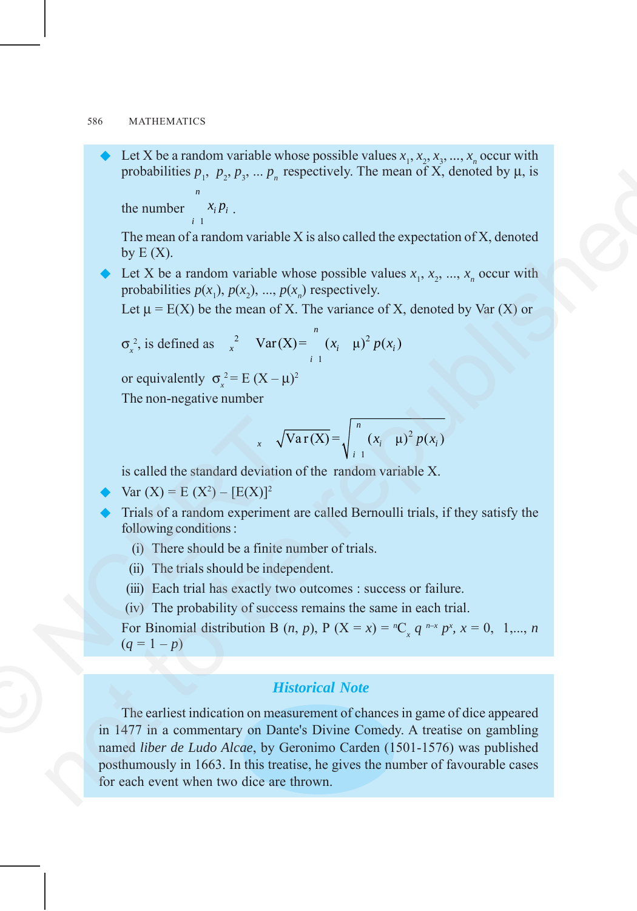- Let X be a random variable whose possible values $x_1, x_2, x_3, ..., x_n$ occur with probabilities $p_1, p_2, p_3, ... p_n$ respectively. The mean of X, denoted by μ, is the number $\sum_{i=1}^{n} x_i p_i$.

  The mean of a random variable X is also called the expectation of X, denoted by E (X).

- Let X be a random variable whose possible values $x_1, x_2, ..., x_n$ occur with probabilities $p(x_1), p(x_2), ..., p(x_n)$ respectively.

  Let $\mu = E(X)$ be the mean of X. The variance of X, denoted by Var (X) or $\sigma_x^2$, is defined as $\sigma_x^2 = \text{Var}(X) = \sum_{i=1}^{n} (x_i - \mu)^2 \, p(x_i)$

  or equivalently $\sigma_x^2 = E(X - \mu)^2$

  The non-negative number

  $$\sigma_x = \sqrt{\text{Var}(X)} = \sqrt{\sum_{i=1}^{n} (x_i - \mu)^2 \, p(x_i)}$$

  is called the standard deviation of the random variable X.

- $\text{Var}(X) = E(X^2) - [E(X)]^2$

- Trials of a random experiment are called Bernoulli trials, if they satisfy the following conditions :

  (i) There should be a finite number of trials.

  (ii) The trials should be independent.

  (iii) Each trial has exactly two outcomes : success or failure.

  (iv) The probability of success remains the same in each trial.

  For Binomial distribution B $(n, p)$, $P(X = x) = {}^nC_x \, q^{n-x} p^x$, $x = 0, 1, ..., n$ $(q = 1 - p)$

## *Historical Note*

The earliest indication on measurement of chances in game of dice appeared in 1477 in a commentary on Dante's Divine Comedy. A treatise on gambling named *liber de Ludo Alcae*, by Geronimo Carden (1501-1576) was published posthumously in 1663. In this treatise, he gives the number of favourable cases for each event when two dice are thrown.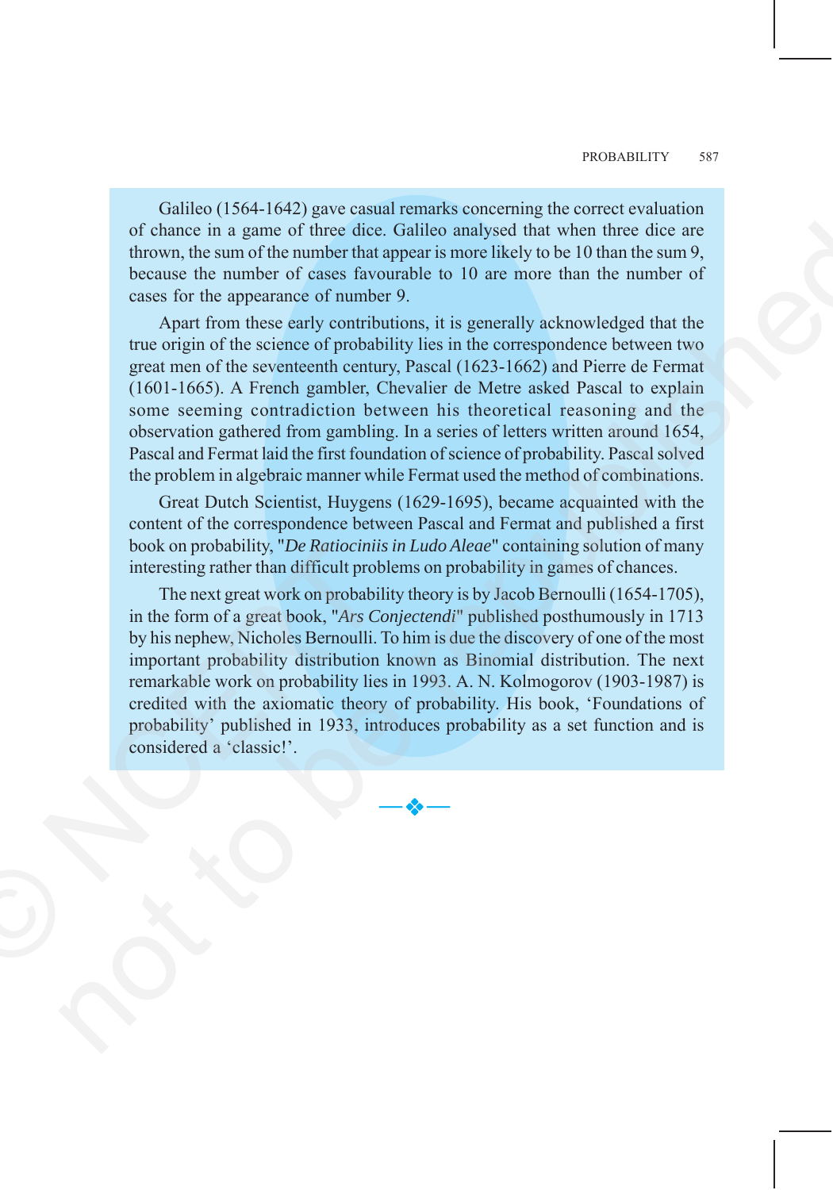Galileo (1564-1642) gave casual remarks concerning the correct evaluation of chance in a game of three dice. Galileo analysed that when three dice are thrown, the sum of the number that appear is more likely to be 10 than the sum 9, because the number of cases favourable to 10 are more than the number of cases for the appearance of number 9.

Apart from these early contributions, it is generally acknowledged that the true origin of the science of probability lies in the correspondence between two great men of the seventeenth century, Pascal (1623-1662) and Pierre de Fermat (1601-1665). A French gambler, Chevalier de Metre asked Pascal to explain some seeming contradiction between his theoretical reasoning and the observation gathered from gambling. In a series of letters written around 1654, Pascal and Fermat laid the first foundation of science of probability. Pascal solved the problem in algebraic manner while Fermat used the method of combinations.

Great Dutch Scientist, Huygens (1629-1695), became acquainted with the content of the correspondence between Pascal and Fermat and published a first book on probability, "*De Ratiociniis in Ludo Aleae*" containing solution of many interesting rather than difficult problems on probability in games of chances.

The next great work on probability theory is by Jacob Bernoulli (1654-1705), in the form of a great book, "*Ars Conjectendi*" published posthumously in 1713 by his nephew, Nicholes Bernoulli. To him is due the discovery of one of the most important probability distribution known as Binomial distribution. The next remarkable work on probability lies in 1993. A. N. Kolmogorov (1903-1987) is credited with the axiomatic theory of probability. His book, 'Foundations of probability' published in 1933, introduces probability as a set function and is considered a 'classic!'.

—❖—